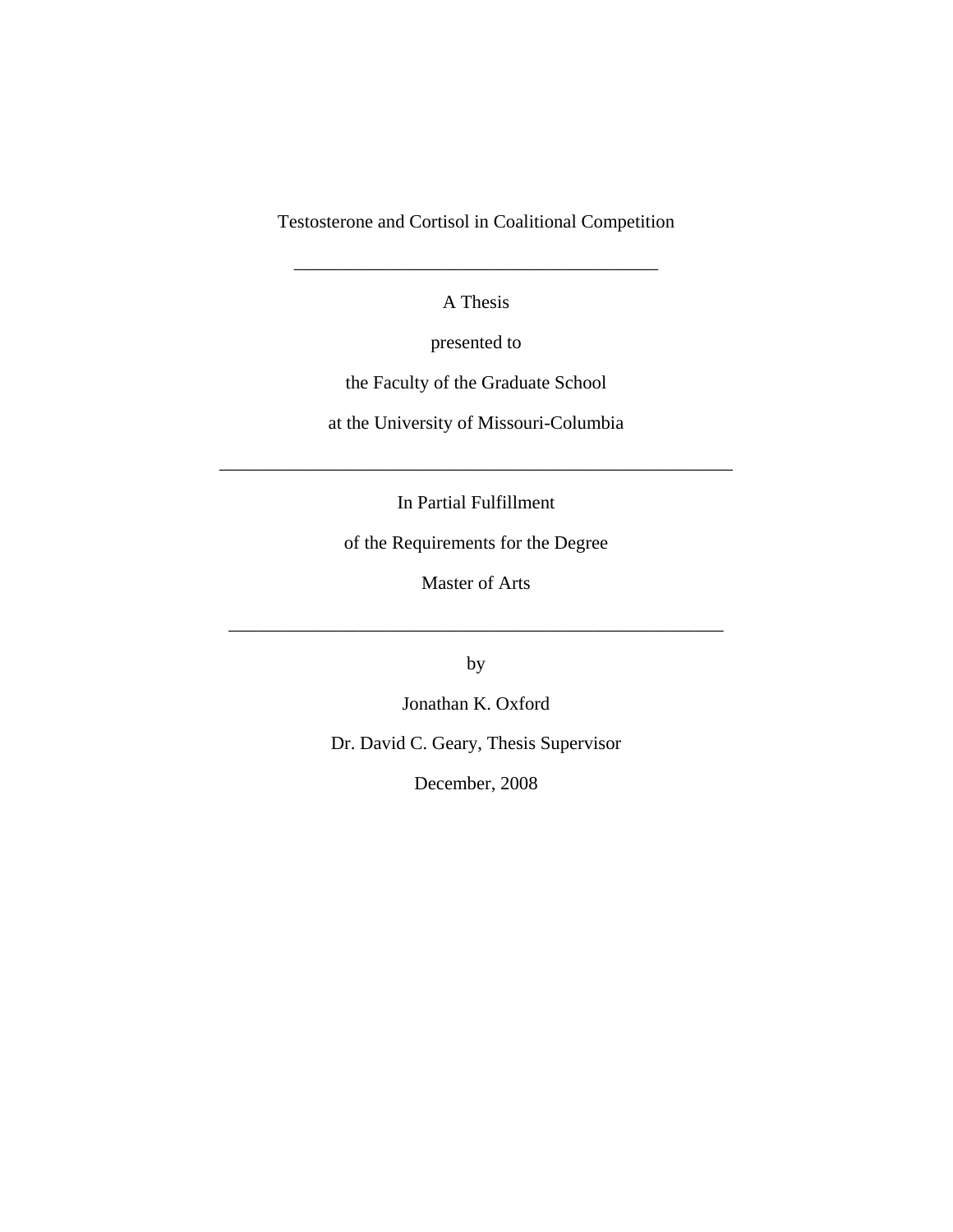# Testosterone and Cortisol in Coalitional Competition

---

A Thesis

presented to

the Faculty of the Graduate School

at the University of Missouri-Columbia

---

In Partial Fulfillment

of the Requirements for the Degree

Master of Arts

---

by

Jonathan K. Oxford

Dr. David C. Geary, Thesis Supervisor

December, 2008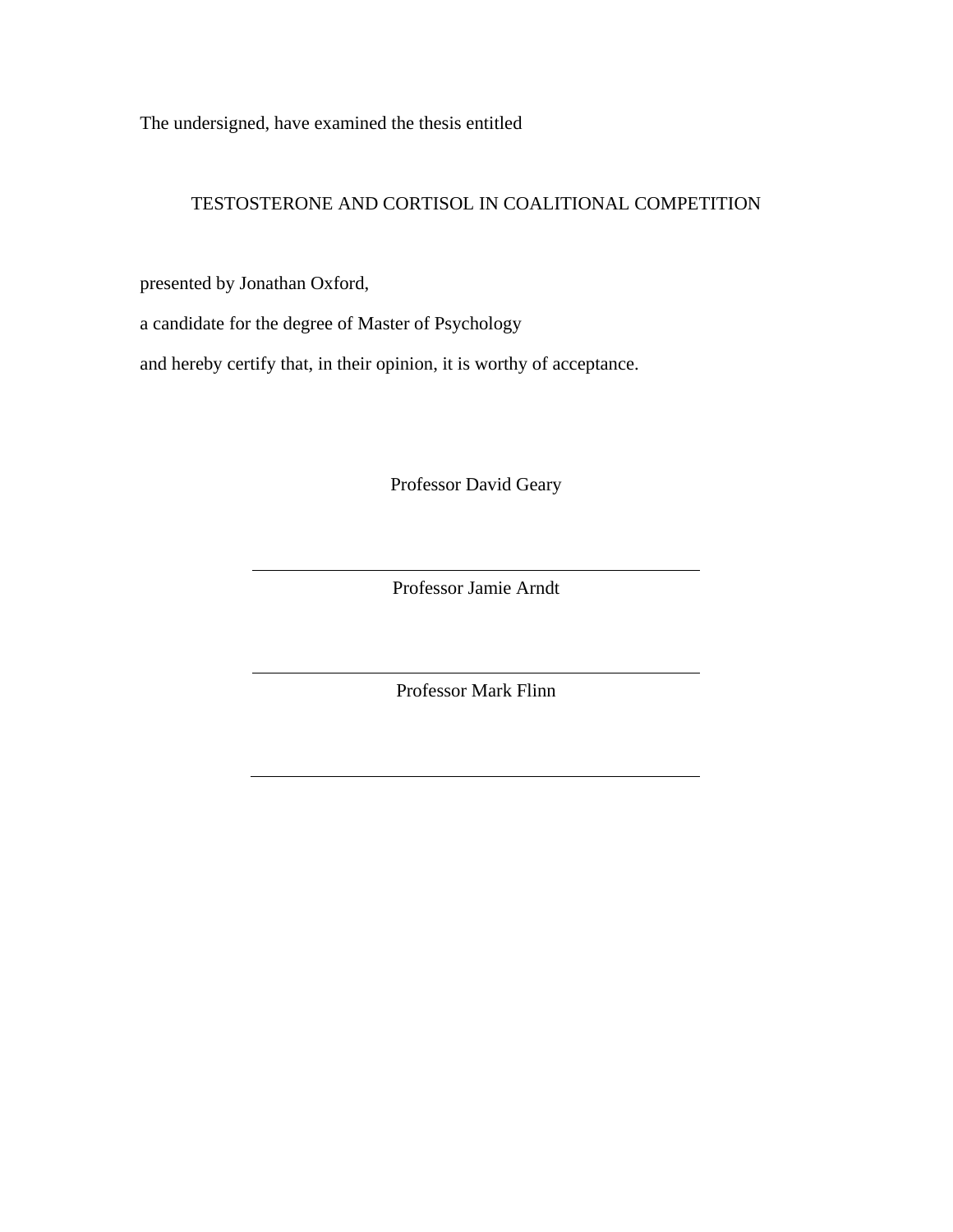The undersigned, have examined the thesis entitled

TESTOSTERONE AND CORTISOL IN COALITIONAL COMPETITION

presented by Jonathan Oxford,

a candidate for the degree of Master of Psychology

and hereby certify that, in their opinion, it is worthy of acceptance.

Professor David Geary

Professor Jamie Arndt

Professor Mark Flinn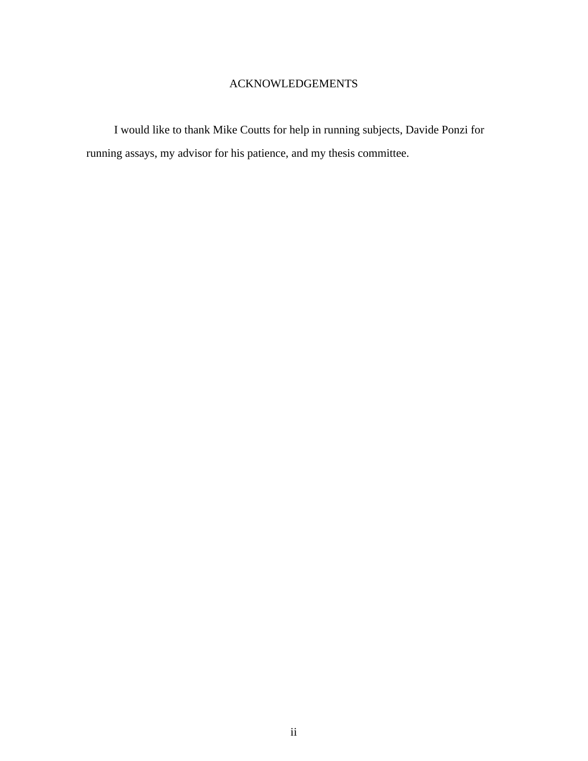# ACKNOWLEDGEMENTS

I would like to thank Mike Coutts for help in running subjects, Davide Ponzi for running assays, my advisor for his patience, and my thesis committee.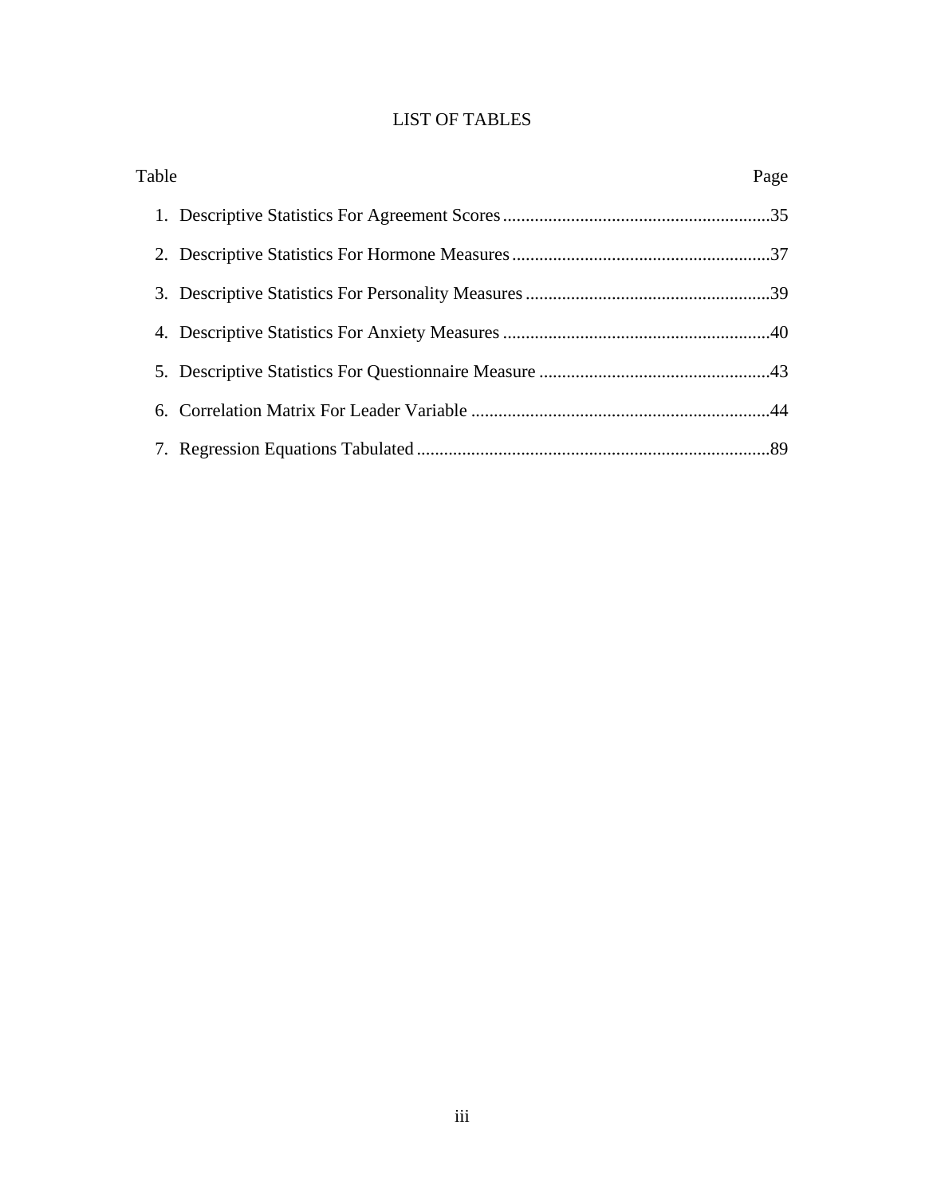# LIST OF TABLES

| Table | Page |
| --- | --- |
| 1. Descriptive Statistics For Agreement Scores | 35 |
| 2. Descriptive Statistics For Hormone Measures | 37 |
| 3. Descriptive Statistics For Personality Measures | 39 |
| 4. Descriptive Statistics For Anxiety Measures | 40 |
| 5. Descriptive Statistics For Questionnaire Measure | 43 |
| 6. Correlation Matrix For Leader Variable | 44 |
| 7. Regression Equations Tabulated | 89 |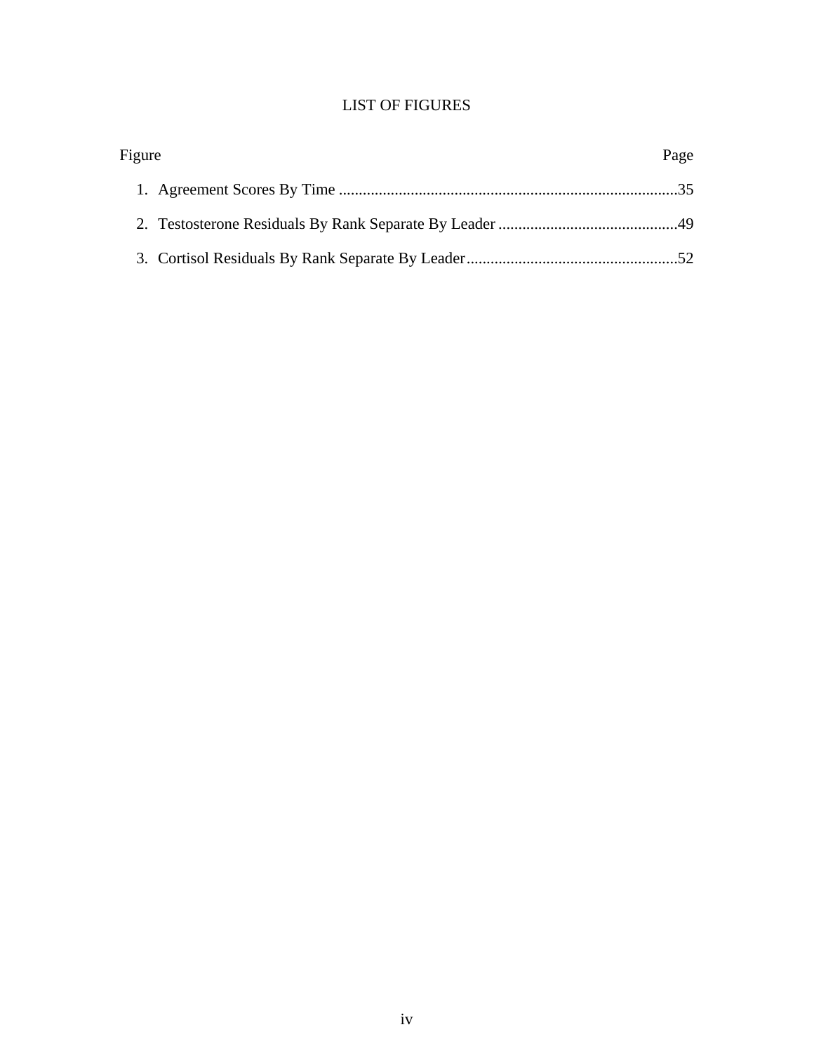# LIST OF FIGURES

| Figure | Page |
|---|---|
| 1. Agreement Scores By Time | 35 |
| 2. Testosterone Residuals By Rank Separate By Leader | 49 |
| 3. Cortisol Residuals By Rank Separate By Leader | 52 |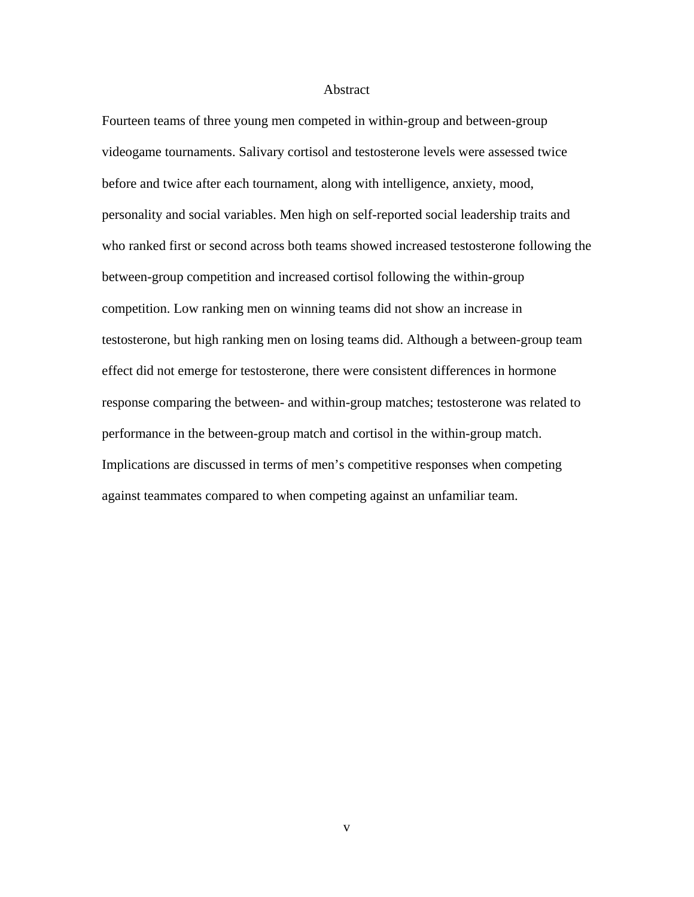# Abstract

Fourteen teams of three young men competed in within-group and between-group videogame tournaments. Salivary cortisol and testosterone levels were assessed twice before and twice after each tournament, along with intelligence, anxiety, mood, personality and social variables. Men high on self-reported social leadership traits and who ranked first or second across both teams showed increased testosterone following the between-group competition and increased cortisol following the within-group competition. Low ranking men on winning teams did not show an increase in testosterone, but high ranking men on losing teams did. Although a between-group team effect did not emerge for testosterone, there were consistent differences in hormone response comparing the between- and within-group matches; testosterone was related to performance in the between-group match and cortisol in the within-group match. Implications are discussed in terms of men's competitive responses when competing against teammates compared to when competing against an unfamiliar team.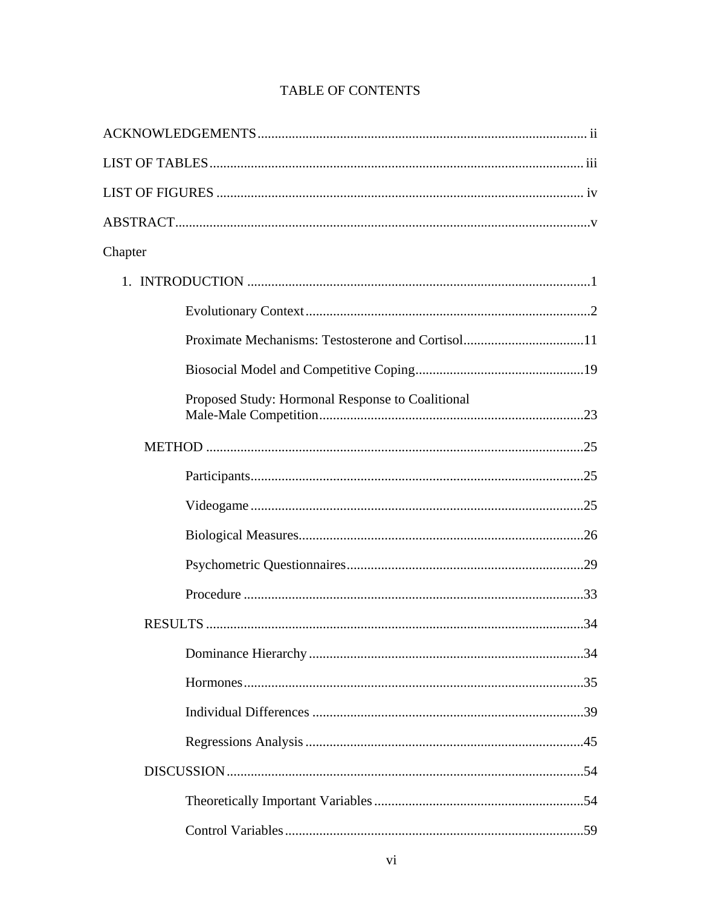# TABLE OF CONTENTS

ACKNOWLEDGEMENTS ............................................................................................. ii

LIST OF TABLES ............................................................................................. iii

LIST OF FIGURES ............................................................................................. iv

ABSTRACT ............................................................................................. v

Chapter

1. INTRODUCTION ............................................................................................. 1

    Evolutionary Context ............................................................................................. 2

    Proximate Mechanisms: Testosterone and Cortisol ............................................................................................. 11

    Biosocial Model and Competitive Coping ............................................................................................. 19

    Proposed Study: Hormonal Response to Coalitional Male-Male Competition ............................................................................................. 23

  METHOD ............................................................................................. 25

    Participants ............................................................................................. 25

    Videogame ............................................................................................. 25

    Biological Measures ............................................................................................. 26

    Psychometric Questionnaires ............................................................................................. 29

    Procedure ............................................................................................. 33

  RESULTS ............................................................................................. 34

    Dominance Hierarchy ............................................................................................. 34

    Hormones ............................................................................................. 35

    Individual Differences ............................................................................................. 39

    Regressions Analysis ............................................................................................. 45

  DISCUSSION ............................................................................................. 54

    Theoretically Important Variables ............................................................................................. 54

    Control Variables ............................................................................................. 59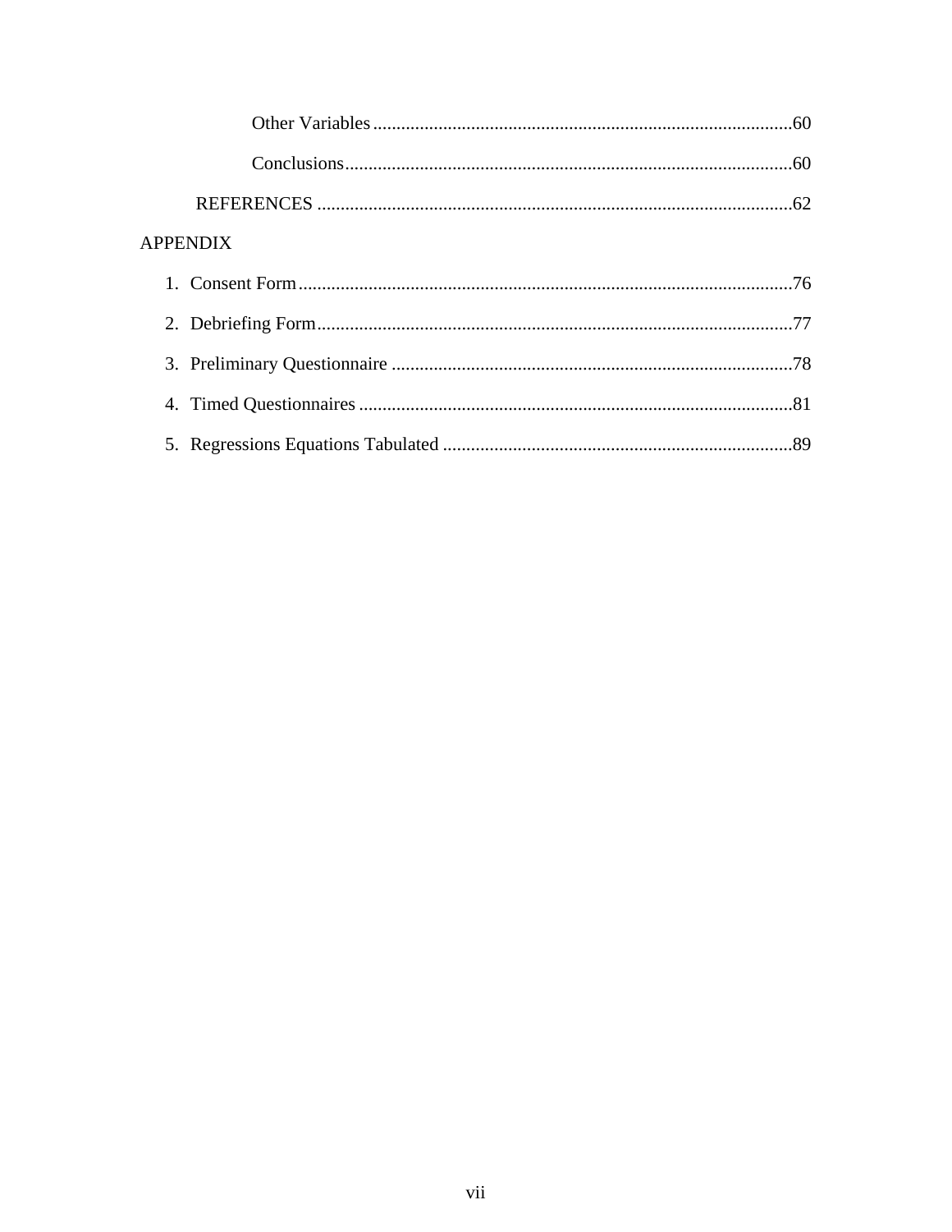Other Variables .......................................................................................... 60

Conclusions ................................................................................................ 60

REFERENCES ...................................................................................................... 62

APPENDIX

1. Consent Form .......................................................................................................... 76
2. Debriefing Form ...................................................................................................... 77
3. Preliminary Questionnaire ...................................................................................... 78
4. Timed Questionnaires ............................................................................................. 81
5. Regressions Equations Tabulated ........................................................................... 89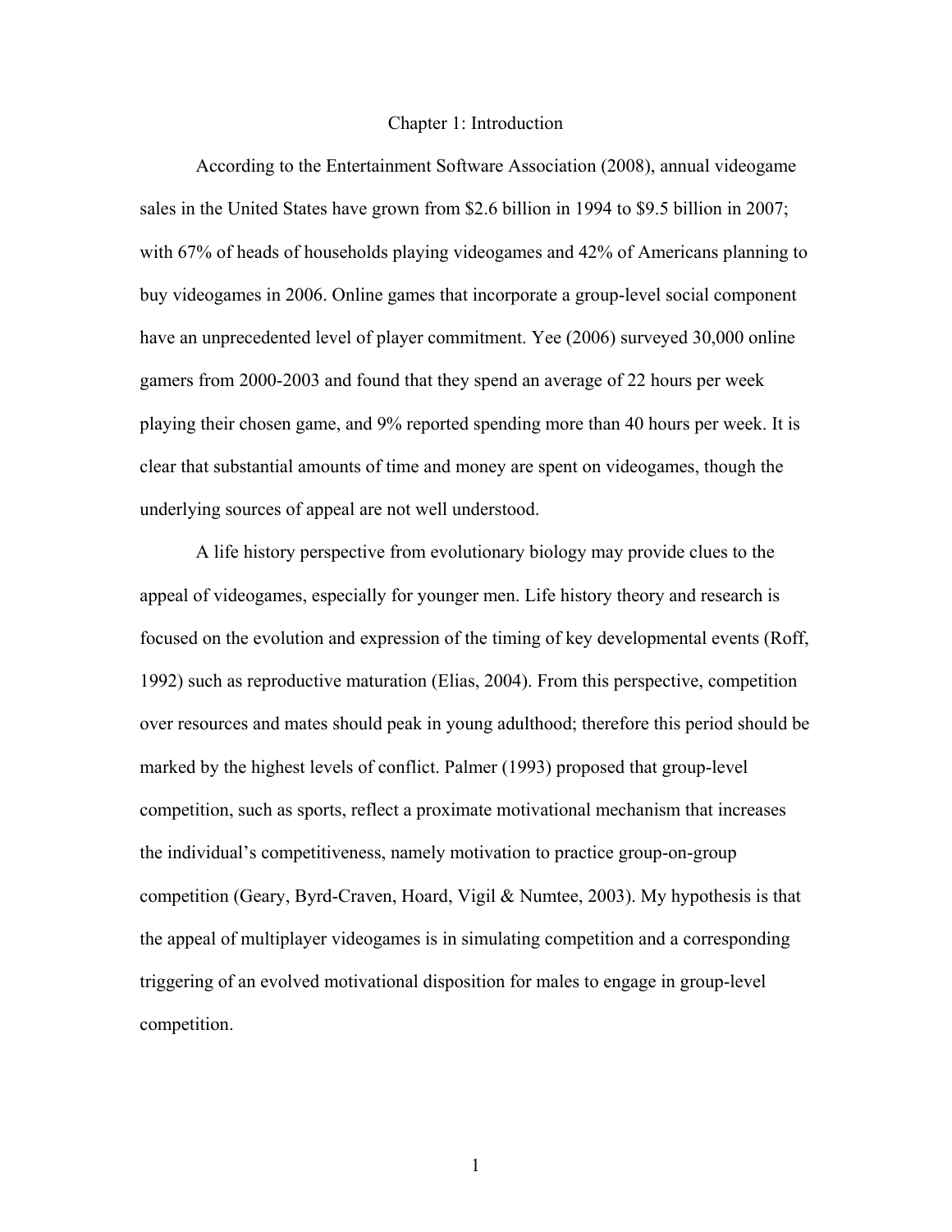# Chapter 1: Introduction

According to the Entertainment Software Association (2008), annual videogame sales in the United States have grown from $2.6 billion in 1994 to $9.5 billion in 2007; with 67% of heads of households playing videogames and 42% of Americans planning to buy videogames in 2006. Online games that incorporate a group-level social component have an unprecedented level of player commitment. Yee (2006) surveyed 30,000 online gamers from 2000-2003 and found that they spend an average of 22 hours per week playing their chosen game, and 9% reported spending more than 40 hours per week. It is clear that substantial amounts of time and money are spent on videogames, though the underlying sources of appeal are not well understood.

A life history perspective from evolutionary biology may provide clues to the appeal of videogames, especially for younger men. Life history theory and research is focused on the evolution and expression of the timing of key developmental events (Roff, 1992) such as reproductive maturation (Elias, 2004). From this perspective, competition over resources and mates should peak in young adulthood; therefore this period should be marked by the highest levels of conflict. Palmer (1993) proposed that group-level competition, such as sports, reflect a proximate motivational mechanism that increases the individual's competitiveness, namely motivation to practice group-on-group competition (Geary, Byrd-Craven, Hoard, Vigil & Numtee, 2003). My hypothesis is that the appeal of multiplayer videogames is in simulating competition and a corresponding triggering of an evolved motivational disposition for males to engage in group-level competition.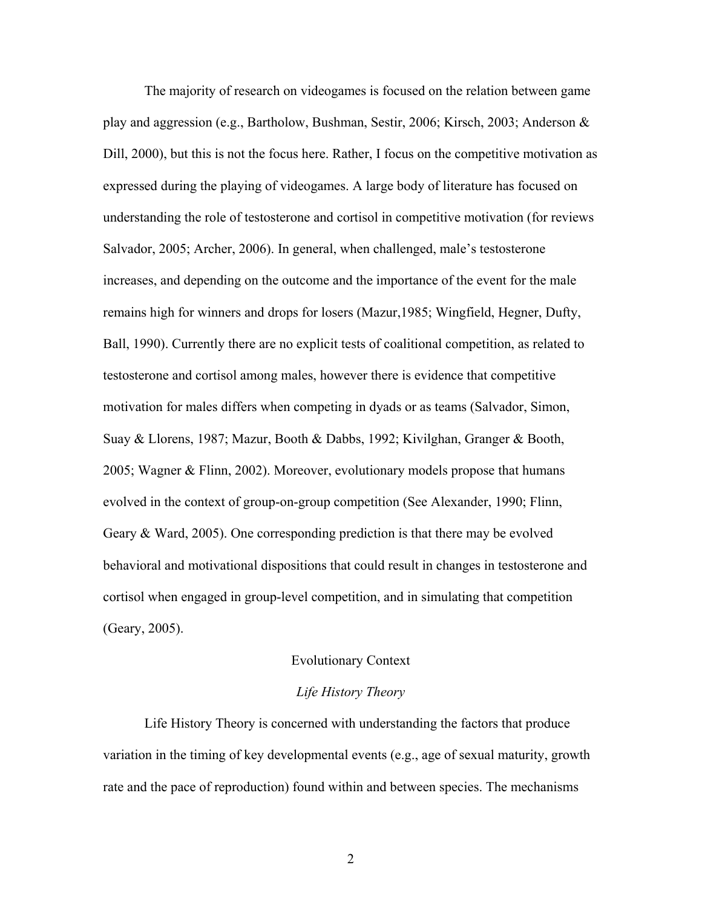The majority of research on videogames is focused on the relation between game play and aggression (e.g., Bartholow, Bushman, Sestir, 2006; Kirsch, 2003; Anderson & Dill, 2000), but this is not the focus here. Rather, I focus on the competitive motivation as expressed during the playing of videogames. A large body of literature has focused on understanding the role of testosterone and cortisol in competitive motivation (for reviews Salvador, 2005; Archer, 2006). In general, when challenged, male's testosterone increases, and depending on the outcome and the importance of the event for the male remains high for winners and drops for losers (Mazur,1985; Wingfield, Hegner, Dufty, Ball, 1990). Currently there are no explicit tests of coalitional competition, as related to testosterone and cortisol among males, however there is evidence that competitive motivation for males differs when competing in dyads or as teams (Salvador, Simon, Suay & Llorens, 1987; Mazur, Booth & Dabbs, 1992; Kivilghan, Granger & Booth, 2005; Wagner & Flinn, 2002). Moreover, evolutionary models propose that humans evolved in the context of group-on-group competition (See Alexander, 1990; Flinn, Geary & Ward, 2005). One corresponding prediction is that there may be evolved behavioral and motivational dispositions that could result in changes in testosterone and cortisol when engaged in group-level competition, and in simulating that competition (Geary, 2005).

## Evolutionary Context

### *Life History Theory*

Life History Theory is concerned with understanding the factors that produce variation in the timing of key developmental events (e.g., age of sexual maturity, growth rate and the pace of reproduction) found within and between species. The mechanisms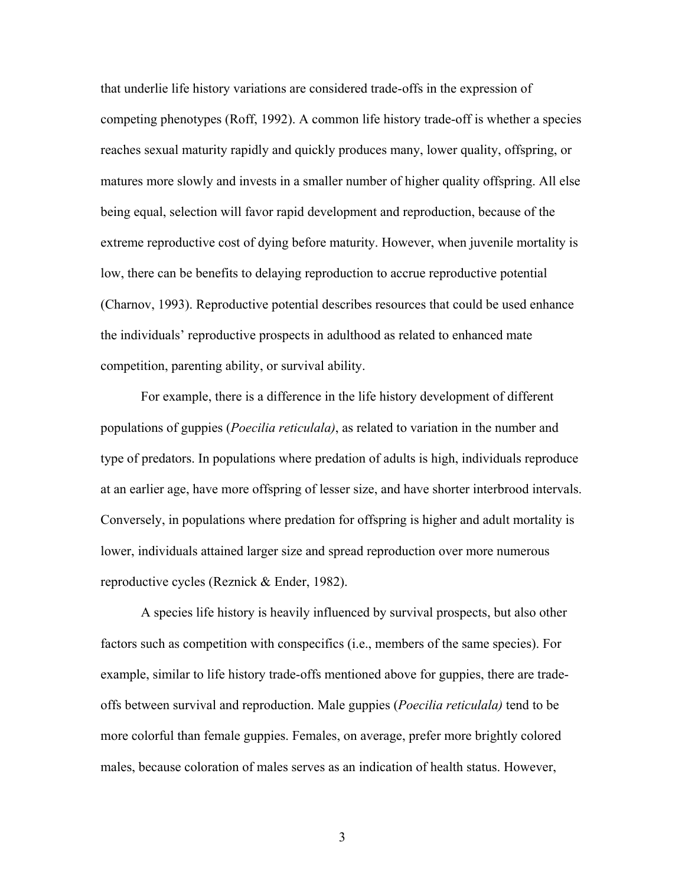that underlie life history variations are considered trade-offs in the expression of competing phenotypes (Roff, 1992). A common life history trade-off is whether a species reaches sexual maturity rapidly and quickly produces many, lower quality, offspring, or matures more slowly and invests in a smaller number of higher quality offspring. All else being equal, selection will favor rapid development and reproduction, because of the extreme reproductive cost of dying before maturity. However, when juvenile mortality is low, there can be benefits to delaying reproduction to accrue reproductive potential (Charnov, 1993). Reproductive potential describes resources that could be used enhance the individuals' reproductive prospects in adulthood as related to enhanced mate competition, parenting ability, or survival ability.

For example, there is a difference in the life history development of different populations of guppies (*Poecilia reticulala)*, as related to variation in the number and type of predators. In populations where predation of adults is high, individuals reproduce at an earlier age, have more offspring of lesser size, and have shorter interbrood intervals. Conversely, in populations where predation for offspring is higher and adult mortality is lower, individuals attained larger size and spread reproduction over more numerous reproductive cycles (Reznick & Ender, 1982).

A species life history is heavily influenced by survival prospects, but also other factors such as competition with conspecifics (i.e., members of the same species). For example, similar to life history trade-offs mentioned above for guppies, there are trade-offs between survival and reproduction. Male guppies (*Poecilia reticulala)* tend to be more colorful than female guppies. Females, on average, prefer more brightly colored males, because coloration of males serves as an indication of health status. However,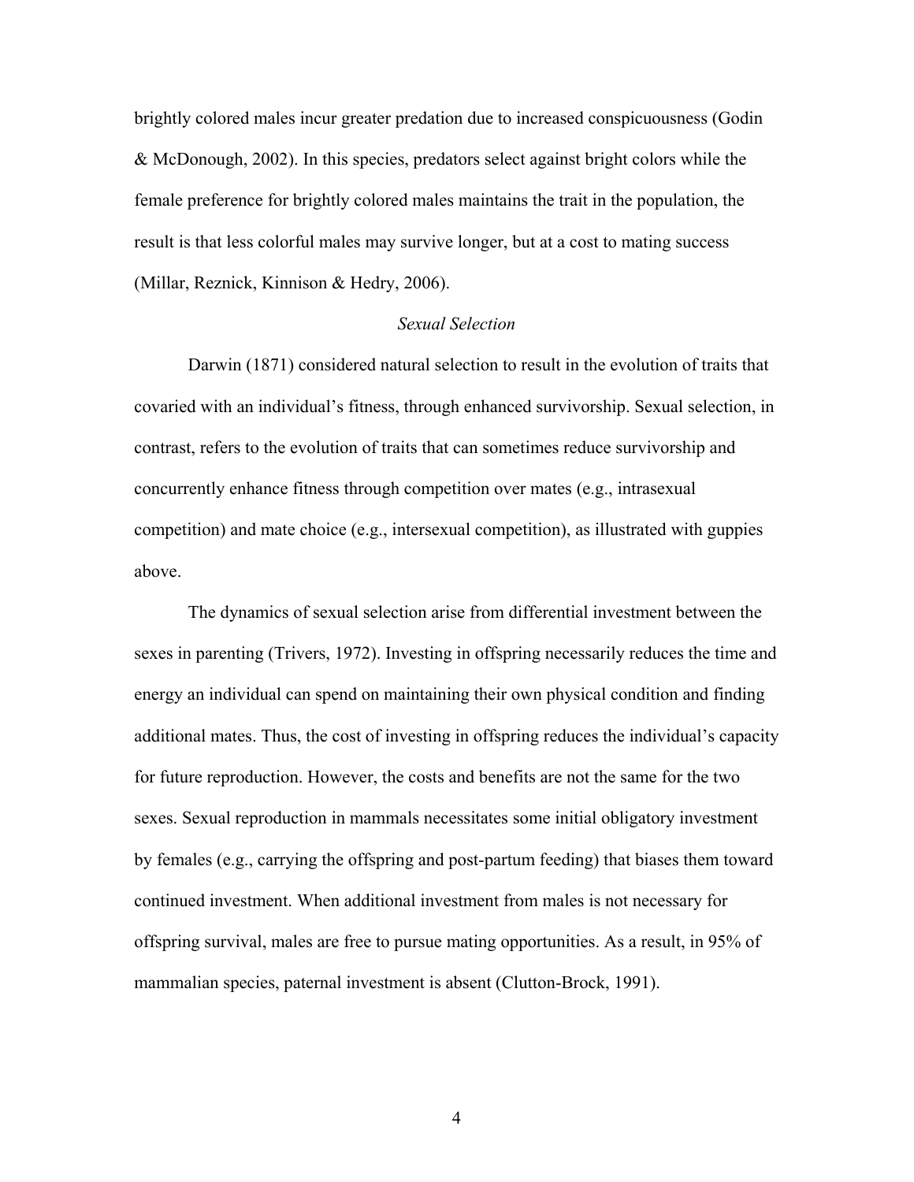brightly colored males incur greater predation due to increased conspicuousness (Godin & McDonough, 2002). In this species, predators select against bright colors while the female preference for brightly colored males maintains the trait in the population, the result is that less colorful males may survive longer, but at a cost to mating success (Millar, Reznick, Kinnison & Hedry, 2006).

### *Sexual Selection*

Darwin (1871) considered natural selection to result in the evolution of traits that covaried with an individual's fitness, through enhanced survivorship. Sexual selection, in contrast, refers to the evolution of traits that can sometimes reduce survivorship and concurrently enhance fitness through competition over mates (e.g., intrasexual competition) and mate choice (e.g., intersexual competition), as illustrated with guppies above.

The dynamics of sexual selection arise from differential investment between the sexes in parenting (Trivers, 1972). Investing in offspring necessarily reduces the time and energy an individual can spend on maintaining their own physical condition and finding additional mates. Thus, the cost of investing in offspring reduces the individual's capacity for future reproduction. However, the costs and benefits are not the same for the two sexes. Sexual reproduction in mammals necessitates some initial obligatory investment by females (e.g., carrying the offspring and post-partum feeding) that biases them toward continued investment. When additional investment from males is not necessary for offspring survival, males are free to pursue mating opportunities. As a result, in 95% of mammalian species, paternal investment is absent (Clutton-Brock, 1991).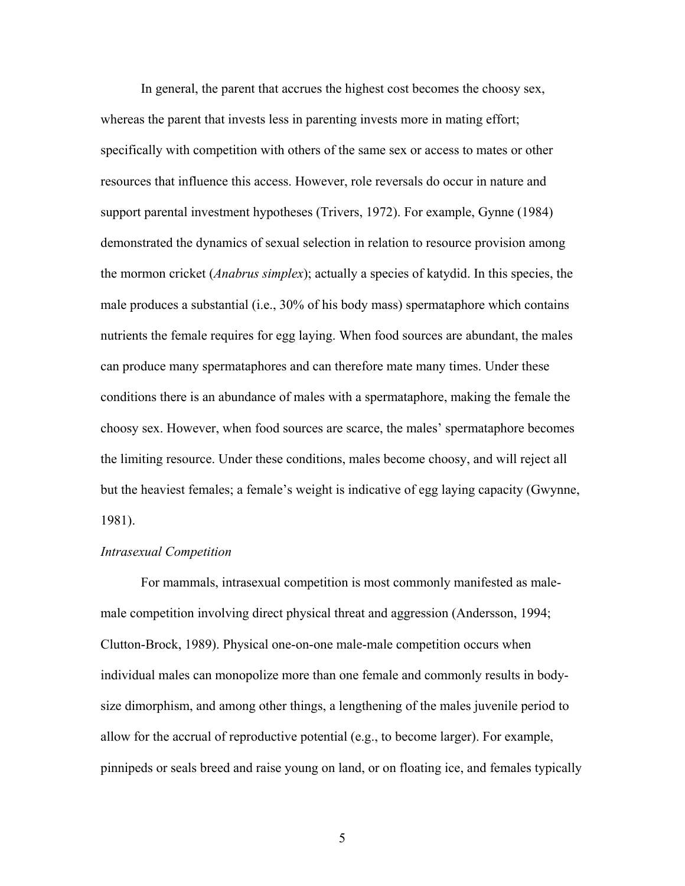In general, the parent that accrues the highest cost becomes the choosy sex, whereas the parent that invests less in parenting invests more in mating effort; specifically with competition with others of the same sex or access to mates or other resources that influence this access. However, role reversals do occur in nature and support parental investment hypotheses (Trivers, 1972). For example, Gynne (1984) demonstrated the dynamics of sexual selection in relation to resource provision among the mormon cricket (*Anabrus simplex*); actually a species of katydid. In this species, the male produces a substantial (i.e., 30% of his body mass) spermataphore which contains nutrients the female requires for egg laying. When food sources are abundant, the males can produce many spermataphores and can therefore mate many times. Under these conditions there is an abundance of males with a spermataphore, making the female the choosy sex. However, when food sources are scarce, the males' spermataphore becomes the limiting resource. Under these conditions, males become choosy, and will reject all but the heaviest females; a female's weight is indicative of egg laying capacity (Gwynne, 1981).

*Intrasexual Competition*

For mammals, intrasexual competition is most commonly manifested as male-male competition involving direct physical threat and aggression (Andersson, 1994; Clutton-Brock, 1989). Physical one-on-one male-male competition occurs when individual males can monopolize more than one female and commonly results in body-size dimorphism, and among other things, a lengthening of the males juvenile period to allow for the accrual of reproductive potential (e.g., to become larger). For example, pinnipeds or seals breed and raise young on land, or on floating ice, and females typically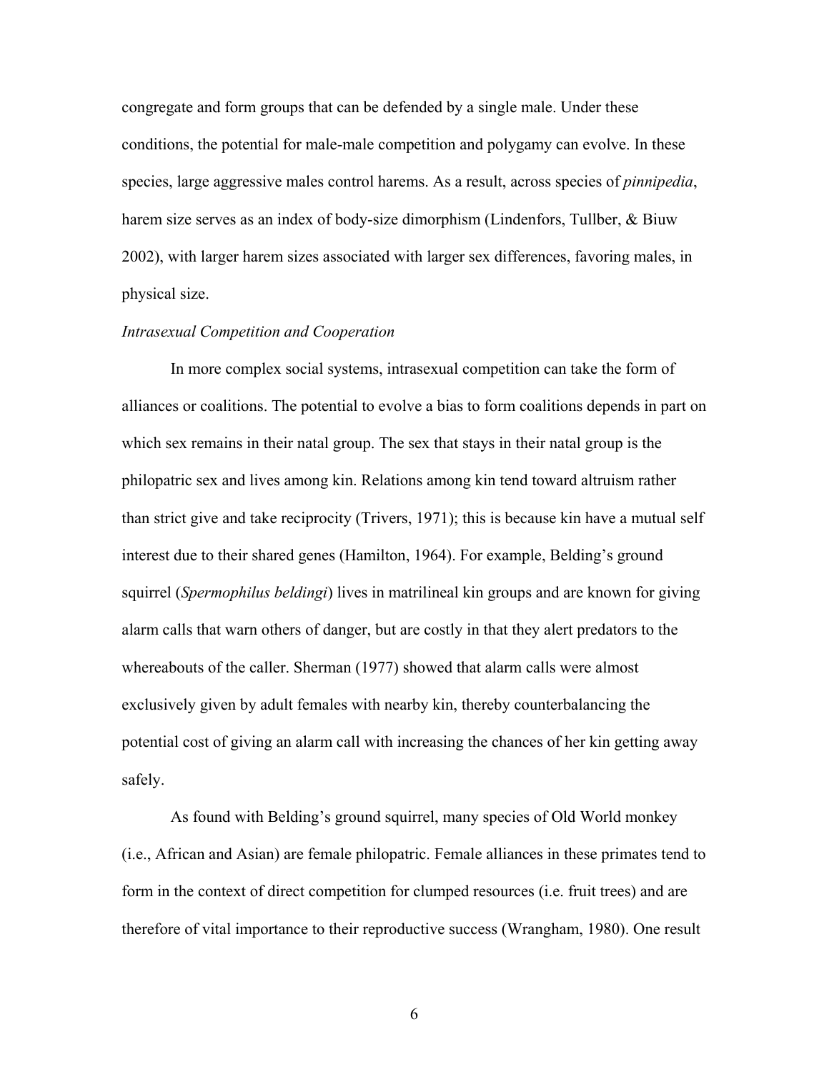congregate and form groups that can be defended by a single male. Under these conditions, the potential for male-male competition and polygamy can evolve. In these species, large aggressive males control harems. As a result, across species of *pinnipedia*, harem size serves as an index of body-size dimorphism (Lindenfors, Tullber, & Biuw 2002), with larger harem sizes associated with larger sex differences, favoring males, in physical size.

*Intrasexual Competition and Cooperation*

In more complex social systems, intrasexual competition can take the form of alliances or coalitions. The potential to evolve a bias to form coalitions depends in part on which sex remains in their natal group. The sex that stays in their natal group is the philopatric sex and lives among kin. Relations among kin tend toward altruism rather than strict give and take reciprocity (Trivers, 1971); this is because kin have a mutual self interest due to their shared genes (Hamilton, 1964). For example, Belding's ground squirrel (*Spermophilus beldingi*) lives in matrilineal kin groups and are known for giving alarm calls that warn others of danger, but are costly in that they alert predators to the whereabouts of the caller. Sherman (1977) showed that alarm calls were almost exclusively given by adult females with nearby kin, thereby counterbalancing the potential cost of giving an alarm call with increasing the chances of her kin getting away safely.

As found with Belding's ground squirrel, many species of Old World monkey (i.e., African and Asian) are female philopatric. Female alliances in these primates tend to form in the context of direct competition for clumped resources (i.e. fruit trees) and are therefore of vital importance to their reproductive success (Wrangham, 1980). One result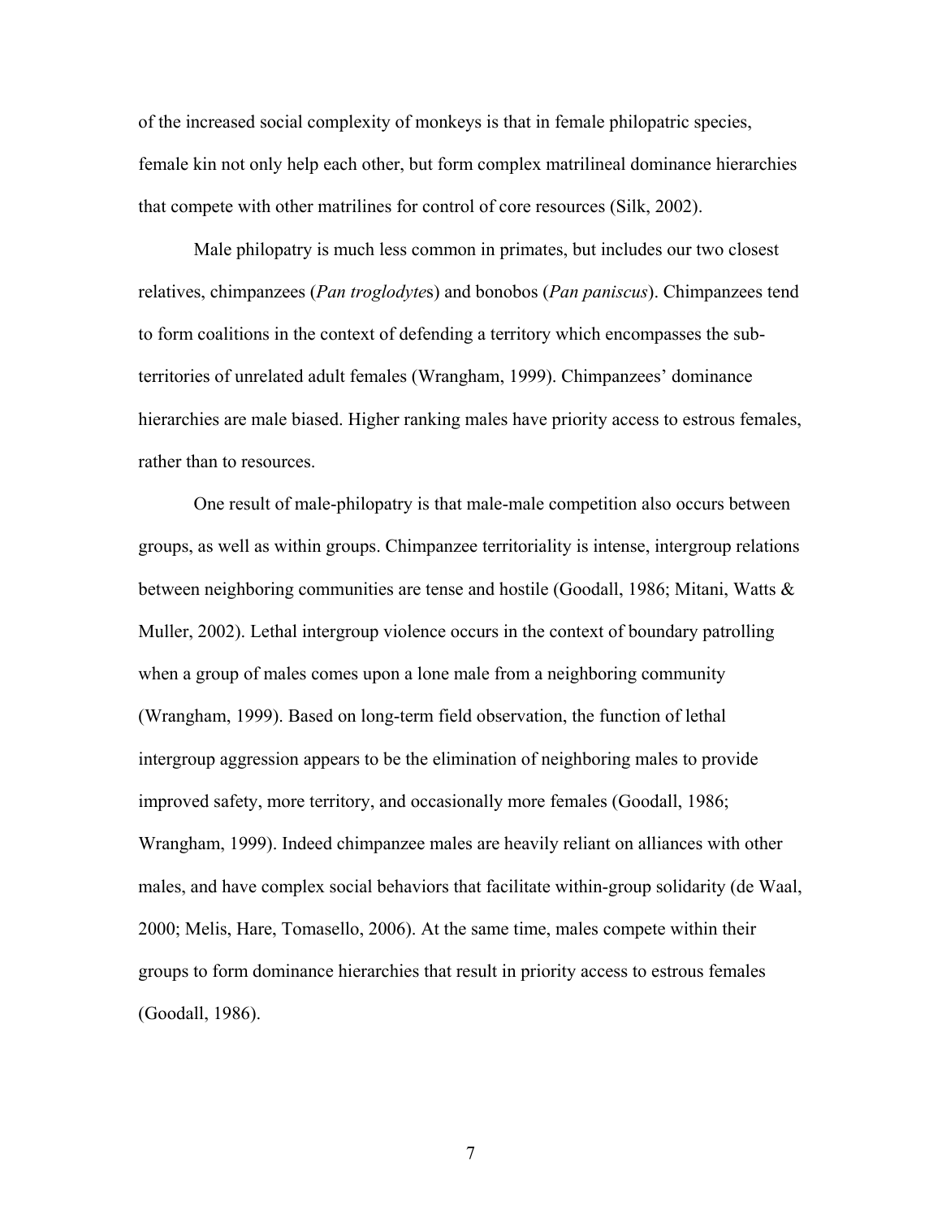of the increased social complexity of monkeys is that in female philopatric species, female kin not only help each other, but form complex matrilineal dominance hierarchies that compete with other matrilines for control of core resources (Silk, 2002).

Male philopatry is much less common in primates, but includes our two closest relatives, chimpanzees (*Pan troglodytes*) and bonobos (*Pan paniscus*). Chimpanzees tend to form coalitions in the context of defending a territory which encompasses the sub-territories of unrelated adult females (Wrangham, 1999). Chimpanzees' dominance hierarchies are male biased. Higher ranking males have priority access to estrous females, rather than to resources.

One result of male-philopatry is that male-male competition also occurs between groups, as well as within groups. Chimpanzee territoriality is intense, intergroup relations between neighboring communities are tense and hostile (Goodall, 1986; Mitani, Watts & Muller, 2002). Lethal intergroup violence occurs in the context of boundary patrolling when a group of males comes upon a lone male from a neighboring community (Wrangham, 1999). Based on long-term field observation, the function of lethal intergroup aggression appears to be the elimination of neighboring males to provide improved safety, more territory, and occasionally more females (Goodall, 1986; Wrangham, 1999). Indeed chimpanzee males are heavily reliant on alliances with other males, and have complex social behaviors that facilitate within-group solidarity (de Waal, 2000; Melis, Hare, Tomasello, 2006). At the same time, males compete within their groups to form dominance hierarchies that result in priority access to estrous females (Goodall, 1986).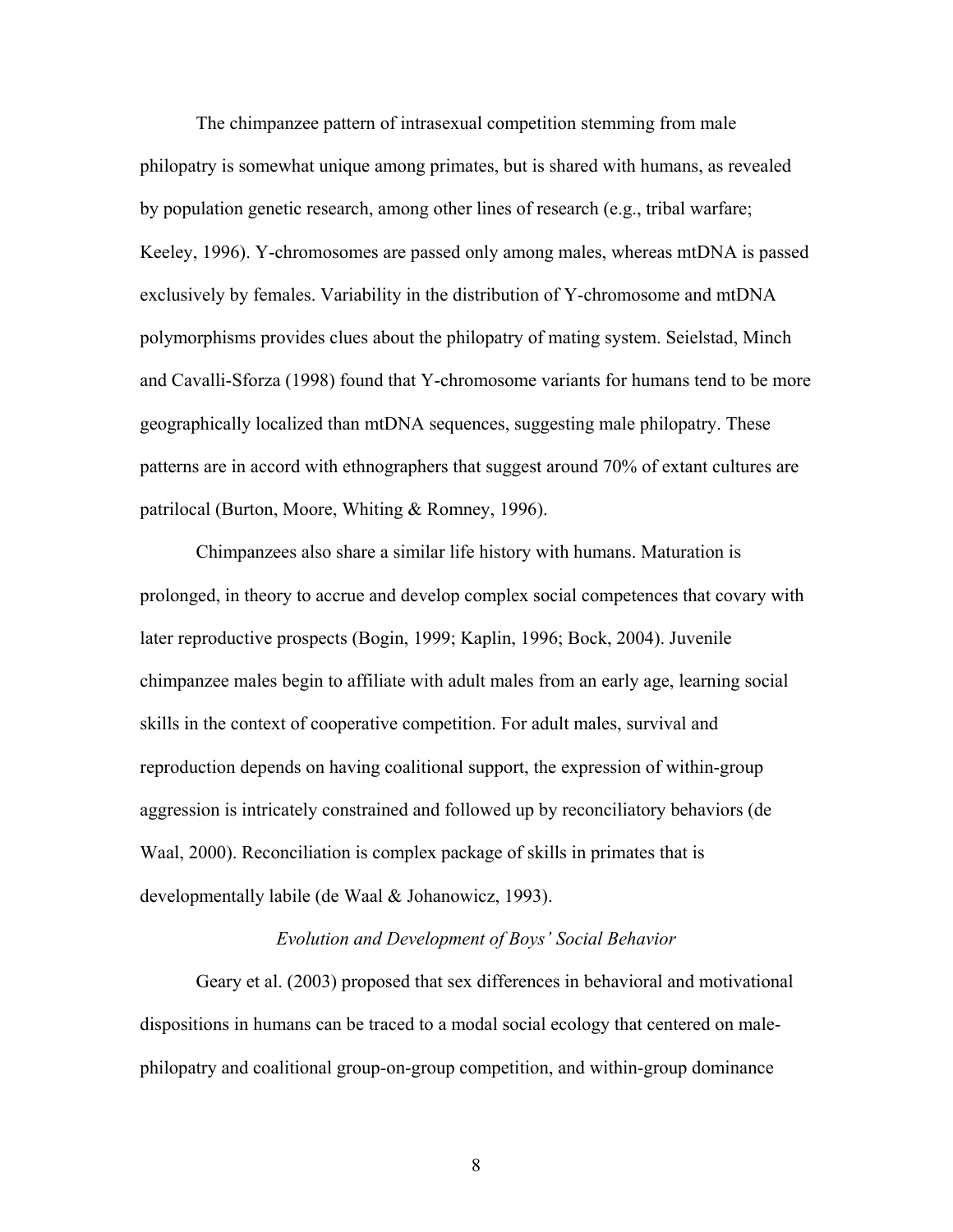The chimpanzee pattern of intrasexual competition stemming from male philopatry is somewhat unique among primates, but is shared with humans, as revealed by population genetic research, among other lines of research (e.g., tribal warfare; Keeley, 1996). Y-chromosomes are passed only among males, whereas mtDNA is passed exclusively by females. Variability in the distribution of Y-chromosome and mtDNA polymorphisms provides clues about the philopatry of mating system. Seielstad, Minch and Cavalli-Sforza (1998) found that Y-chromosome variants for humans tend to be more geographically localized than mtDNA sequences, suggesting male philopatry. These patterns are in accord with ethnographers that suggest around 70% of extant cultures are patrilocal (Burton, Moore, Whiting & Romney, 1996).

Chimpanzees also share a similar life history with humans. Maturation is prolonged, in theory to accrue and develop complex social competences that covary with later reproductive prospects (Bogin, 1999; Kaplin, 1996; Bock, 2004). Juvenile chimpanzee males begin to affiliate with adult males from an early age, learning social skills in the context of cooperative competition. For adult males, survival and reproduction depends on having coalitional support, the expression of within-group aggression is intricately constrained and followed up by reconciliatory behaviors (de Waal, 2000). Reconciliation is complex package of skills in primates that is developmentally labile (de Waal & Johanowicz, 1993).

### *Evolution and Development of Boys' Social Behavior*

Geary et al. (2003) proposed that sex differences in behavioral and motivational dispositions in humans can be traced to a modal social ecology that centered on male-philopatry and coalitional group-on-group competition, and within-group dominance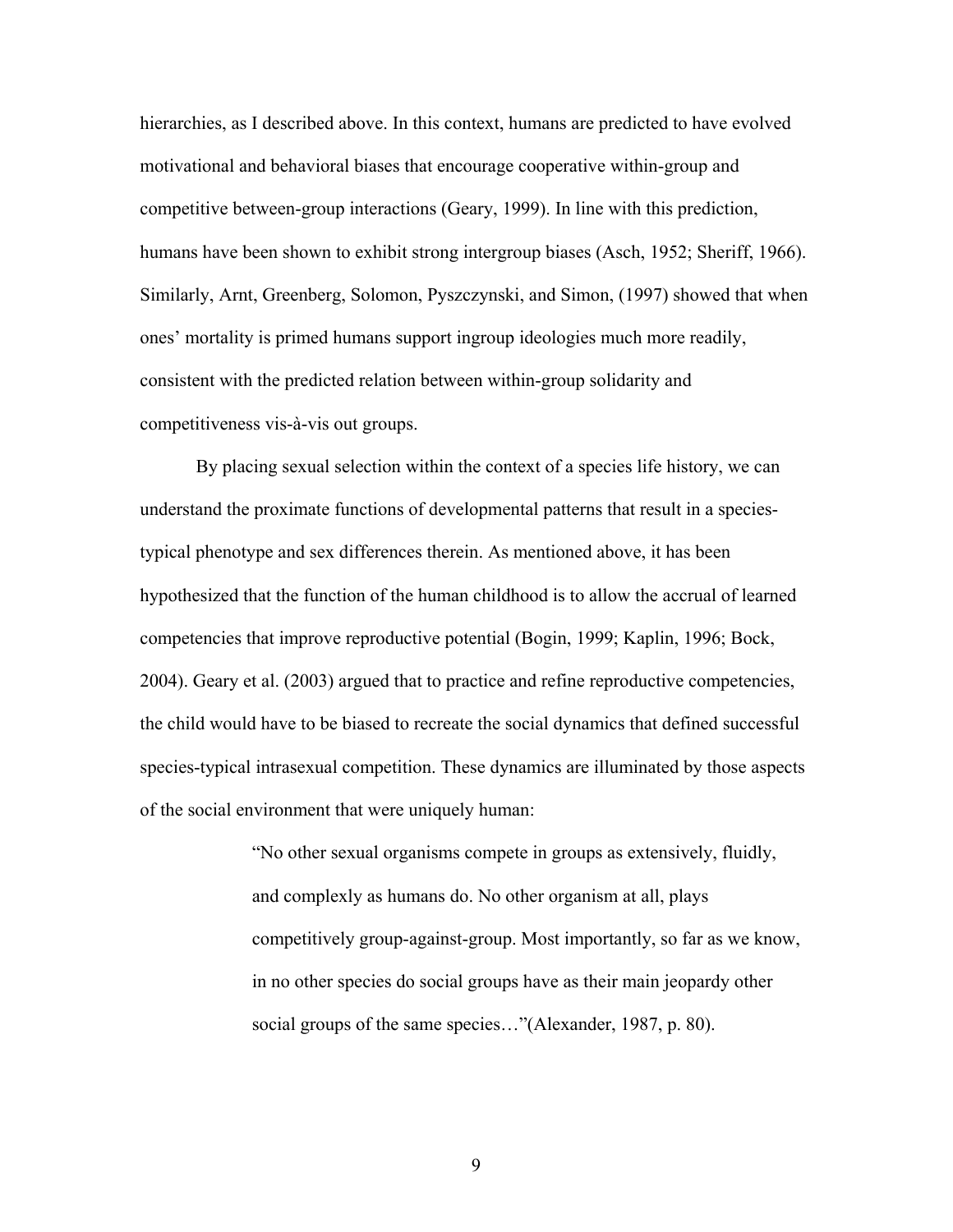hierarchies, as I described above. In this context, humans are predicted to have evolved motivational and behavioral biases that encourage cooperative within-group and competitive between-group interactions (Geary, 1999). In line with this prediction, humans have been shown to exhibit strong intergroup biases (Asch, 1952; Sheriff, 1966). Similarly, Arnt, Greenberg, Solomon, Pyszczynski, and Simon, (1997) showed that when ones' mortality is primed humans support ingroup ideologies much more readily, consistent with the predicted relation between within-group solidarity and competitiveness vis-à-vis out groups.

By placing sexual selection within the context of a species life history, we can understand the proximate functions of developmental patterns that result in a species-typical phenotype and sex differences therein. As mentioned above, it has been hypothesized that the function of the human childhood is to allow the accrual of learned competencies that improve reproductive potential (Bogin, 1999; Kaplin, 1996; Bock, 2004). Geary et al. (2003) argued that to practice and refine reproductive competencies, the child would have to be biased to recreate the social dynamics that defined successful species-typical intrasexual competition. These dynamics are illuminated by those aspects of the social environment that were uniquely human:

> "No other sexual organisms compete in groups as extensively, fluidly, and complexly as humans do. No other organism at all, plays competitively group-against-group. Most importantly, so far as we know, in no other species do social groups have as their main jeopardy other social groups of the same species…"(Alexander, 1987, p. 80).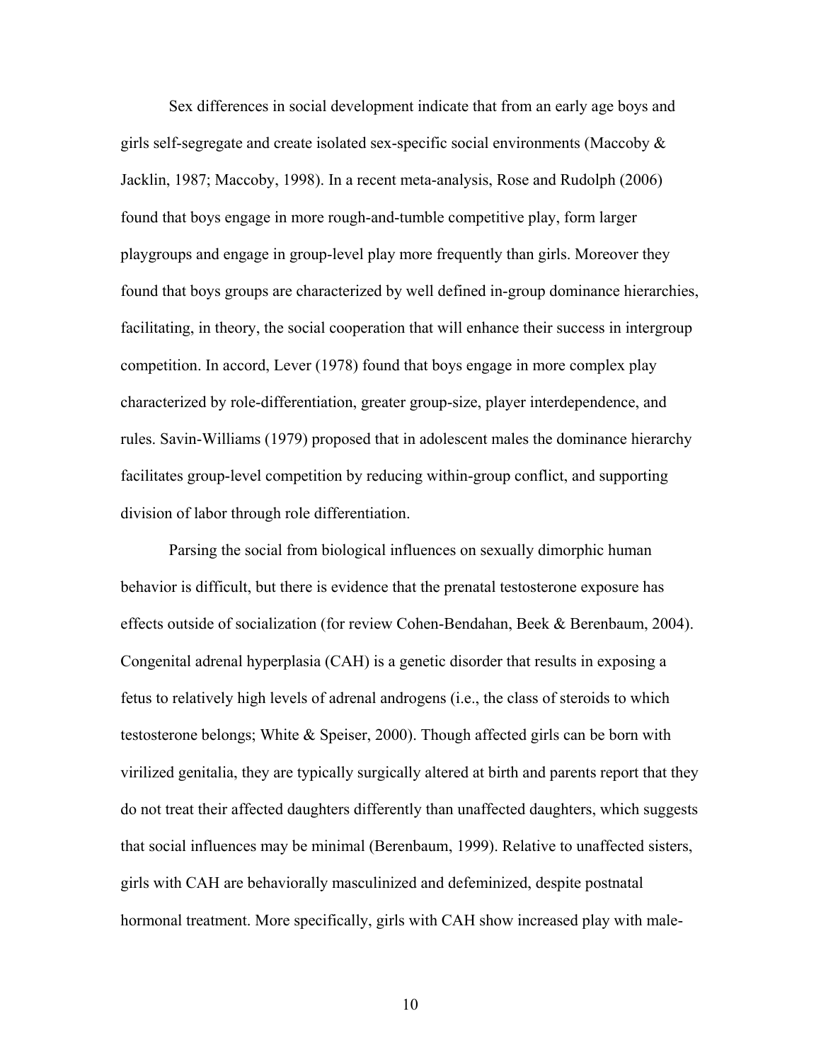Sex differences in social development indicate that from an early age boys and girls self-segregate and create isolated sex-specific social environments (Maccoby & Jacklin, 1987; Maccoby, 1998). In a recent meta-analysis, Rose and Rudolph (2006) found that boys engage in more rough-and-tumble competitive play, form larger playgroups and engage in group-level play more frequently than girls. Moreover they found that boys groups are characterized by well defined in-group dominance hierarchies, facilitating, in theory, the social cooperation that will enhance their success in intergroup competition. In accord, Lever (1978) found that boys engage in more complex play characterized by role-differentiation, greater group-size, player interdependence, and rules. Savin-Williams (1979) proposed that in adolescent males the dominance hierarchy facilitates group-level competition by reducing within-group conflict, and supporting division of labor through role differentiation.

Parsing the social from biological influences on sexually dimorphic human behavior is difficult, but there is evidence that the prenatal testosterone exposure has effects outside of socialization (for review Cohen-Bendahan, Beek & Berenbaum, 2004). Congenital adrenal hyperplasia (CAH) is a genetic disorder that results in exposing a fetus to relatively high levels of adrenal androgens (i.e., the class of steroids to which testosterone belongs; White & Speiser, 2000). Though affected girls can be born with virilized genitalia, they are typically surgically altered at birth and parents report that they do not treat their affected daughters differently than unaffected daughters, which suggests that social influences may be minimal (Berenbaum, 1999). Relative to unaffected sisters, girls with CAH are behaviorally masculinized and defeminized, despite postnatal hormonal treatment. More specifically, girls with CAH show increased play with male-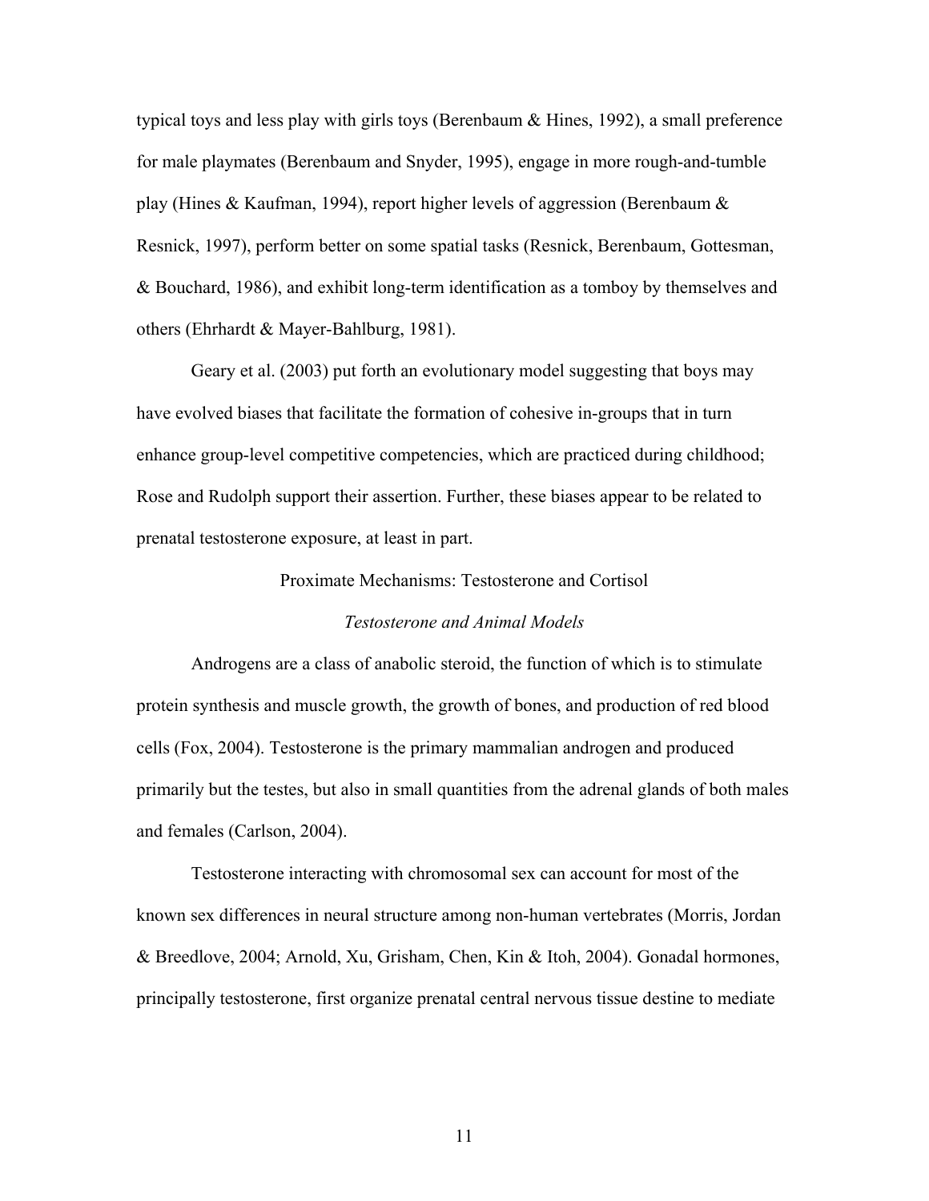typical toys and less play with girls toys (Berenbaum & Hines, 1992), a small preference for male playmates (Berenbaum and Snyder, 1995), engage in more rough-and-tumble play (Hines & Kaufman, 1994), report higher levels of aggression (Berenbaum & Resnick, 1997), perform better on some spatial tasks (Resnick, Berenbaum, Gottesman, & Bouchard, 1986), and exhibit long-term identification as a tomboy by themselves and others (Ehrhardt & Mayer-Bahlburg, 1981).

Geary et al. (2003) put forth an evolutionary model suggesting that boys may have evolved biases that facilitate the formation of cohesive in-groups that in turn enhance group-level competitive competencies, which are practiced during childhood; Rose and Rudolph support their assertion. Further, these biases appear to be related to prenatal testosterone exposure, at least in part.

## Proximate Mechanisms: Testosterone and Cortisol

### *Testosterone and Animal Models*

Androgens are a class of anabolic steroid, the function of which is to stimulate protein synthesis and muscle growth, the growth of bones, and production of red blood cells (Fox, 2004). Testosterone is the primary mammalian androgen and produced primarily but the testes, but also in small quantities from the adrenal glands of both males and females (Carlson, 2004).

Testosterone interacting with chromosomal sex can account for most of the known sex differences in neural structure among non-human vertebrates (Morris, Jordan & Breedlove, 2004; Arnold, Xu, Grisham, Chen, Kin & Itoh, 2004). Gonadal hormones, principally testosterone, first organize prenatal central nervous tissue destine to mediate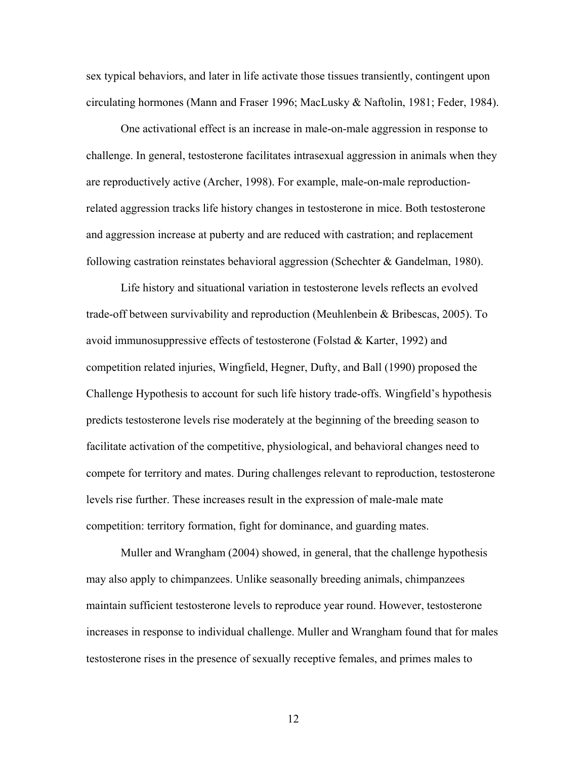sex typical behaviors, and later in life activate those tissues transiently, contingent upon circulating hormones (Mann and Fraser 1996; MacLusky & Naftolin, 1981; Feder, 1984).

One activational effect is an increase in male-on-male aggression in response to challenge. In general, testosterone facilitates intrasexual aggression in animals when they are reproductively active (Archer, 1998). For example, male-on-male reproduction-related aggression tracks life history changes in testosterone in mice. Both testosterone and aggression increase at puberty and are reduced with castration; and replacement following castration reinstates behavioral aggression (Schechter & Gandelman, 1980).

Life history and situational variation in testosterone levels reflects an evolved trade-off between survivability and reproduction (Meuhlenbein & Bribescas, 2005). To avoid immunosuppressive effects of testosterone (Folstad & Karter, 1992) and competition related injuries, Wingfield, Hegner, Dufty, and Ball (1990) proposed the Challenge Hypothesis to account for such life history trade-offs. Wingfield's hypothesis predicts testosterone levels rise moderately at the beginning of the breeding season to facilitate activation of the competitive, physiological, and behavioral changes need to compete for territory and mates. During challenges relevant to reproduction, testosterone levels rise further. These increases result in the expression of male-male mate competition: territory formation, fight for dominance, and guarding mates.

Muller and Wrangham (2004) showed, in general, that the challenge hypothesis may also apply to chimpanzees. Unlike seasonally breeding animals, chimpanzees maintain sufficient testosterone levels to reproduce year round. However, testosterone increases in response to individual challenge. Muller and Wrangham found that for males testosterone rises in the presence of sexually receptive females, and primes males to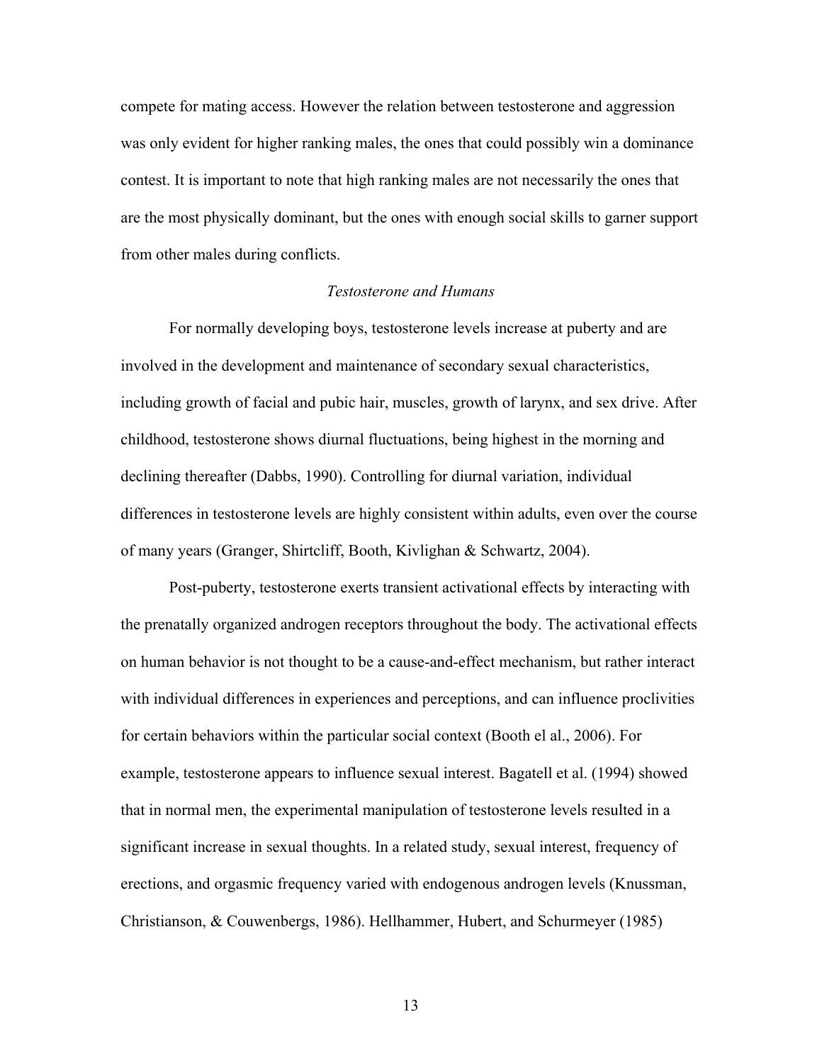compete for mating access. However the relation between testosterone and aggression was only evident for higher ranking males, the ones that could possibly win a dominance contest. It is important to note that high ranking males are not necessarily the ones that are the most physically dominant, but the ones with enough social skills to garner support from other males during conflicts.

### *Testosterone and Humans*

For normally developing boys, testosterone levels increase at puberty and are involved in the development and maintenance of secondary sexual characteristics, including growth of facial and pubic hair, muscles, growth of larynx, and sex drive. After childhood, testosterone shows diurnal fluctuations, being highest in the morning and declining thereafter (Dabbs, 1990). Controlling for diurnal variation, individual differences in testosterone levels are highly consistent within adults, even over the course of many years (Granger, Shirtcliff, Booth, Kivlighan & Schwartz, 2004).

Post-puberty, testosterone exerts transient activational effects by interacting with the prenatally organized androgen receptors throughout the body. The activational effects on human behavior is not thought to be a cause-and-effect mechanism, but rather interact with individual differences in experiences and perceptions, and can influence proclivities for certain behaviors within the particular social context (Booth el al., 2006). For example, testosterone appears to influence sexual interest. Bagatell et al. (1994) showed that in normal men, the experimental manipulation of testosterone levels resulted in a significant increase in sexual thoughts. In a related study, sexual interest, frequency of erections, and orgasmic frequency varied with endogenous androgen levels (Knussman, Christianson, & Couwenbergs, 1986). Hellhammer, Hubert, and Schurmeyer (1985)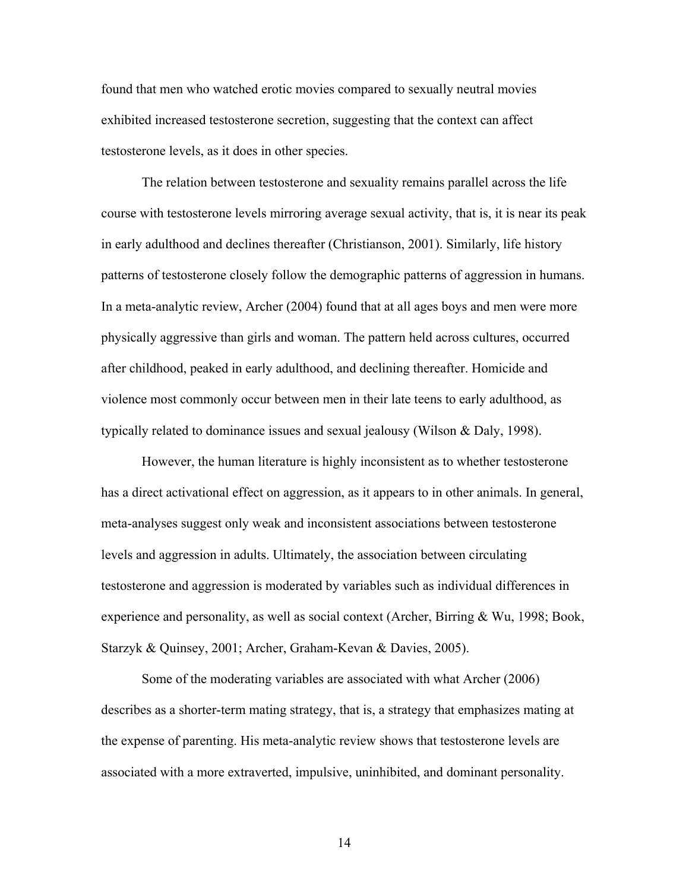found that men who watched erotic movies compared to sexually neutral movies exhibited increased testosterone secretion, suggesting that the context can affect testosterone levels, as it does in other species.

The relation between testosterone and sexuality remains parallel across the life course with testosterone levels mirroring average sexual activity, that is, it is near its peak in early adulthood and declines thereafter (Christianson, 2001). Similarly, life history patterns of testosterone closely follow the demographic patterns of aggression in humans. In a meta-analytic review, Archer (2004) found that at all ages boys and men were more physically aggressive than girls and woman. The pattern held across cultures, occurred after childhood, peaked in early adulthood, and declining thereafter. Homicide and violence most commonly occur between men in their late teens to early adulthood, as typically related to dominance issues and sexual jealousy (Wilson & Daly, 1998).

However, the human literature is highly inconsistent as to whether testosterone has a direct activational effect on aggression, as it appears to in other animals. In general, meta-analyses suggest only weak and inconsistent associations between testosterone levels and aggression in adults. Ultimately, the association between circulating testosterone and aggression is moderated by variables such as individual differences in experience and personality, as well as social context (Archer, Birring & Wu, 1998; Book, Starzyk & Quinsey, 2001; Archer, Graham-Kevan & Davies, 2005).

Some of the moderating variables are associated with what Archer (2006) describes as a shorter-term mating strategy, that is, a strategy that emphasizes mating at the expense of parenting. His meta-analytic review shows that testosterone levels are associated with a more extraverted, impulsive, uninhibited, and dominant personality.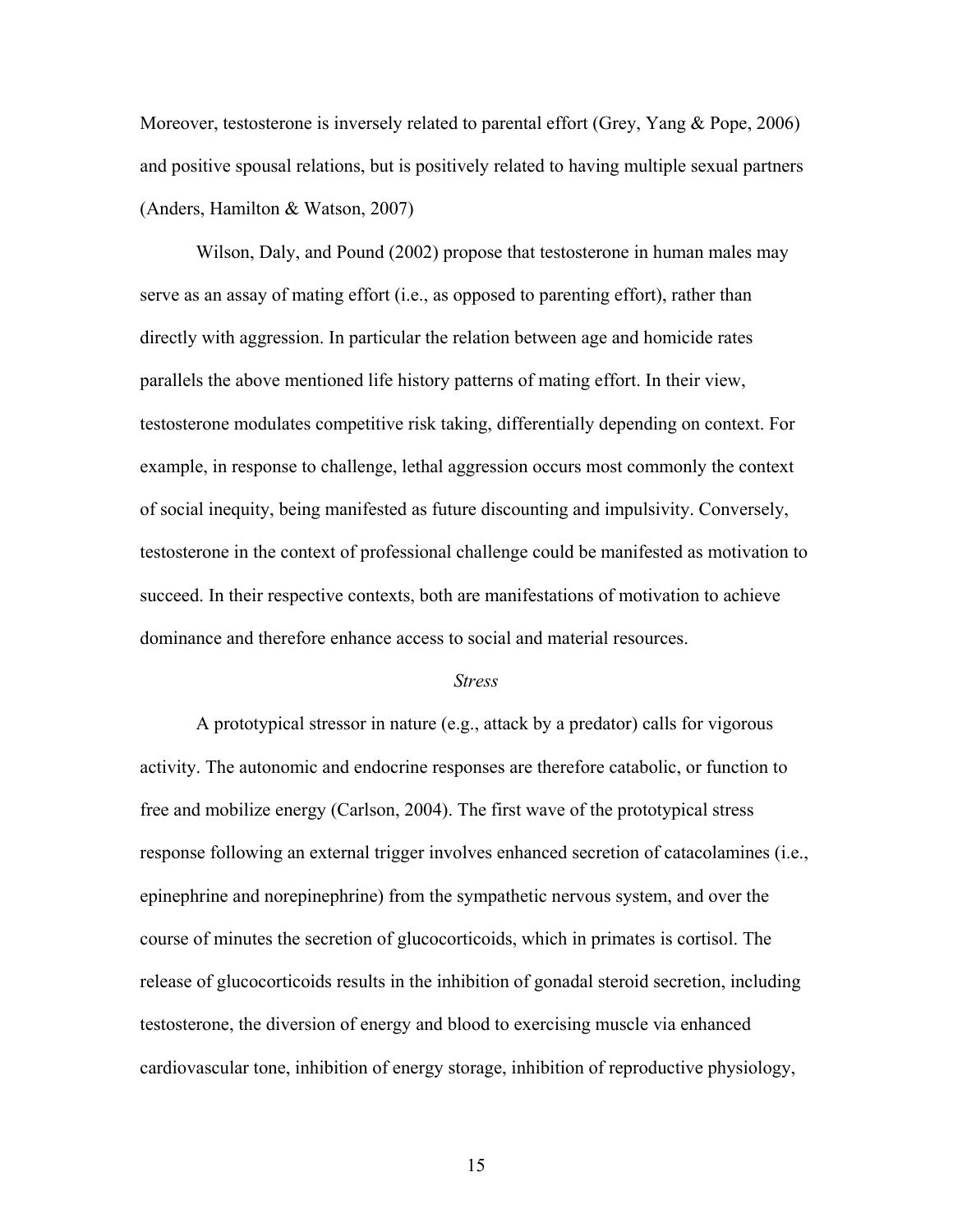Moreover, testosterone is inversely related to parental effort (Grey, Yang & Pope, 2006) and positive spousal relations, but is positively related to having multiple sexual partners (Anders, Hamilton & Watson, 2007)

Wilson, Daly, and Pound (2002) propose that testosterone in human males may serve as an assay of mating effort (i.e., as opposed to parenting effort), rather than directly with aggression. In particular the relation between age and homicide rates parallels the above mentioned life history patterns of mating effort. In their view, testosterone modulates competitive risk taking, differentially depending on context. For example, in response to challenge, lethal aggression occurs most commonly the context of social inequity, being manifested as future discounting and impulsivity. Conversely, testosterone in the context of professional challenge could be manifested as motivation to succeed. In their respective contexts, both are manifestations of motivation to achieve dominance and therefore enhance access to social and material resources.

*Stress*

A prototypical stressor in nature (e.g., attack by a predator) calls for vigorous activity. The autonomic and endocrine responses are therefore catabolic, or function to free and mobilize energy (Carlson, 2004). The first wave of the prototypical stress response following an external trigger involves enhanced secretion of catacolamines (i.e., epinephrine and norepinephrine) from the sympathetic nervous system, and over the course of minutes the secretion of glucocorticoids, which in primates is cortisol. The release of glucocorticoids results in the inhibition of gonadal steroid secretion, including testosterone, the diversion of energy and blood to exercising muscle via enhanced cardiovascular tone, inhibition of energy storage, inhibition of reproductive physiology,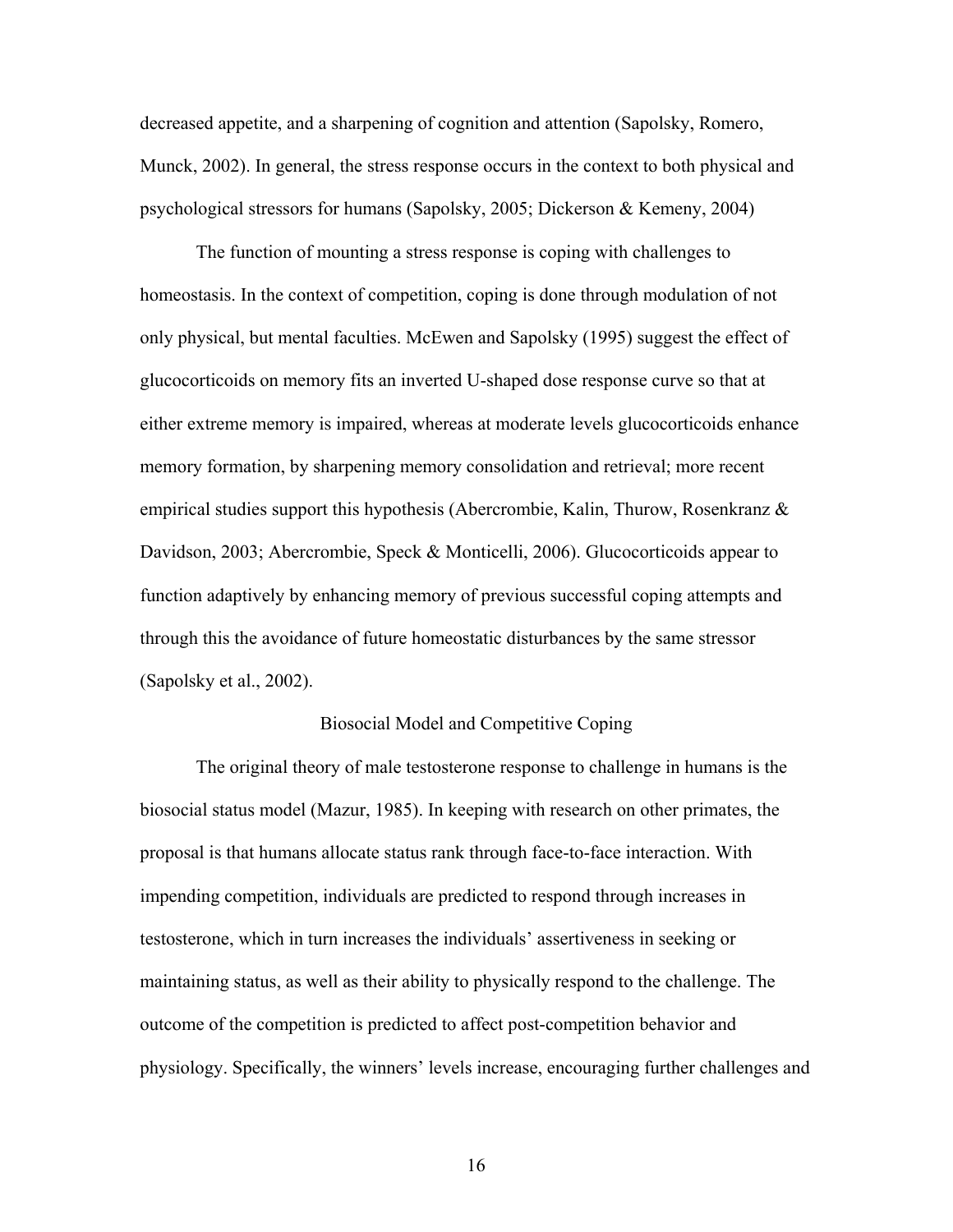decreased appetite, and a sharpening of cognition and attention (Sapolsky, Romero, Munck, 2002). In general, the stress response occurs in the context to both physical and psychological stressors for humans (Sapolsky, 2005; Dickerson & Kemeny, 2004)

The function of mounting a stress response is coping with challenges to homeostasis. In the context of competition, coping is done through modulation of not only physical, but mental faculties. McEwen and Sapolsky (1995) suggest the effect of glucocorticoids on memory fits an inverted U-shaped dose response curve so that at either extreme memory is impaired, whereas at moderate levels glucocorticoids enhance memory formation, by sharpening memory consolidation and retrieval; more recent empirical studies support this hypothesis (Abercrombie, Kalin, Thurow, Rosenkranz & Davidson, 2003; Abercrombie, Speck & Monticelli, 2006). Glucocorticoids appear to function adaptively by enhancing memory of previous successful coping attempts and through this the avoidance of future homeostatic disturbances by the same stressor (Sapolsky et al., 2002).

## Biosocial Model and Competitive Coping

The original theory of male testosterone response to challenge in humans is the biosocial status model (Mazur, 1985). In keeping with research on other primates, the proposal is that humans allocate status rank through face-to-face interaction. With impending competition, individuals are predicted to respond through increases in testosterone, which in turn increases the individuals' assertiveness in seeking or maintaining status, as well as their ability to physically respond to the challenge. The outcome of the competition is predicted to affect post-competition behavior and physiology. Specifically, the winners' levels increase, encouraging further challenges and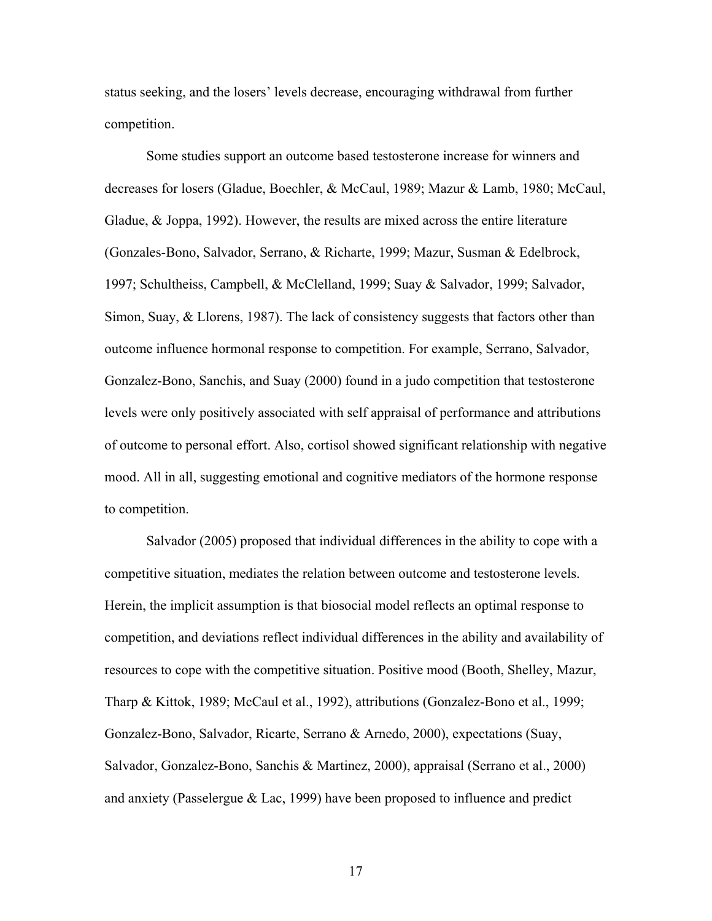status seeking, and the losers' levels decrease, encouraging withdrawal from further competition.

Some studies support an outcome based testosterone increase for winners and decreases for losers (Gladue, Boechler, & McCaul, 1989; Mazur & Lamb, 1980; McCaul, Gladue, & Joppa, 1992). However, the results are mixed across the entire literature (Gonzales-Bono, Salvador, Serrano, & Richarte, 1999; Mazur, Susman & Edelbrock, 1997; Schultheiss, Campbell, & McClelland, 1999; Suay & Salvador, 1999; Salvador, Simon, Suay, & Llorens, 1987). The lack of consistency suggests that factors other than outcome influence hormonal response to competition. For example, Serrano, Salvador, Gonzalez-Bono, Sanchis, and Suay (2000) found in a judo competition that testosterone levels were only positively associated with self appraisal of performance and attributions of outcome to personal effort. Also, cortisol showed significant relationship with negative mood. All in all, suggesting emotional and cognitive mediators of the hormone response to competition.

Salvador (2005) proposed that individual differences in the ability to cope with a competitive situation, mediates the relation between outcome and testosterone levels. Herein, the implicit assumption is that biosocial model reflects an optimal response to competition, and deviations reflect individual differences in the ability and availability of resources to cope with the competitive situation. Positive mood (Booth, Shelley, Mazur, Tharp & Kittok, 1989; McCaul et al., 1992), attributions (Gonzalez-Bono et al., 1999; Gonzalez-Bono, Salvador, Ricarte, Serrano & Arnedo, 2000), expectations (Suay, Salvador, Gonzalez-Bono, Sanchis & Martinez, 2000), appraisal (Serrano et al., 2000) and anxiety (Passelergue & Lac, 1999) have been proposed to influence and predict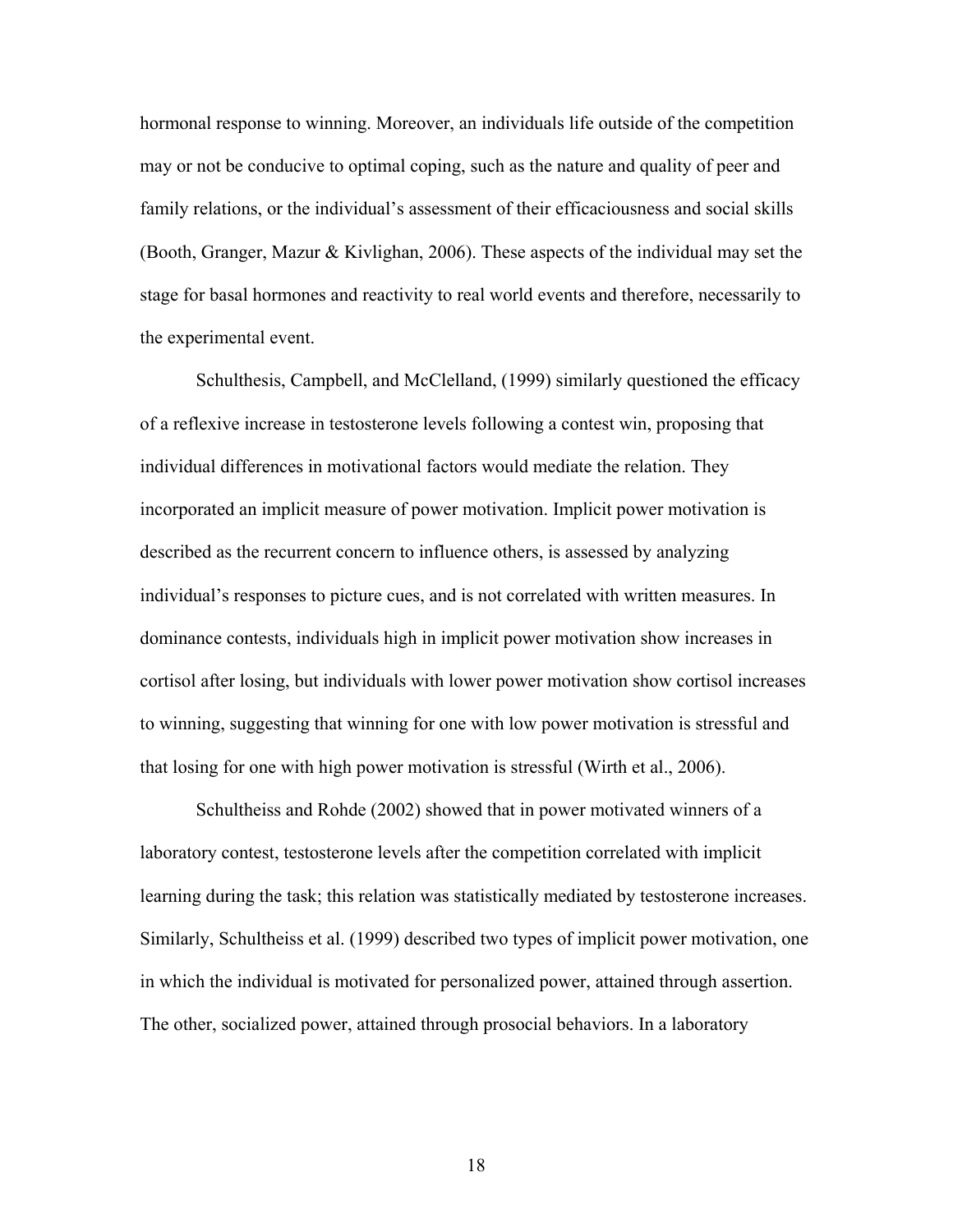hormonal response to winning. Moreover, an individuals life outside of the competition may or not be conducive to optimal coping, such as the nature and quality of peer and family relations, or the individual's assessment of their efficaciousness and social skills (Booth, Granger, Mazur & Kivlighan, 2006). These aspects of the individual may set the stage for basal hormones and reactivity to real world events and therefore, necessarily to the experimental event.

Schulthesis, Campbell, and McClelland, (1999) similarly questioned the efficacy of a reflexive increase in testosterone levels following a contest win, proposing that individual differences in motivational factors would mediate the relation. They incorporated an implicit measure of power motivation. Implicit power motivation is described as the recurrent concern to influence others, is assessed by analyzing individual's responses to picture cues, and is not correlated with written measures. In dominance contests, individuals high in implicit power motivation show increases in cortisol after losing, but individuals with lower power motivation show cortisol increases to winning, suggesting that winning for one with low power motivation is stressful and that losing for one with high power motivation is stressful (Wirth et al., 2006).

Schultheiss and Rohde (2002) showed that in power motivated winners of a laboratory contest, testosterone levels after the competition correlated with implicit learning during the task; this relation was statistically mediated by testosterone increases. Similarly, Schultheiss et al. (1999) described two types of implicit power motivation, one in which the individual is motivated for personalized power, attained through assertion. The other, socialized power, attained through prosocial behaviors. In a laboratory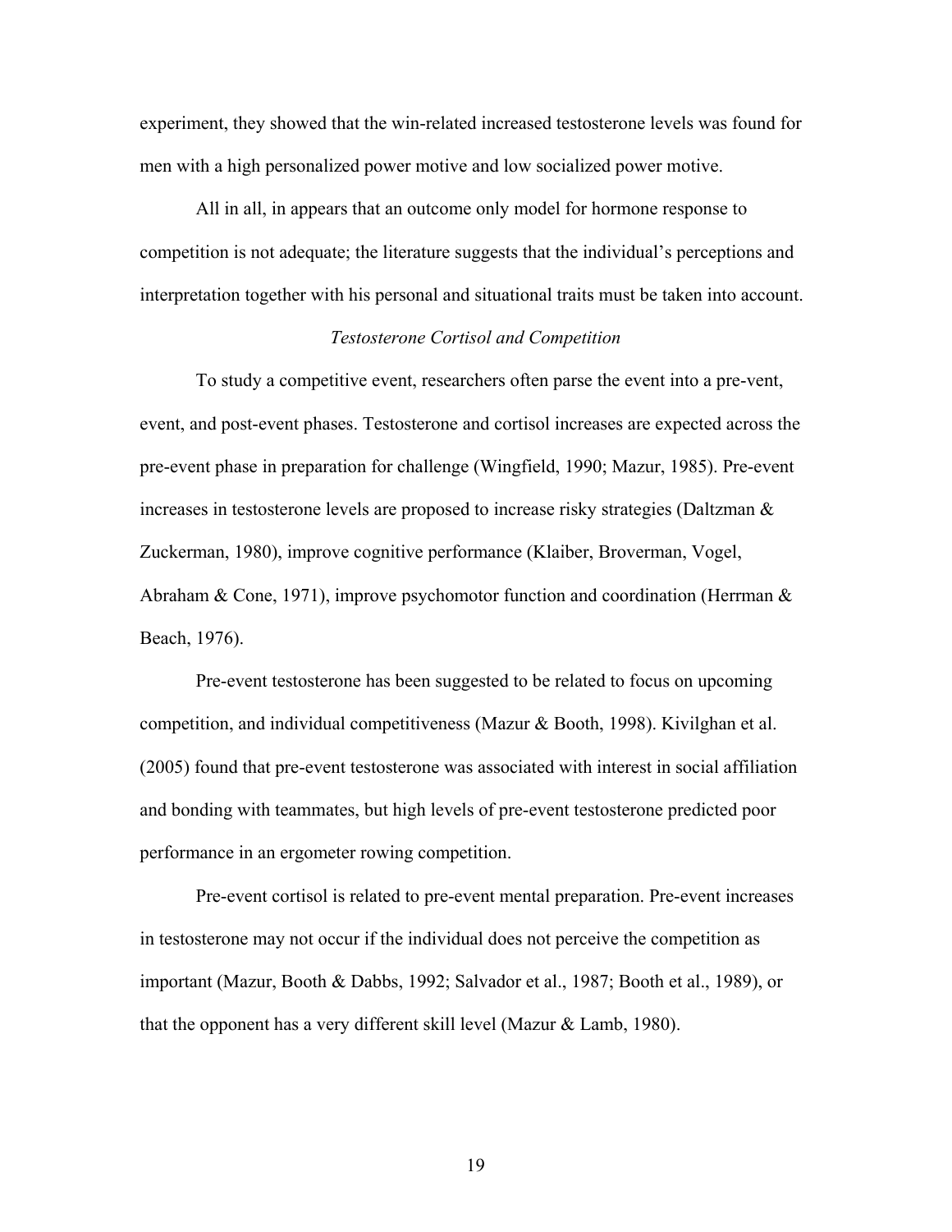experiment, they showed that the win-related increased testosterone levels was found for men with a high personalized power motive and low socialized power motive.

All in all, in appears that an outcome only model for hormone response to competition is not adequate; the literature suggests that the individual's perceptions and interpretation together with his personal and situational traits must be taken into account.

### *Testosterone Cortisol and Competition*

To study a competitive event, researchers often parse the event into a pre-vent, event, and post-event phases. Testosterone and cortisol increases are expected across the pre-event phase in preparation for challenge (Wingfield, 1990; Mazur, 1985). Pre-event increases in testosterone levels are proposed to increase risky strategies (Daltzman & Zuckerman, 1980), improve cognitive performance (Klaiber, Broverman, Vogel, Abraham & Cone, 1971), improve psychomotor function and coordination (Herrman & Beach, 1976).

Pre-event testosterone has been suggested to be related to focus on upcoming competition, and individual competitiveness (Mazur & Booth, 1998). Kivilghan et al. (2005) found that pre-event testosterone was associated with interest in social affiliation and bonding with teammates, but high levels of pre-event testosterone predicted poor performance in an ergometer rowing competition.

Pre-event cortisol is related to pre-event mental preparation. Pre-event increases in testosterone may not occur if the individual does not perceive the competition as important (Mazur, Booth & Dabbs, 1992; Salvador et al., 1987; Booth et al., 1989), or that the opponent has a very different skill level (Mazur & Lamb, 1980).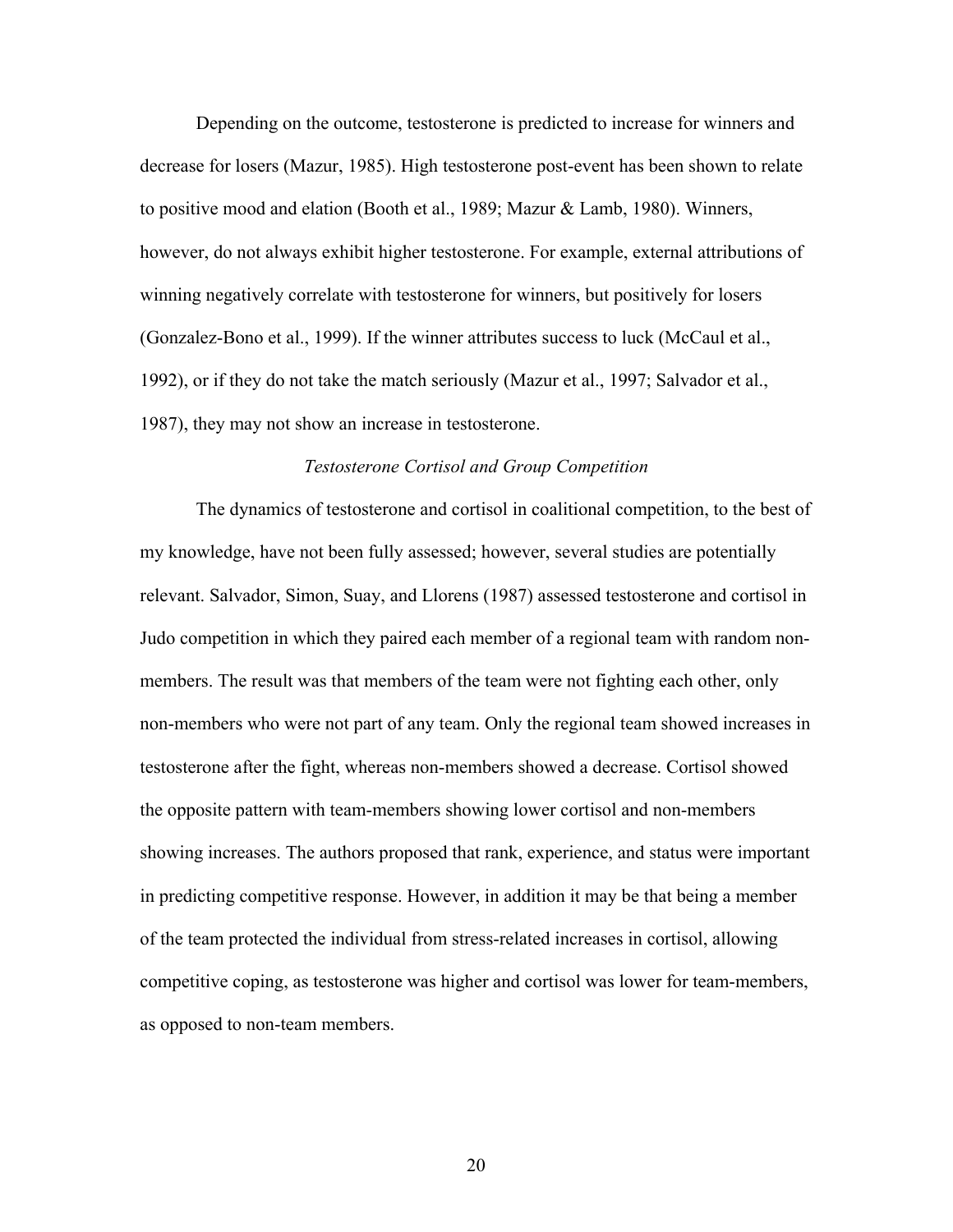Depending on the outcome, testosterone is predicted to increase for winners and decrease for losers (Mazur, 1985). High testosterone post-event has been shown to relate to positive mood and elation (Booth et al., 1989; Mazur & Lamb, 1980). Winners, however, do not always exhibit higher testosterone. For example, external attributions of winning negatively correlate with testosterone for winners, but positively for losers (Gonzalez-Bono et al., 1999). If the winner attributes success to luck (McCaul et al., 1992), or if they do not take the match seriously (Mazur et al., 1997; Salvador et al., 1987), they may not show an increase in testosterone.

### *Testosterone Cortisol and Group Competition*

The dynamics of testosterone and cortisol in coalitional competition, to the best of my knowledge, have not been fully assessed; however, several studies are potentially relevant. Salvador, Simon, Suay, and Llorens (1987) assessed testosterone and cortisol in Judo competition in which they paired each member of a regional team with random non-members. The result was that members of the team were not fighting each other, only non-members who were not part of any team. Only the regional team showed increases in testosterone after the fight, whereas non-members showed a decrease. Cortisol showed the opposite pattern with team-members showing lower cortisol and non-members showing increases. The authors proposed that rank, experience, and status were important in predicting competitive response. However, in addition it may be that being a member of the team protected the individual from stress-related increases in cortisol, allowing competitive coping, as testosterone was higher and cortisol was lower for team-members, as opposed to non-team members.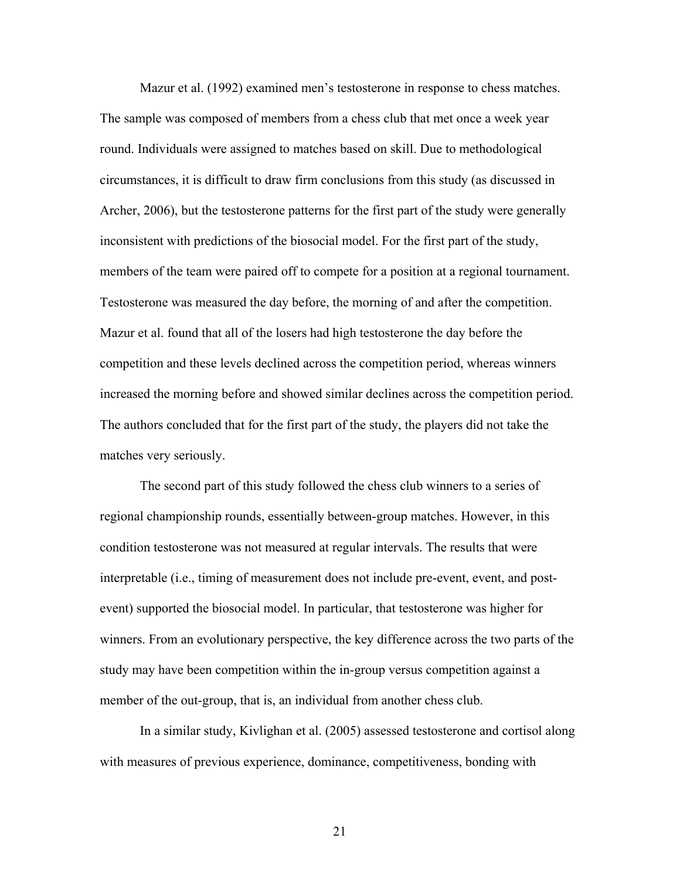Mazur et al. (1992) examined men's testosterone in response to chess matches. The sample was composed of members from a chess club that met once a week year round. Individuals were assigned to matches based on skill. Due to methodological circumstances, it is difficult to draw firm conclusions from this study (as discussed in Archer, 2006), but the testosterone patterns for the first part of the study were generally inconsistent with predictions of the biosocial model. For the first part of the study, members of the team were paired off to compete for a position at a regional tournament. Testosterone was measured the day before, the morning of and after the competition. Mazur et al. found that all of the losers had high testosterone the day before the competition and these levels declined across the competition period, whereas winners increased the morning before and showed similar declines across the competition period. The authors concluded that for the first part of the study, the players did not take the matches very seriously.

The second part of this study followed the chess club winners to a series of regional championship rounds, essentially between-group matches. However, in this condition testosterone was not measured at regular intervals. The results that were interpretable (i.e., timing of measurement does not include pre-event, event, and post-event) supported the biosocial model. In particular, that testosterone was higher for winners. From an evolutionary perspective, the key difference across the two parts of the study may have been competition within the in-group versus competition against a member of the out-group, that is, an individual from another chess club.

In a similar study, Kivlighan et al. (2005) assessed testosterone and cortisol along with measures of previous experience, dominance, competitiveness, bonding with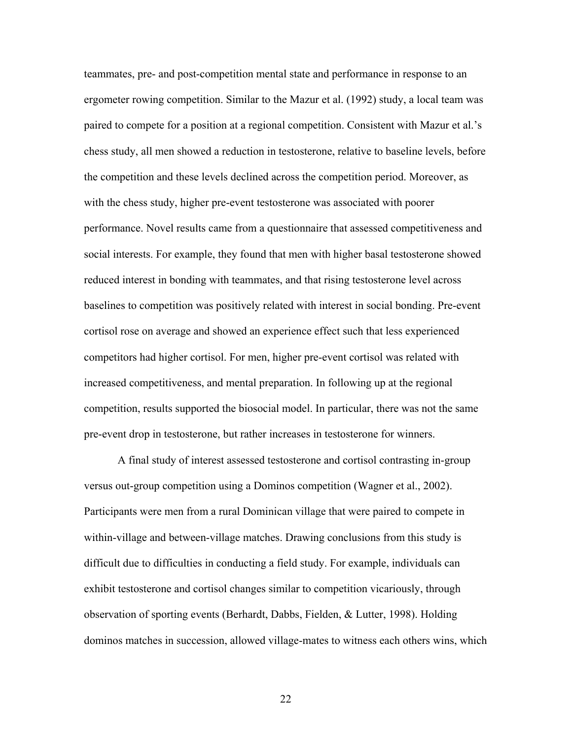teammates, pre- and post-competition mental state and performance in response to an ergometer rowing competition. Similar to the Mazur et al. (1992) study, a local team was paired to compete for a position at a regional competition. Consistent with Mazur et al.'s chess study, all men showed a reduction in testosterone, relative to baseline levels, before the competition and these levels declined across the competition period. Moreover, as with the chess study, higher pre-event testosterone was associated with poorer performance. Novel results came from a questionnaire that assessed competitiveness and social interests. For example, they found that men with higher basal testosterone showed reduced interest in bonding with teammates, and that rising testosterone level across baselines to competition was positively related with interest in social bonding. Pre-event cortisol rose on average and showed an experience effect such that less experienced competitors had higher cortisol. For men, higher pre-event cortisol was related with increased competitiveness, and mental preparation. In following up at the regional competition, results supported the biosocial model. In particular, there was not the same pre-event drop in testosterone, but rather increases in testosterone for winners.

A final study of interest assessed testosterone and cortisol contrasting in-group versus out-group competition using a Dominos competition (Wagner et al., 2002). Participants were men from a rural Dominican village that were paired to compete in within-village and between-village matches. Drawing conclusions from this study is difficult due to difficulties in conducting a field study. For example, individuals can exhibit testosterone and cortisol changes similar to competition vicariously, through observation of sporting events (Berhardt, Dabbs, Fielden, & Lutter, 1998). Holding dominos matches in succession, allowed village-mates to witness each others wins, which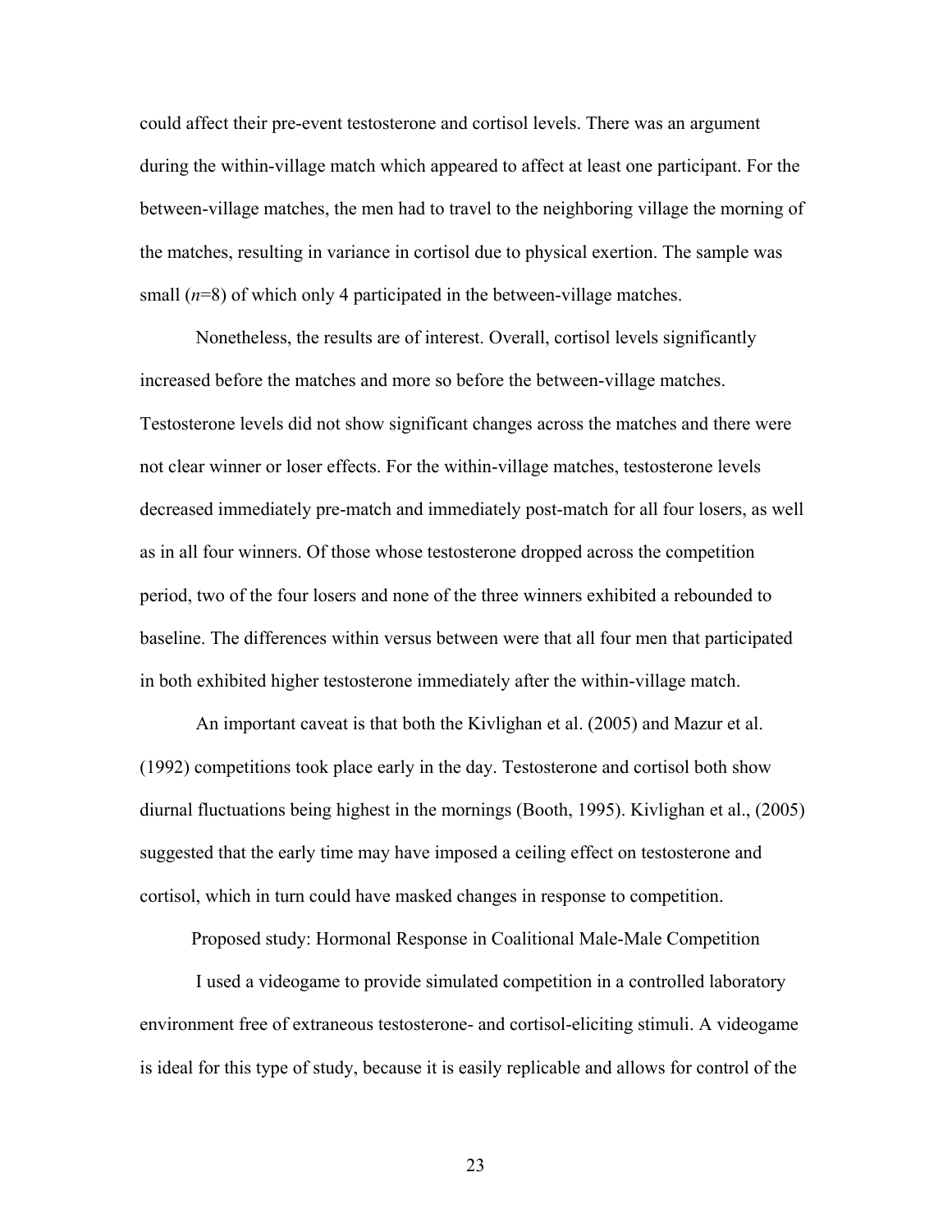could affect their pre-event testosterone and cortisol levels. There was an argument during the within-village match which appeared to affect at least one participant. For the between-village matches, the men had to travel to the neighboring village the morning of the matches, resulting in variance in cortisol due to physical exertion. The sample was small (*n*=8) of which only 4 participated in the between-village matches.

Nonetheless, the results are of interest. Overall, cortisol levels significantly increased before the matches and more so before the between-village matches. Testosterone levels did not show significant changes across the matches and there were not clear winner or loser effects. For the within-village matches, testosterone levels decreased immediately pre-match and immediately post-match for all four losers, as well as in all four winners. Of those whose testosterone dropped across the competition period, two of the four losers and none of the three winners exhibited a rebounded to baseline. The differences within versus between were that all four men that participated in both exhibited higher testosterone immediately after the within-village match.

An important caveat is that both the Kivlighan et al. (2005) and Mazur et al. (1992) competitions took place early in the day. Testosterone and cortisol both show diurnal fluctuations being highest in the mornings (Booth, 1995). Kivlighan et al., (2005) suggested that the early time may have imposed a ceiling effect on testosterone and cortisol, which in turn could have masked changes in response to competition.

## Proposed study: Hormonal Response in Coalitional Male-Male Competition

I used a videogame to provide simulated competition in a controlled laboratory environment free of extraneous testosterone- and cortisol-eliciting stimuli. A videogame is ideal for this type of study, because it is easily replicable and allows for control of the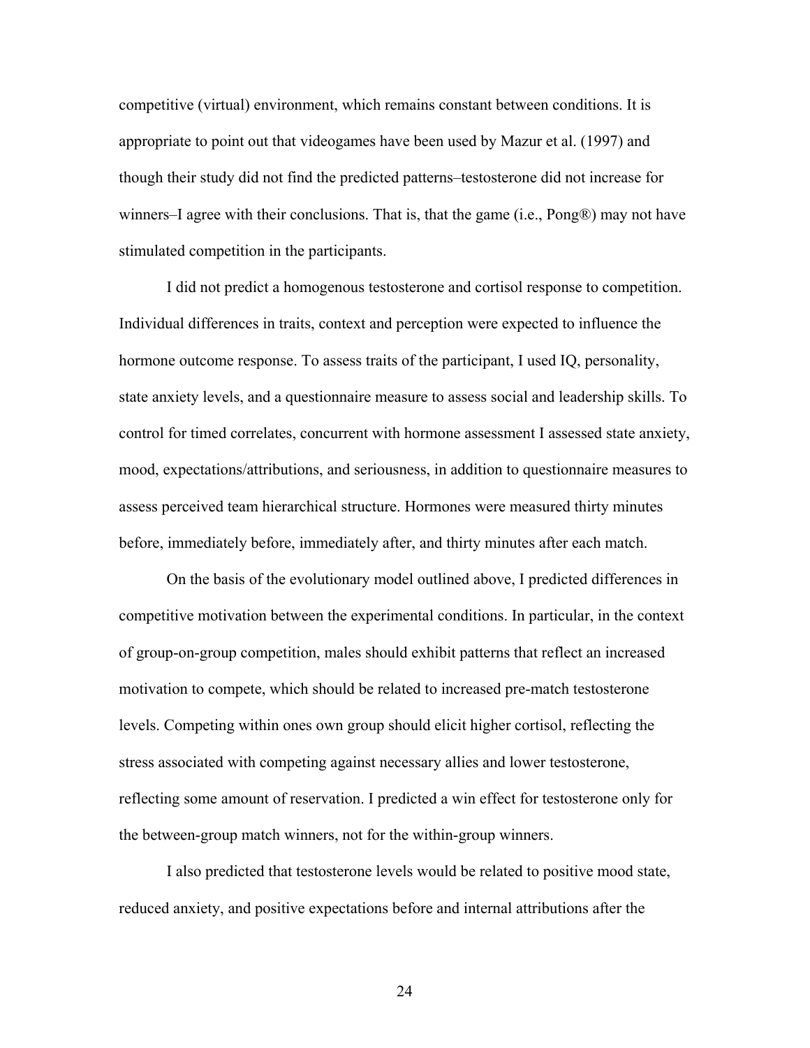competitive (virtual) environment, which remains constant between conditions. It is appropriate to point out that videogames have been used by Mazur et al. (1997) and though their study did not find the predicted patterns–testosterone did not increase for winners–I agree with their conclusions. That is, that the game (i.e., Pong®) may not have stimulated competition in the participants.

I did not predict a homogenous testosterone and cortisol response to competition. Individual differences in traits, context and perception were expected to influence the hormone outcome response. To assess traits of the participant, I used IQ, personality, state anxiety levels, and a questionnaire measure to assess social and leadership skills. To control for timed correlates, concurrent with hormone assessment I assessed state anxiety, mood, expectations/attributions, and seriousness, in addition to questionnaire measures to assess perceived team hierarchical structure. Hormones were measured thirty minutes before, immediately before, immediately after, and thirty minutes after each match.

On the basis of the evolutionary model outlined above, I predicted differences in competitive motivation between the experimental conditions. In particular, in the context of group-on-group competition, males should exhibit patterns that reflect an increased motivation to compete, which should be related to increased pre-match testosterone levels. Competing within ones own group should elicit higher cortisol, reflecting the stress associated with competing against necessary allies and lower testosterone, reflecting some amount of reservation. I predicted a win effect for testosterone only for the between-group match winners, not for the within-group winners.

I also predicted that testosterone levels would be related to positive mood state, reduced anxiety, and positive expectations before and internal attributions after the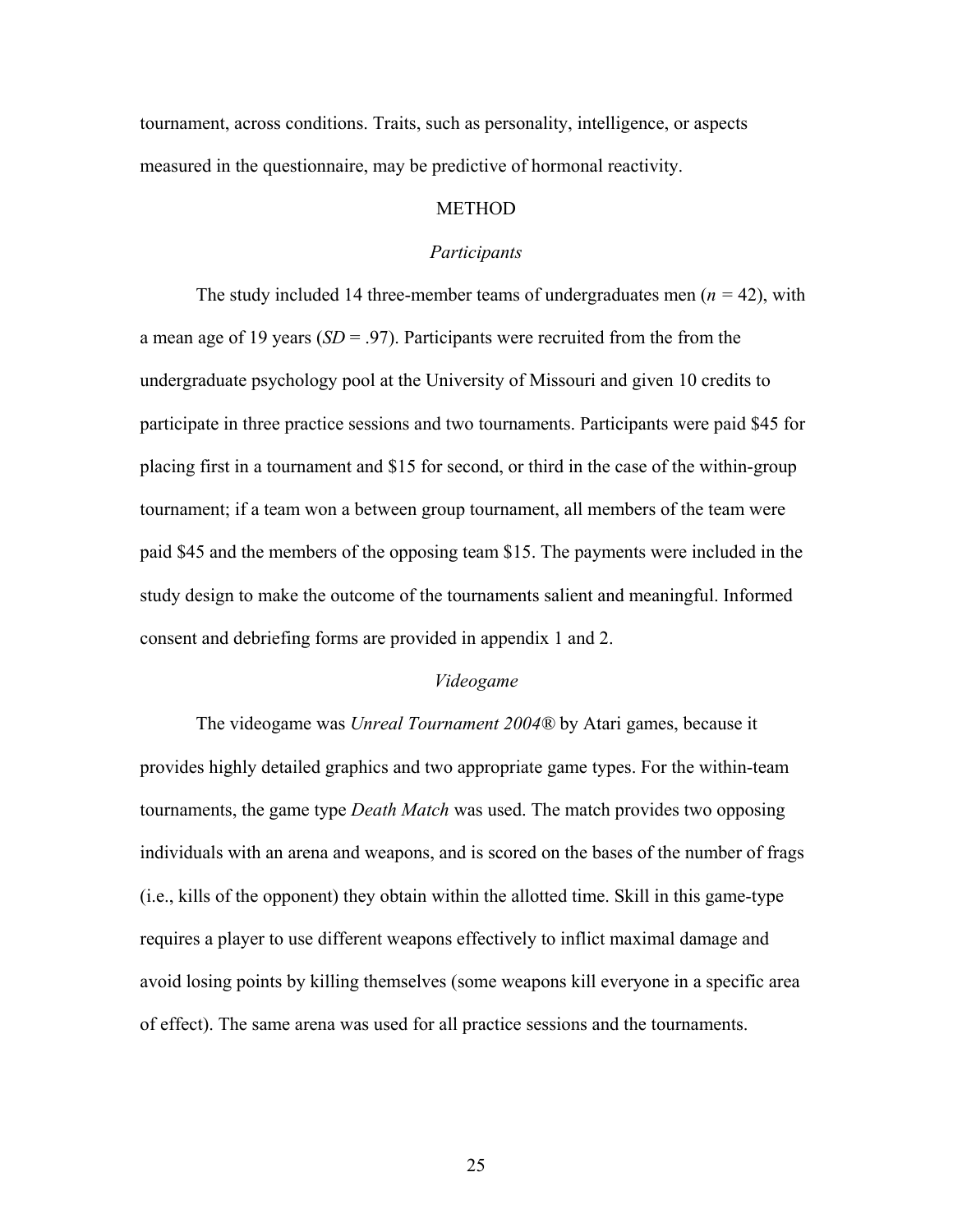tournament, across conditions. Traits, such as personality, intelligence, or aspects measured in the questionnaire, may be predictive of hormonal reactivity.

# METHOD

## *Participants*

The study included 14 three-member teams of undergraduates men ($n = 42$), with a mean age of 19 years ($SD = .97$). Participants were recruited from the from the undergraduate psychology pool at the University of Missouri and given 10 credits to participate in three practice sessions and two tournaments. Participants were paid $45 for placing first in a tournament and $15 for second, or third in the case of the within-group tournament; if a team won a between group tournament, all members of the team were paid $45 and the members of the opposing team $15. The payments were included in the study design to make the outcome of the tournaments salient and meaningful. Informed consent and debriefing forms are provided in appendix 1 and 2.

## *Videogame*

The videogame was *Unreal Tournament 2004*® by Atari games, because it provides highly detailed graphics and two appropriate game types. For the within-team tournaments, the game type *Death Match* was used. The match provides two opposing individuals with an arena and weapons, and is scored on the bases of the number of frags (i.e., kills of the opponent) they obtain within the allotted time. Skill in this game-type requires a player to use different weapons effectively to inflict maximal damage and avoid losing points by killing themselves (some weapons kill everyone in a specific area of effect). The same arena was used for all practice sessions and the tournaments.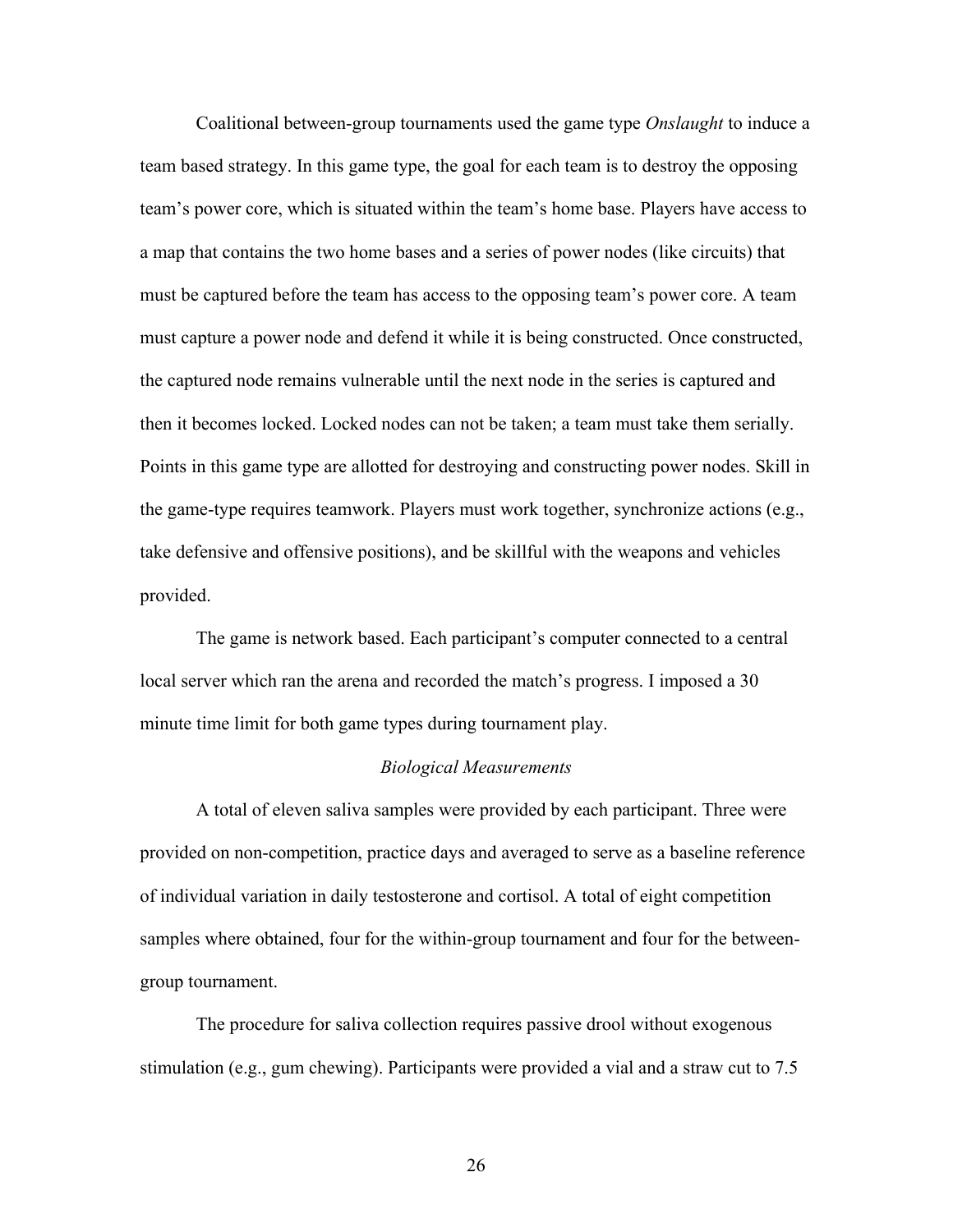Coalitional between-group tournaments used the game type *Onslaught* to induce a team based strategy. In this game type, the goal for each team is to destroy the opposing team's power core, which is situated within the team's home base. Players have access to a map that contains the two home bases and a series of power nodes (like circuits) that must be captured before the team has access to the opposing team's power core. A team must capture a power node and defend it while it is being constructed. Once constructed, the captured node remains vulnerable until the next node in the series is captured and then it becomes locked. Locked nodes can not be taken; a team must take them serially. Points in this game type are allotted for destroying and constructing power nodes. Skill in the game-type requires teamwork. Players must work together, synchronize actions (e.g., take defensive and offensive positions), and be skillful with the weapons and vehicles provided.

The game is network based. Each participant's computer connected to a central local server which ran the arena and recorded the match's progress. I imposed a 30 minute time limit for both game types during tournament play.

### *Biological Measurements*

A total of eleven saliva samples were provided by each participant. Three were provided on non-competition, practice days and averaged to serve as a baseline reference of individual variation in daily testosterone and cortisol. A total of eight competition samples where obtained, four for the within-group tournament and four for the between-group tournament.

The procedure for saliva collection requires passive drool without exogenous stimulation (e.g., gum chewing). Participants were provided a vial and a straw cut to 7.5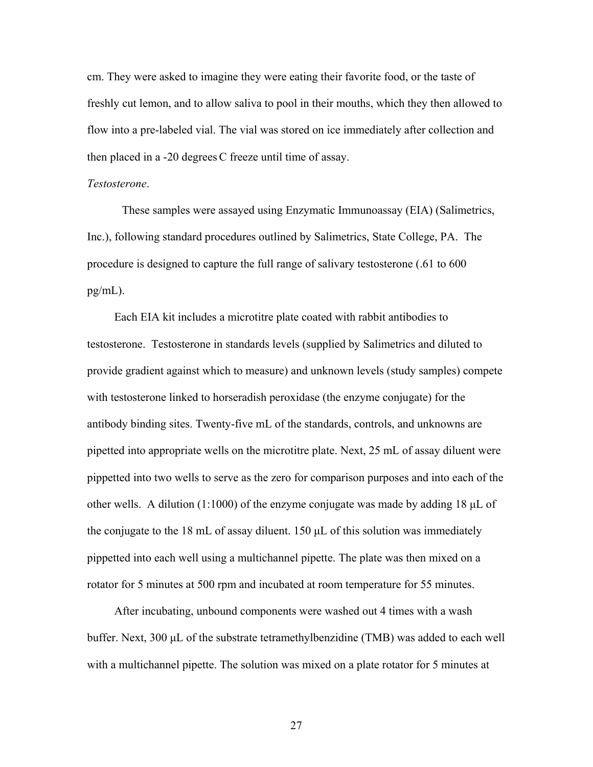cm. They were asked to imagine they were eating their favorite food, or the taste of freshly cut lemon, and to allow saliva to pool in their mouths, which they then allowed to flow into a pre-labeled vial. The vial was stored on ice immediately after collection and then placed in a -20 degrees C freeze until time of assay.

*Testosterone*.

These samples were assayed using Enzymatic Immunoassay (EIA) (Salimetrics, Inc.), following standard procedures outlined by Salimetrics, State College, PA. The procedure is designed to capture the full range of salivary testosterone (.61 to 600 pg/mL).

Each EIA kit includes a microtitre plate coated with rabbit antibodies to testosterone. Testosterone in standards levels (supplied by Salimetrics and diluted to provide gradient against which to measure) and unknown levels (study samples) compete with testosterone linked to horseradish peroxidase (the enzyme conjugate) for the antibody binding sites. Twenty-five mL of the standards, controls, and unknowns are pipetted into appropriate wells on the microtitre plate. Next, 25 mL of assay diluent were pippetted into two wells to serve as the zero for comparison purposes and into each of the other wells. A dilution (1:1000) of the enzyme conjugate was made by adding 18 μL of the conjugate to the 18 mL of assay diluent. 150 μL of this solution was immediately pippetted into each well using a multichannel pipette. The plate was then mixed on a rotator for 5 minutes at 500 rpm and incubated at room temperature for 55 minutes.

After incubating, unbound components were washed out 4 times with a wash buffer. Next, 300 μL of the substrate tetramethylbenzidine (TMB) was added to each well with a multichannel pipette. The solution was mixed on a plate rotator for 5 minutes at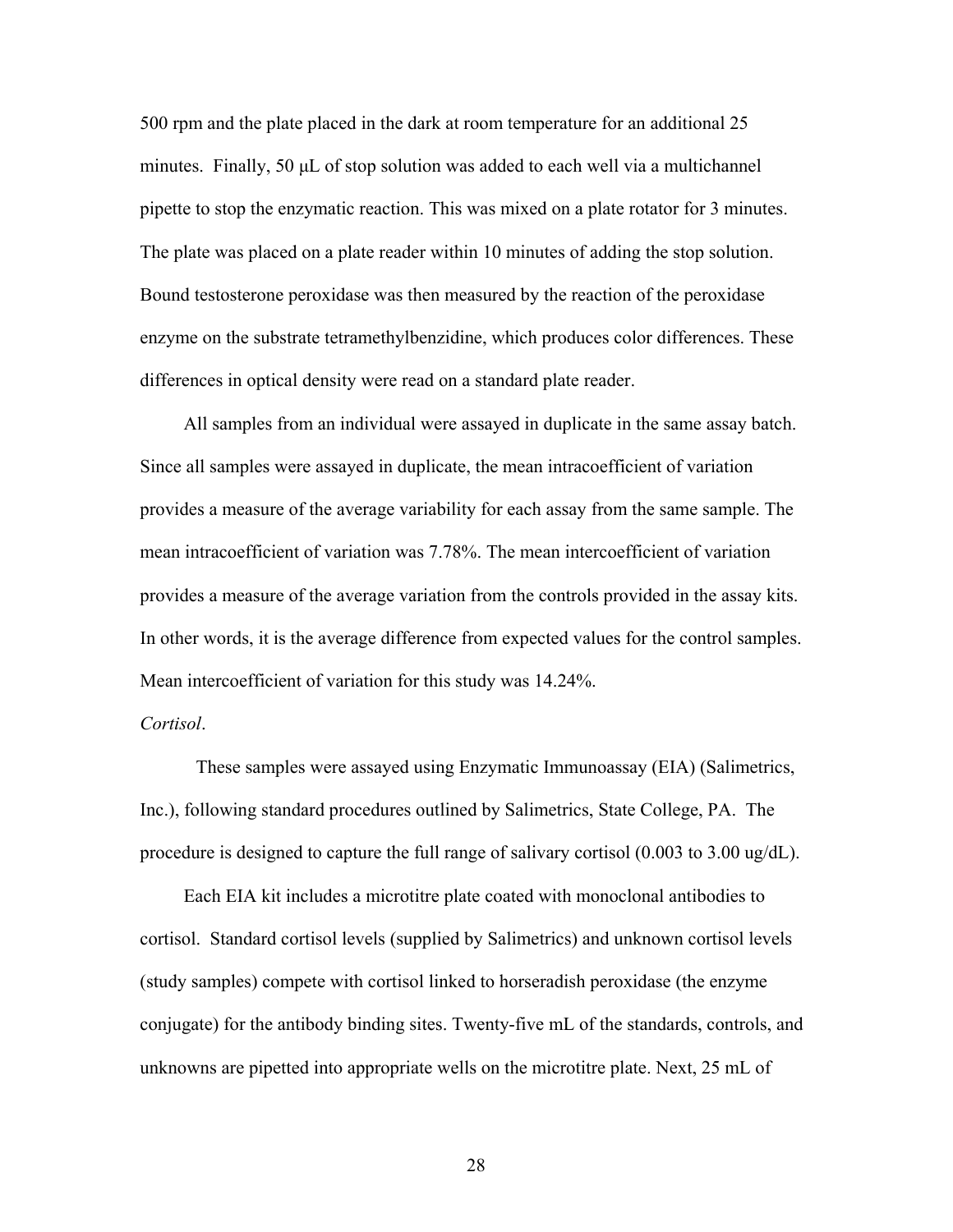500 rpm and the plate placed in the dark at room temperature for an additional 25 minutes. Finally, 50 μL of stop solution was added to each well via a multichannel pipette to stop the enzymatic reaction. This was mixed on a plate rotator for 3 minutes. The plate was placed on a plate reader within 10 minutes of adding the stop solution. Bound testosterone peroxidase was then measured by the reaction of the peroxidase enzyme on the substrate tetramethylbenzidine, which produces color differences. These differences in optical density were read on a standard plate reader.

All samples from an individual were assayed in duplicate in the same assay batch. Since all samples were assayed in duplicate, the mean intracoefficient of variation provides a measure of the average variability for each assay from the same sample. The mean intracoefficient of variation was 7.78%. The mean intercoefficient of variation provides a measure of the average variation from the controls provided in the assay kits. In other words, it is the average difference from expected values for the control samples. Mean intercoefficient of variation for this study was 14.24%.

*Cortisol*.

These samples were assayed using Enzymatic Immunoassay (EIA) (Salimetrics, Inc.), following standard procedures outlined by Salimetrics, State College, PA. The procedure is designed to capture the full range of salivary cortisol (0.003 to 3.00 ug/dL).

Each EIA kit includes a microtitre plate coated with monoclonal antibodies to cortisol. Standard cortisol levels (supplied by Salimetrics) and unknown cortisol levels (study samples) compete with cortisol linked to horseradish peroxidase (the enzyme conjugate) for the antibody binding sites. Twenty-five mL of the standards, controls, and unknowns are pipetted into appropriate wells on the microtitre plate. Next, 25 mL of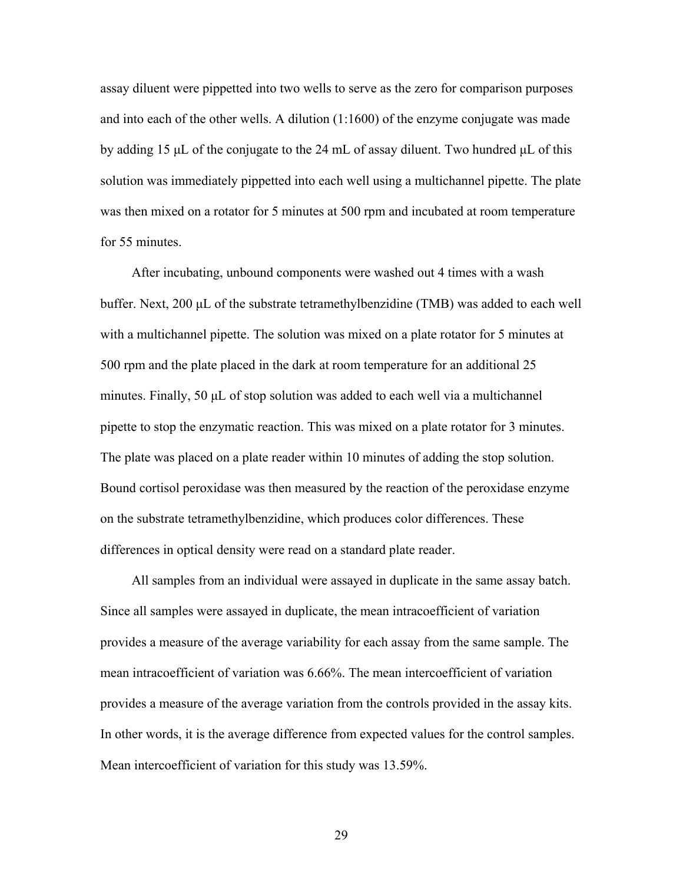assay diluent were pippetted into two wells to serve as the zero for comparison purposes and into each of the other wells. A dilution (1:1600) of the enzyme conjugate was made by adding 15 µL of the conjugate to the 24 mL of assay diluent. Two hundred µL of this solution was immediately pippetted into each well using a multichannel pipette. The plate was then mixed on a rotator for 5 minutes at 500 rpm and incubated at room temperature for 55 minutes.

After incubating, unbound components were washed out 4 times with a wash buffer. Next, 200 µL of the substrate tetramethylbenzidine (TMB) was added to each well with a multichannel pipette. The solution was mixed on a plate rotator for 5 minutes at 500 rpm and the plate placed in the dark at room temperature for an additional 25 minutes. Finally, 50 µL of stop solution was added to each well via a multichannel pipette to stop the enzymatic reaction. This was mixed on a plate rotator for 3 minutes. The plate was placed on a plate reader within 10 minutes of adding the stop solution. Bound cortisol peroxidase was then measured by the reaction of the peroxidase enzyme on the substrate tetramethylbenzidine, which produces color differences. These differences in optical density were read on a standard plate reader.

All samples from an individual were assayed in duplicate in the same assay batch. Since all samples were assayed in duplicate, the mean intracoefficient of variation provides a measure of the average variability for each assay from the same sample. The mean intracoefficient of variation was 6.66%. The mean intercoefficient of variation provides a measure of the average variation from the controls provided in the assay kits. In other words, it is the average difference from expected values for the control samples. Mean intercoefficient of variation for this study was 13.59%.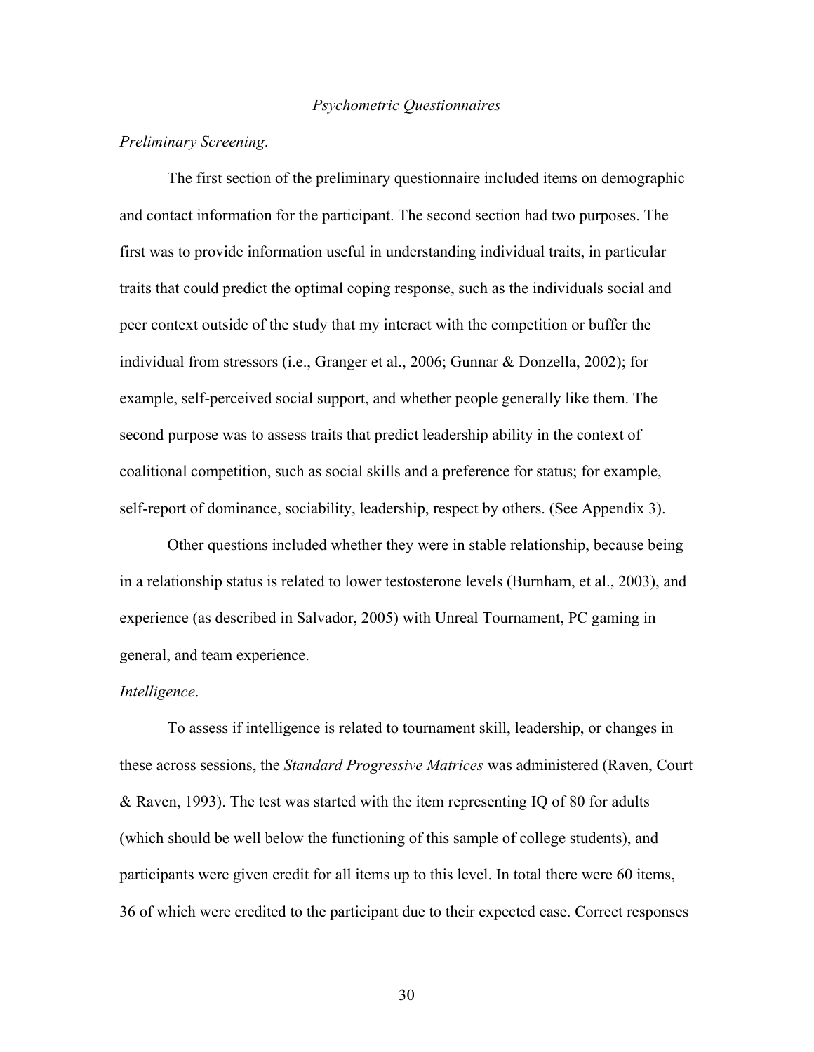*Psychometric Questionnaires*

*Preliminary Screening*.

The first section of the preliminary questionnaire included items on demographic and contact information for the participant. The second section had two purposes. The first was to provide information useful in understanding individual traits, in particular traits that could predict the optimal coping response, such as the individuals social and peer context outside of the study that my interact with the competition or buffer the individual from stressors (i.e., Granger et al., 2006; Gunnar & Donzella, 2002); for example, self-perceived social support, and whether people generally like them. The second purpose was to assess traits that predict leadership ability in the context of coalitional competition, such as social skills and a preference for status; for example, self-report of dominance, sociability, leadership, respect by others. (See Appendix 3).

Other questions included whether they were in stable relationship, because being in a relationship status is related to lower testosterone levels (Burnham, et al., 2003), and experience (as described in Salvador, 2005) with Unreal Tournament, PC gaming in general, and team experience.

*Intelligence*.

To assess if intelligence is related to tournament skill, leadership, or changes in these across sessions, the *Standard Progressive Matrices* was administered (Raven, Court & Raven, 1993). The test was started with the item representing IQ of 80 for adults (which should be well below the functioning of this sample of college students), and participants were given credit for all items up to this level. In total there were 60 items, 36 of which were credited to the participant due to their expected ease. Correct responses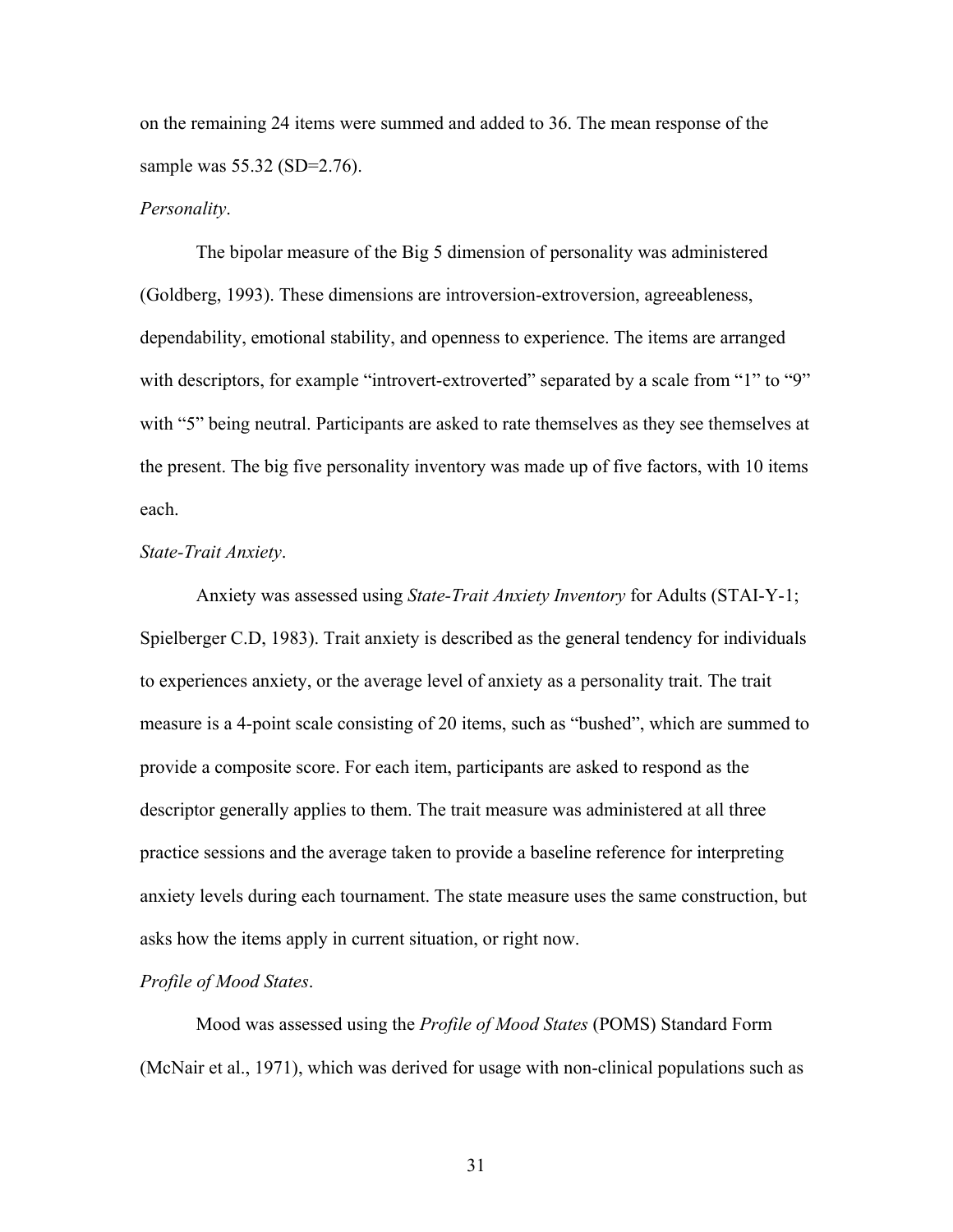on the remaining 24 items were summed and added to 36. The mean response of the sample was 55.32 (SD=2.76).

*Personality*.

The bipolar measure of the Big 5 dimension of personality was administered (Goldberg, 1993). These dimensions are introversion-extroversion, agreeableness, dependability, emotional stability, and openness to experience. The items are arranged with descriptors, for example "introvert-extroverted" separated by a scale from "1" to "9" with "5" being neutral. Participants are asked to rate themselves as they see themselves at the present. The big five personality inventory was made up of five factors, with 10 items each.

*State-Trait Anxiety*.

Anxiety was assessed using *State-Trait Anxiety Inventory* for Adults (STAI-Y-1; Spielberger C.D, 1983). Trait anxiety is described as the general tendency for individuals to experiences anxiety, or the average level of anxiety as a personality trait. The trait measure is a 4-point scale consisting of 20 items, such as "bushed", which are summed to provide a composite score. For each item, participants are asked to respond as the descriptor generally applies to them. The trait measure was administered at all three practice sessions and the average taken to provide a baseline reference for interpreting anxiety levels during each tournament. The state measure uses the same construction, but asks how the items apply in current situation, or right now.

*Profile of Mood States*.

Mood was assessed using the *Profile of Mood States* (POMS) Standard Form (McNair et al., 1971), which was derived for usage with non-clinical populations such as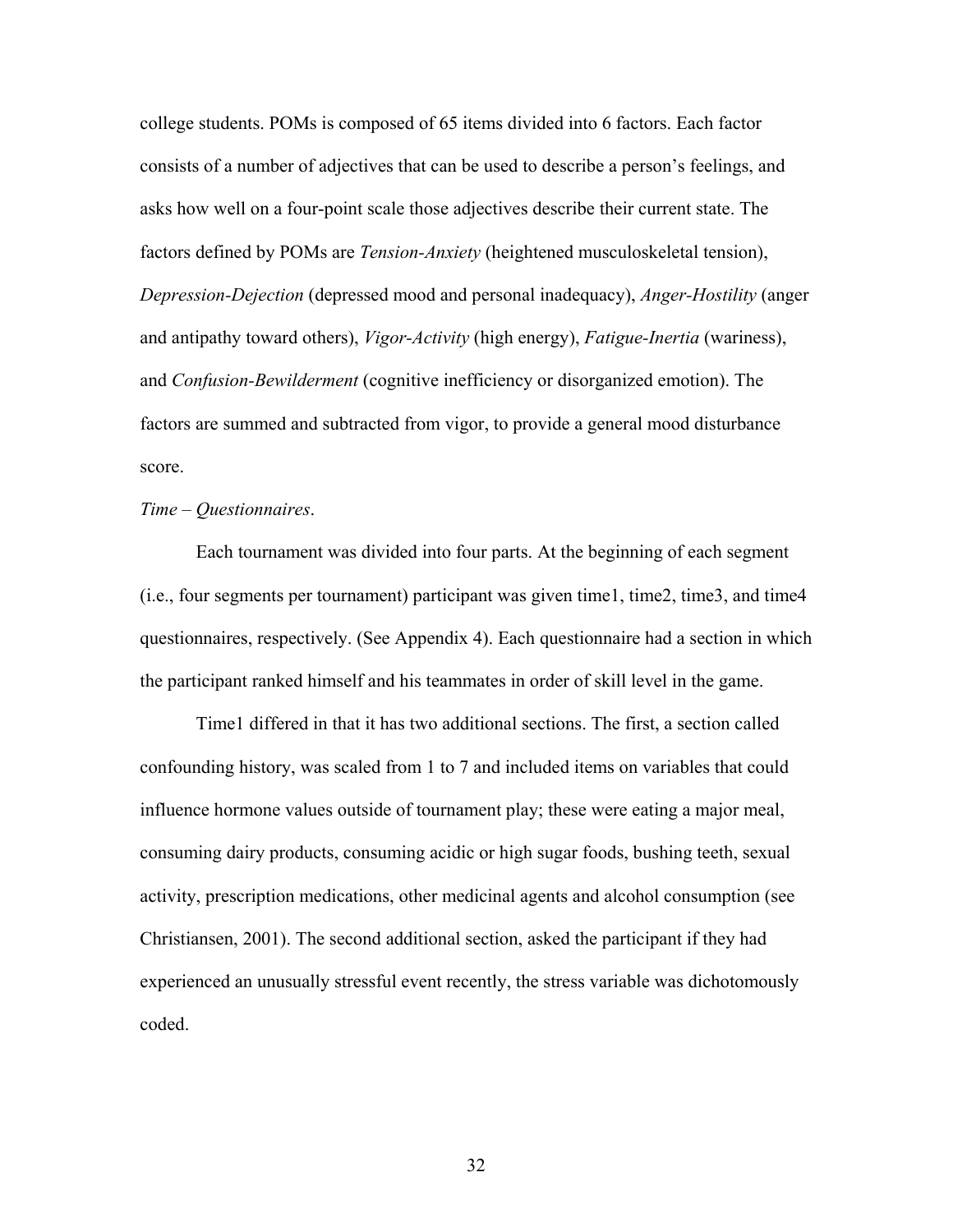college students. POMs is composed of 65 items divided into 6 factors. Each factor consists of a number of adjectives that can be used to describe a person's feelings, and asks how well on a four-point scale those adjectives describe their current state. The factors defined by POMs are *Tension-Anxiety* (heightened musculoskeletal tension), *Depression-Dejection* (depressed mood and personal inadequacy), *Anger-Hostility* (anger and antipathy toward others), *Vigor-Activity* (high energy), *Fatigue-Inertia* (wariness), and *Confusion-Bewilderment* (cognitive inefficiency or disorganized emotion). The factors are summed and subtracted from vigor, to provide a general mood disturbance score.

*Time – Questionnaires*.

Each tournament was divided into four parts. At the beginning of each segment (i.e., four segments per tournament) participant was given time1, time2, time3, and time4 questionnaires, respectively. (See Appendix 4). Each questionnaire had a section in which the participant ranked himself and his teammates in order of skill level in the game.

Time1 differed in that it has two additional sections. The first, a section called confounding history, was scaled from 1 to 7 and included items on variables that could influence hormone values outside of tournament play; these were eating a major meal, consuming dairy products, consuming acidic or high sugar foods, bushing teeth, sexual activity, prescription medications, other medicinal agents and alcohol consumption (see Christiansen, 2001). The second additional section, asked the participant if they had experienced an unusually stressful event recently, the stress variable was dichotomously coded.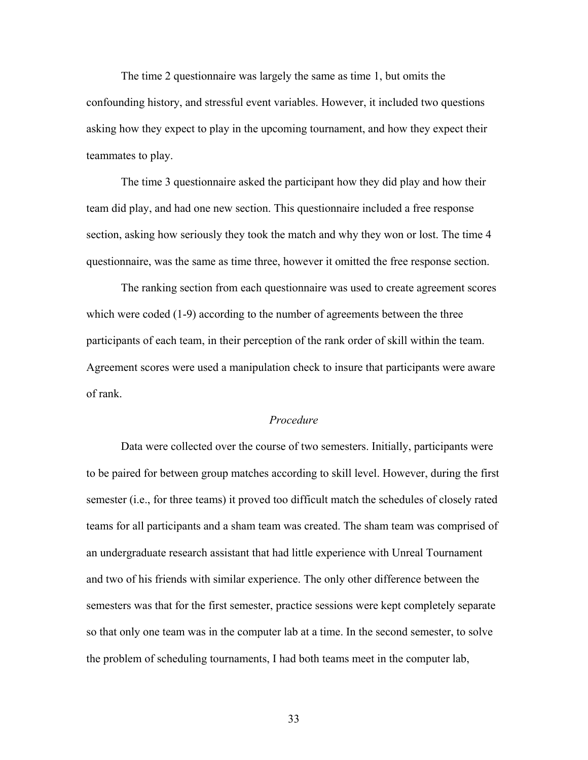The time 2 questionnaire was largely the same as time 1, but omits the confounding history, and stressful event variables. However, it included two questions asking how they expect to play in the upcoming tournament, and how they expect their teammates to play.

The time 3 questionnaire asked the participant how they did play and how their team did play, and had one new section. This questionnaire included a free response section, asking how seriously they took the match and why they won or lost. The time 4 questionnaire, was the same as time three, however it omitted the free response section.

The ranking section from each questionnaire was used to create agreement scores which were coded (1-9) according to the number of agreements between the three participants of each team, in their perception of the rank order of skill within the team. Agreement scores were used a manipulation check to insure that participants were aware of rank.

### *Procedure*

Data were collected over the course of two semesters. Initially, participants were to be paired for between group matches according to skill level. However, during the first semester (i.e., for three teams) it proved too difficult match the schedules of closely rated teams for all participants and a sham team was created. The sham team was comprised of an undergraduate research assistant that had little experience with Unreal Tournament and two of his friends with similar experience. The only other difference between the semesters was that for the first semester, practice sessions were kept completely separate so that only one team was in the computer lab at a time. In the second semester, to solve the problem of scheduling tournaments, I had both teams meet in the computer lab,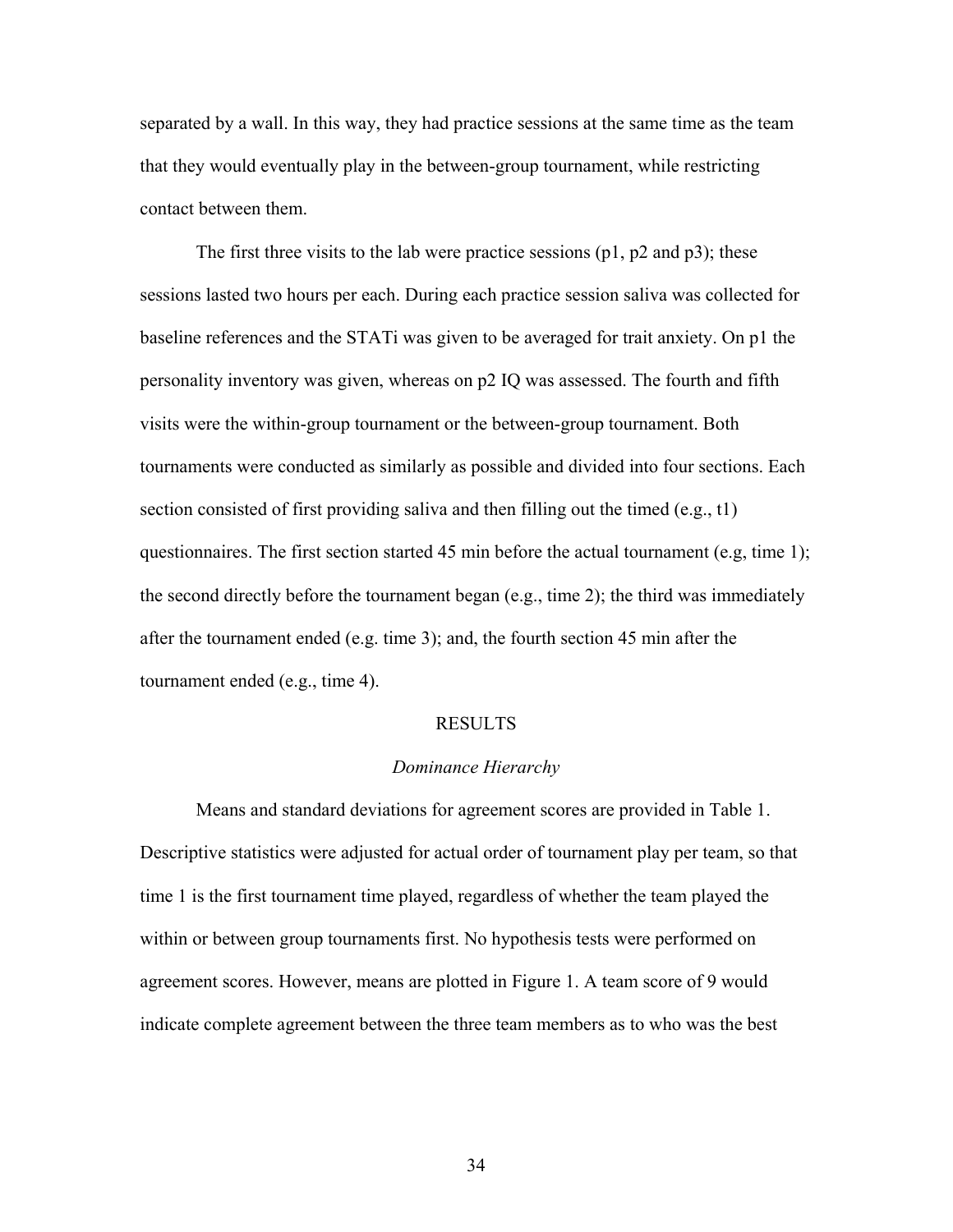separated by a wall. In this way, they had practice sessions at the same time as the team that they would eventually play in the between-group tournament, while restricting contact between them.

The first three visits to the lab were practice sessions (p1, p2 and p3); these sessions lasted two hours per each. During each practice session saliva was collected for baseline references and the STATi was given to be averaged for trait anxiety. On p1 the personality inventory was given, whereas on p2 IQ was assessed. The fourth and fifth visits were the within-group tournament or the between-group tournament. Both tournaments were conducted as similarly as possible and divided into four sections. Each section consisted of first providing saliva and then filling out the timed (e.g., t1) questionnaires. The first section started 45 min before the actual tournament (e.g, time 1); the second directly before the tournament began (e.g., time 2); the third was immediately after the tournament ended (e.g. time 3); and, the fourth section 45 min after the tournament ended (e.g., time 4).

## RESULTS

### *Dominance Hierarchy*

Means and standard deviations for agreement scores are provided in Table 1. Descriptive statistics were adjusted for actual order of tournament play per team, so that time 1 is the first tournament time played, regardless of whether the team played the within or between group tournaments first. No hypothesis tests were performed on agreement scores. However, means are plotted in Figure 1. A team score of 9 would indicate complete agreement between the three team members as to who was the best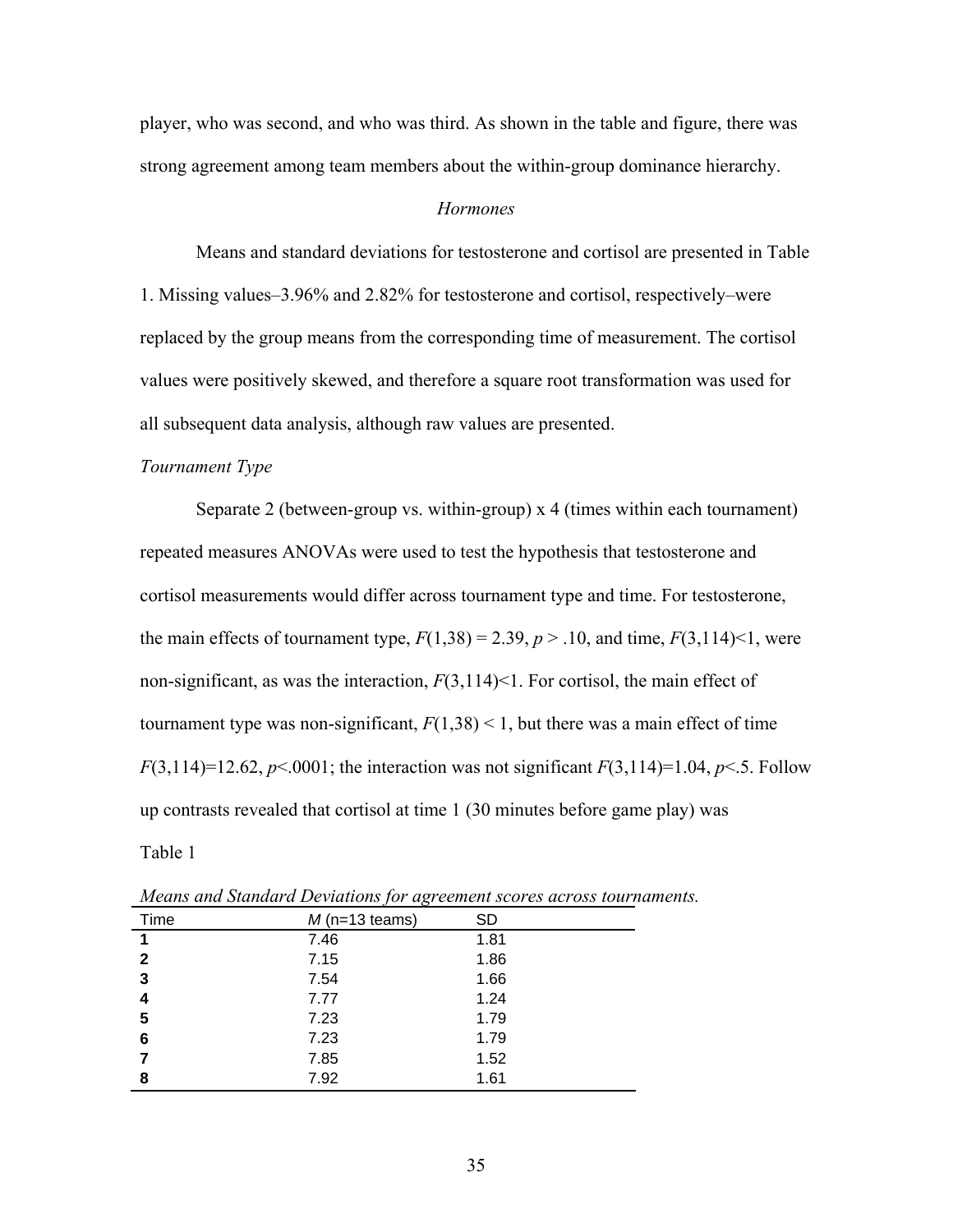player, who was second, and who was third. As shown in the table and figure, there was strong agreement among team members about the within-group dominance hierarchy.

### *Hormones*

Means and standard deviations for testosterone and cortisol are presented in Table 1. Missing values–3.96% and 2.82% for testosterone and cortisol, respectively–were replaced by the group means from the corresponding time of measurement. The cortisol values were positively skewed, and therefore a square root transformation was used for all subsequent data analysis, although raw values are presented.

*Tournament Type*

Separate 2 (between-group vs. within-group) x 4 (times within each tournament) repeated measures ANOVAs were used to test the hypothesis that testosterone and cortisol measurements would differ across tournament type and time. For testosterone, the main effects of tournament type, $F(1,38) = 2.39$, $p > .10$, and time, $F(3,114) < 1$, were non-significant, as was the interaction, $F(3,114) < 1$. For cortisol, the main effect of tournament type was non-significant, $F(1,38) < 1$, but there was a main effect of time $F(3,114) = 12.62$, $p < .0001$; the interaction was not significant $F(3,114) = 1.04$, $p < .5$. Follow up contrasts revealed that cortisol at time 1 (30 minutes before game play) was

Table 1

*Means and Standard Deviations for agreement scores across tournaments.*

| Time | *M* (n=13 teams) | SD |
|---|---|---|
| **1** | 7.46 | 1.81 |
| **2** | 7.15 | 1.86 |
| **3** | 7.54 | 1.66 |
| **4** | 7.77 | 1.24 |
| **5** | 7.23 | 1.79 |
| **6** | 7.23 | 1.79 |
| **7** | 7.85 | 1.52 |
| **8** | 7.92 | 1.61 |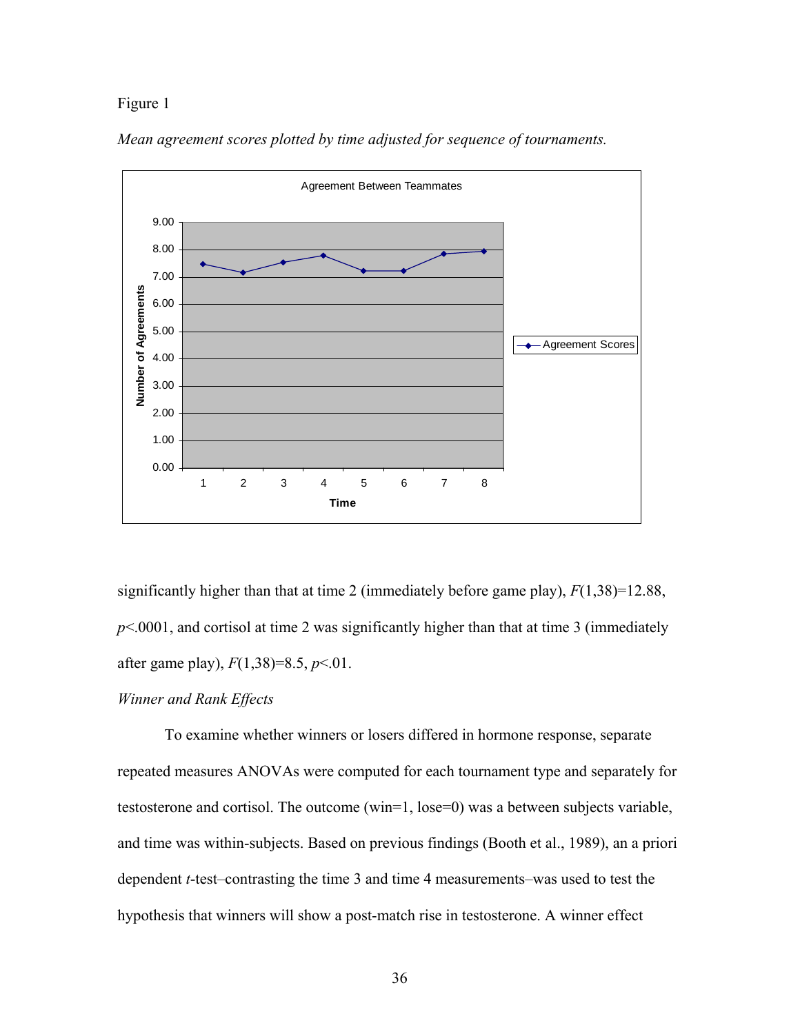Figure 1

*Mean agreement scores plotted by time adjusted for sequence of tournaments.*

significantly higher than that at time 2 (immediately before game play), $F(1,38)=12.88$, $p<.0001$, and cortisol at time 2 was significantly higher than that at time 3 (immediately after game play), $F(1,38)=8.5$, $p<.01$.

*Winner and Rank Effects*

To examine whether winners or losers differed in hormone response, separate repeated measures ANOVAs were computed for each tournament type and separately for testosterone and cortisol. The outcome (win=1, lose=0) was a between subjects variable, and time was within-subjects. Based on previous findings (Booth et al., 1989), an a priori dependent *t*-test–contrasting the time 3 and time 4 measurements–was used to test the hypothesis that winners will show a post-match rise in testosterone. A winner effect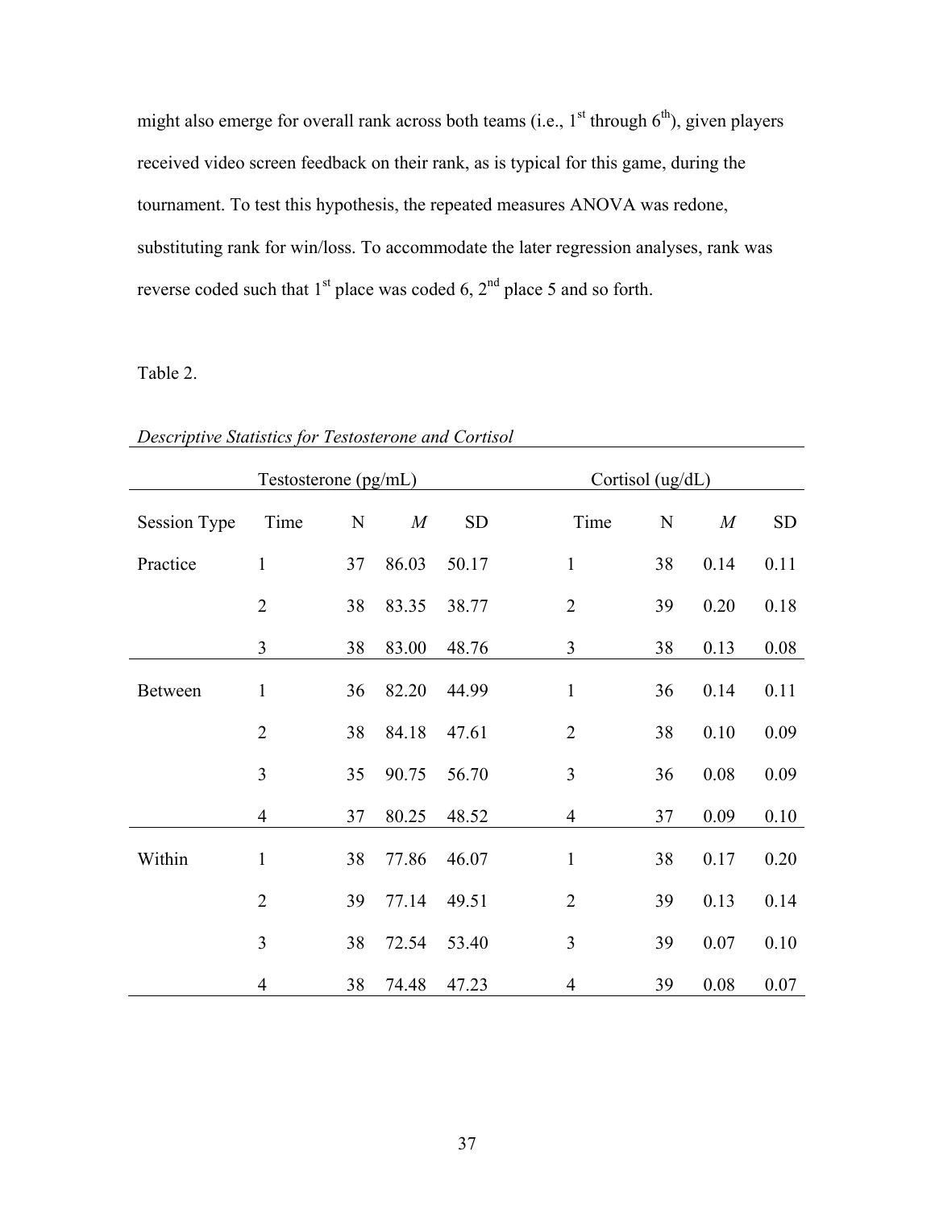might also emerge for overall rank across both teams (i.e., 1st through 6th), given players received video screen feedback on their rank, as is typical for this game, during the tournament. To test this hypothesis, the repeated measures ANOVA was redone, substituting rank for win/loss. To accommodate the later regression analyses, rank was reverse coded such that 1st place was coded 6, 2nd place 5 and so forth.

Table 2.

*Descriptive Statistics for Testosterone and Cortisol*

| | Testosterone (pg/mL) | | | | Cortisol (ug/dL) | | | |
|---|---|---|---|---|---|---|---|---|
| Session Type | Time | N | *M* | SD | Time | N | *M* | SD |
| Practice | 1 | 37 | 86.03 | 50.17 | 1 | 38 | 0.14 | 0.11 |
| | 2 | 38 | 83.35 | 38.77 | 2 | 39 | 0.20 | 0.18 |
| | 3 | 38 | 83.00 | 48.76 | 3 | 38 | 0.13 | 0.08 |
| Between | 1 | 36 | 82.20 | 44.99 | 1 | 36 | 0.14 | 0.11 |
| | 2 | 38 | 84.18 | 47.61 | 2 | 38 | 0.10 | 0.09 |
| | 3 | 35 | 90.75 | 56.70 | 3 | 36 | 0.08 | 0.09 |
| | 4 | 37 | 80.25 | 48.52 | 4 | 37 | 0.09 | 0.10 |
| Within | 1 | 38 | 77.86 | 46.07 | 1 | 38 | 0.17 | 0.20 |
| | 2 | 39 | 77.14 | 49.51 | 2 | 39 | 0.13 | 0.14 |
| | 3 | 38 | 72.54 | 53.40 | 3 | 39 | 0.07 | 0.10 |
| | 4 | 38 | 74.48 | 47.23 | 4 | 39 | 0.08 | 0.07 |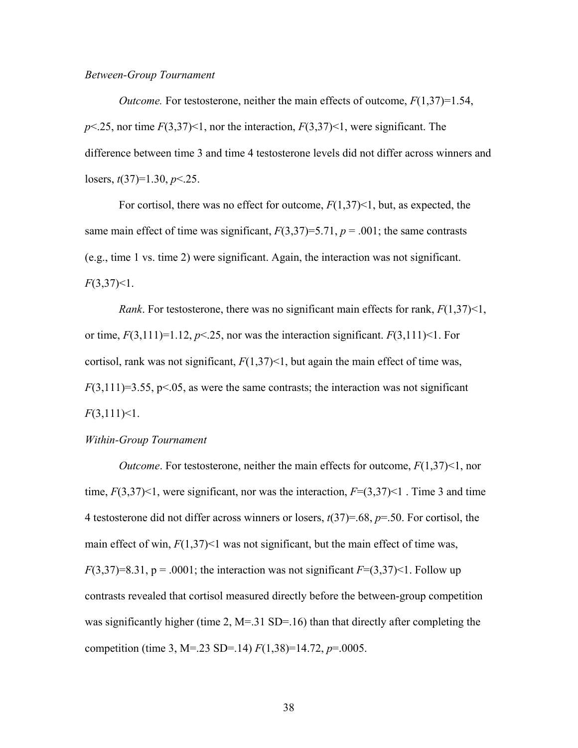*Between-Group Tournament*

*Outcome.* For testosterone, neither the main effects of outcome, $F(1,37)=1.54$, $p<.25$, nor time $F(3,37)<1$, nor the interaction, $F(3,37)<1$, were significant. The difference between time 3 and time 4 testosterone levels did not differ across winners and losers, $t(37)=1.30$, $p<.25$.

For cortisol, there was no effect for outcome, $F(1,37)<1$, but, as expected, the same main effect of time was significant, $F(3,37)=5.71$, $p = .001$; the same contrasts (e.g., time 1 vs. time 2) were significant. Again, the interaction was not significant. $F(3,37)<1$.

*Rank*. For testosterone, there was no significant main effects for rank, $F(1,37)<1$, or time, $F(3,111)=1.12$, $p<.25$, nor was the interaction significant. $F(3,111)<1$. For cortisol, rank was not significant, $F(1,37)<1$, but again the main effect of time was, $F(3,111)=3.55$, $p<.05$, as were the same contrasts; the interaction was not significant $F(3,111)<1$.

*Within-Group Tournament*

*Outcome*. For testosterone, neither the main effects for outcome, $F(1,37)<1$, nor time, $F(3,37)<1$, were significant, nor was the interaction, $F=(3,37)<1$ . Time 3 and time 4 testosterone did not differ across winners or losers, $t(37)=.68$, $p=.50$. For cortisol, the main effect of win, $F(1,37)<1$ was not significant, but the main effect of time was, $F(3,37)=8.31$, $p = .0001$; the interaction was not significant $F=(3,37)<1$. Follow up contrasts revealed that cortisol measured directly before the between-group competition was significantly higher (time 2, M=.31 SD=.16) than that directly after completing the competition (time 3, M=.23 SD=.14) $F(1,38)=14.72$, $p=.0005$.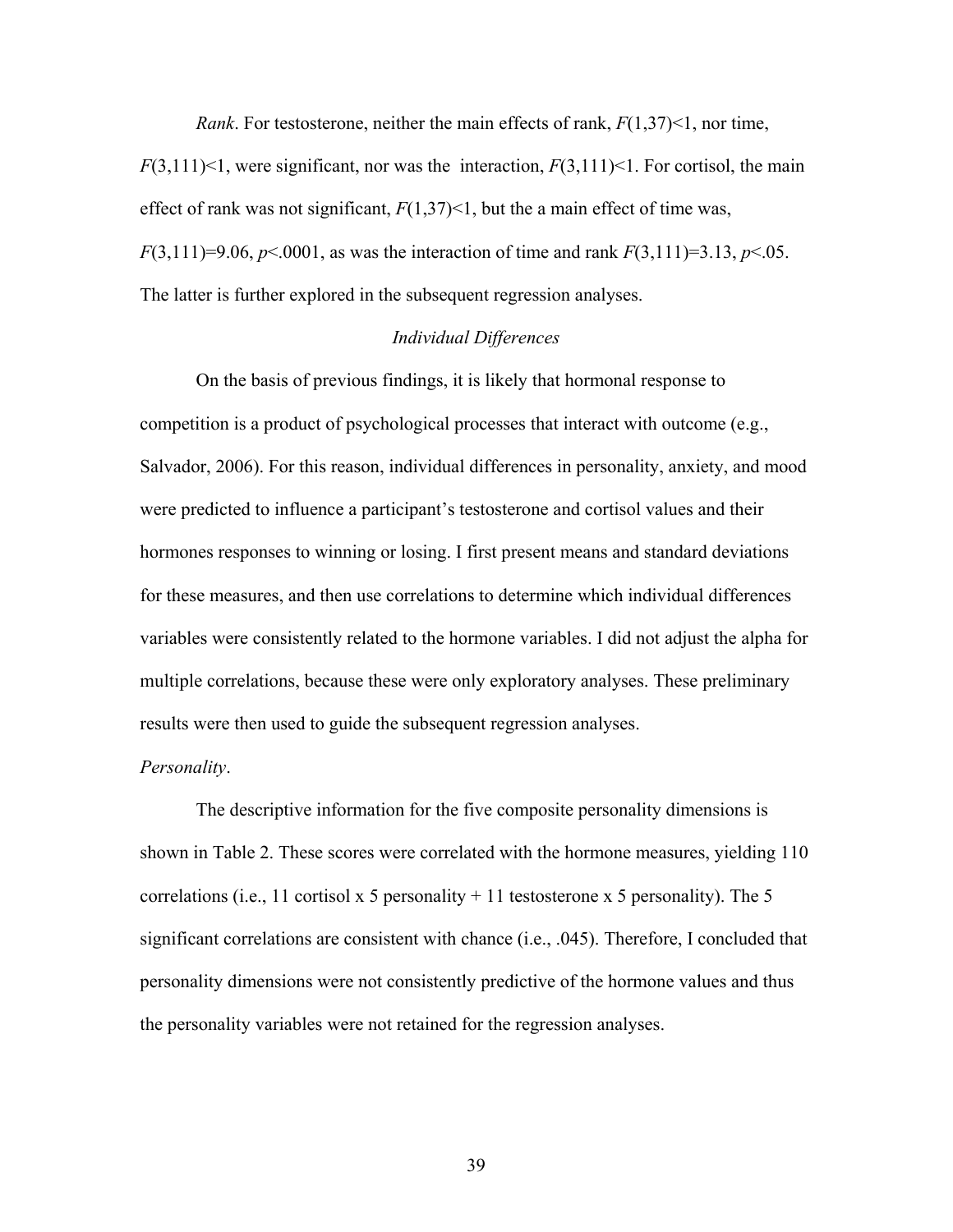*Rank*. For testosterone, neither the main effects of rank, $F(1,37)<1$, nor time, $F(3,111)<1$, were significant, nor was the interaction, $F(3,111)<1$. For cortisol, the main effect of rank was not significant, $F(1,37)<1$, but the a main effect of time was, $F(3,111)=9.06$, $p<.0001$, as was the interaction of time and rank $F(3,111)=3.13$, $p<.05$. The latter is further explored in the subsequent regression analyses.

### *Individual Differences*

On the basis of previous findings, it is likely that hormonal response to competition is a product of psychological processes that interact with outcome (e.g., Salvador, 2006). For this reason, individual differences in personality, anxiety, and mood were predicted to influence a participant's testosterone and cortisol values and their hormones responses to winning or losing. I first present means and standard deviations for these measures, and then use correlations to determine which individual differences variables were consistently related to the hormone variables. I did not adjust the alpha for multiple correlations, because these were only exploratory analyses. These preliminary results were then used to guide the subsequent regression analyses.

#### *Personality*.

The descriptive information for the five composite personality dimensions is shown in Table 2. These scores were correlated with the hormone measures, yielding 110 correlations (i.e., 11 cortisol x 5 personality + 11 testosterone x 5 personality). The 5 significant correlations are consistent with chance (i.e., .045). Therefore, I concluded that personality dimensions were not consistently predictive of the hormone values and thus the personality variables were not retained for the regression analyses.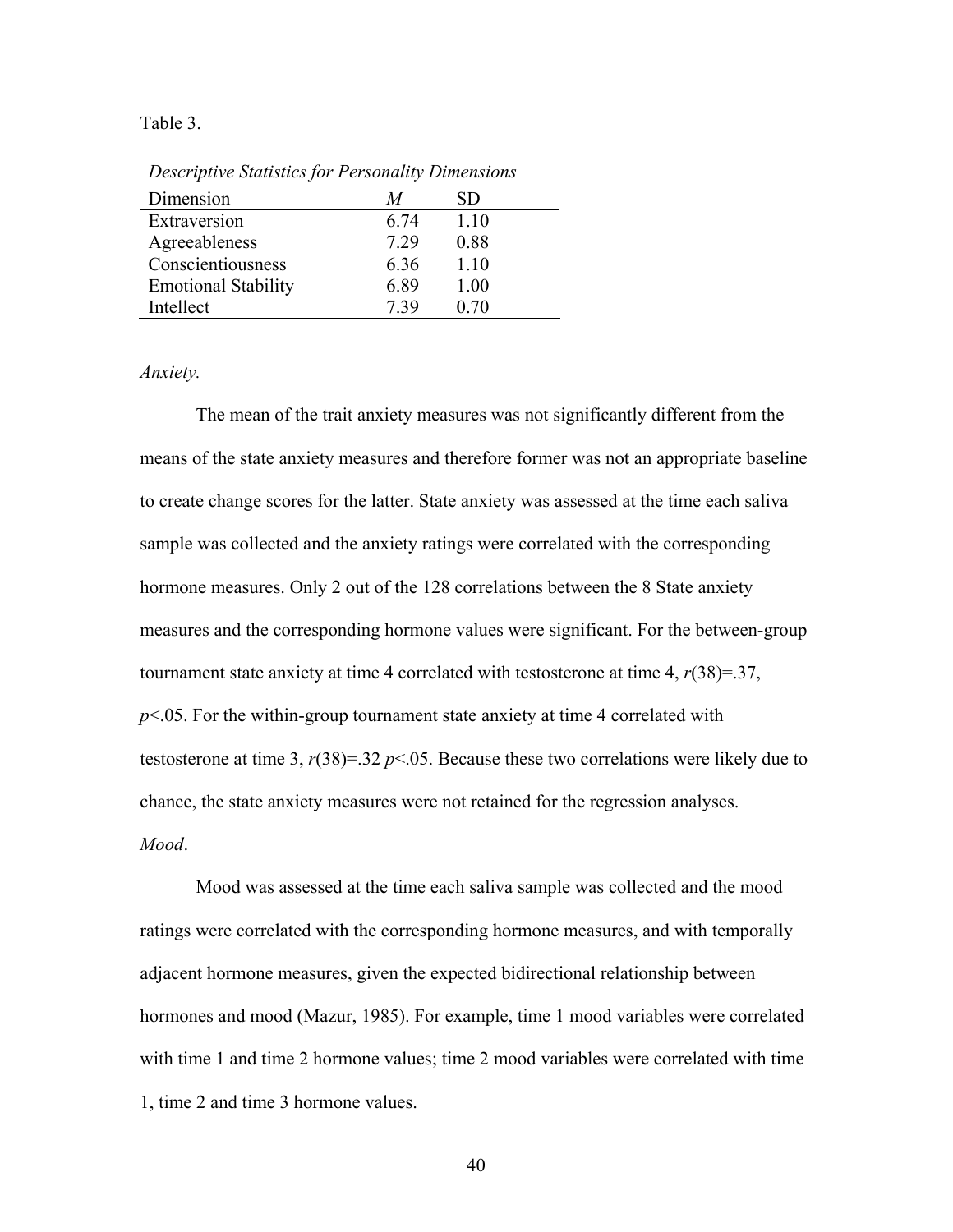Table 3.

*Descriptive Statistics for Personality Dimensions*

| Dimension | *M* | SD |
|---|---|---|
| Extraversion | 6.74 | 1.10 |
| Agreeableness | 7.29 | 0.88 |
| Conscientiousness | 6.36 | 1.10 |
| Emotional Stability | 6.89 | 1.00 |
| Intellect | 7.39 | 0.70 |

*Anxiety.*

The mean of the trait anxiety measures was not significantly different from the means of the state anxiety measures and therefore former was not an appropriate baseline to create change scores for the latter. State anxiety was assessed at the time each saliva sample was collected and the anxiety ratings were correlated with the corresponding hormone measures. Only 2 out of the 128 correlations between the 8 State anxiety measures and the corresponding hormone values were significant. For the between-group tournament state anxiety at time 4 correlated with testosterone at time 4, $r(38)=.37$, $p<.05$. For the within-group tournament state anxiety at time 4 correlated with testosterone at time 3, $r(38)=.32$ $p<.05$. Because these two correlations were likely due to chance, the state anxiety measures were not retained for the regression analyses.

*Mood*.

Mood was assessed at the time each saliva sample was collected and the mood ratings were correlated with the corresponding hormone measures, and with temporally adjacent hormone measures, given the expected bidirectional relationship between hormones and mood (Mazur, 1985). For example, time 1 mood variables were correlated with time 1 and time 2 hormone values; time 2 mood variables were correlated with time 1, time 2 and time 3 hormone values.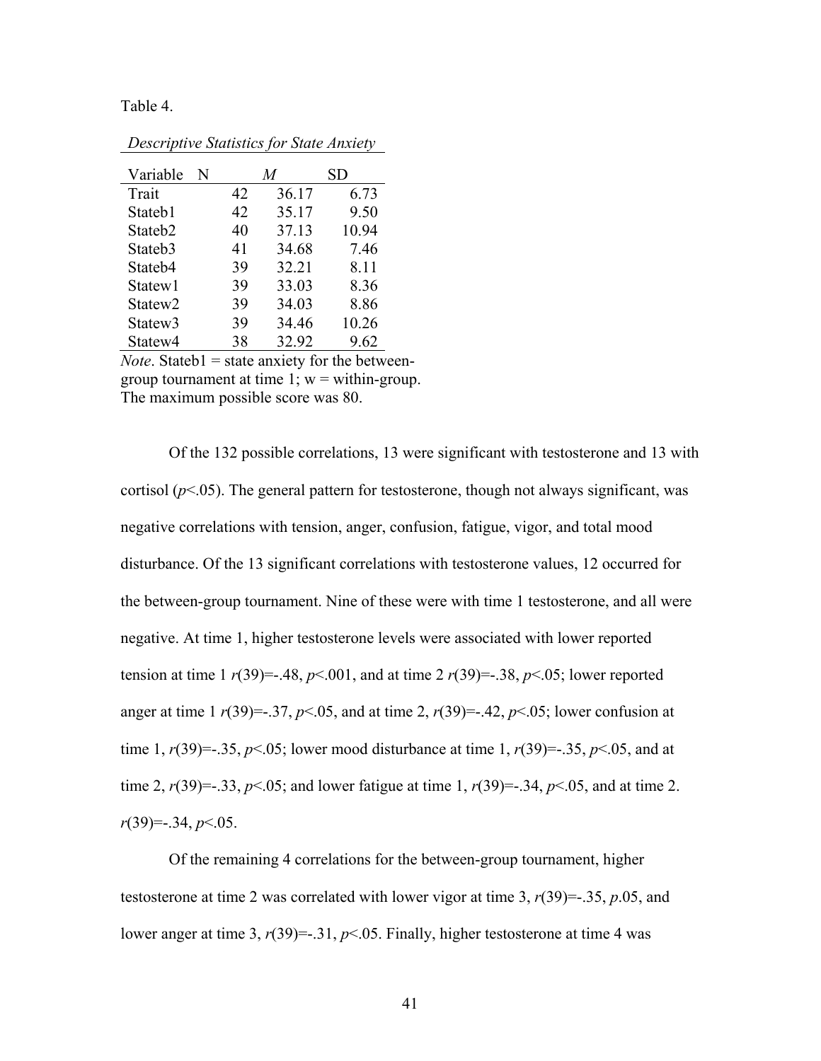Table 4.

*Descriptive Statistics for State Anxiety*

| Variable | N | *M* | SD |
|---|---|---|---|
| Trait | 42 | 36.17 | 6.73 |
| Stateb1 | 42 | 35.17 | 9.50 |
| Stateb2 | 40 | 37.13 | 10.94 |
| Stateb3 | 41 | 34.68 | 7.46 |
| Stateb4 | 39 | 32.21 | 8.11 |
| Statew1 | 39 | 33.03 | 8.36 |
| Statew2 | 39 | 34.03 | 8.86 |
| Statew3 | 39 | 34.46 | 10.26 |
| Statew4 | 38 | 32.92 | 9.62 |

*Note*. Stateb1 = state anxiety for the between-group tournament at time 1; w = within-group. The maximum possible score was 80.

Of the 132 possible correlations, 13 were significant with testosterone and 13 with cortisol ($p$<.05). The general pattern for testosterone, though not always significant, was negative correlations with tension, anger, confusion, fatigue, vigor, and total mood disturbance. Of the 13 significant correlations with testosterone values, 12 occurred for the between-group tournament. Nine of these were with time 1 testosterone, and all were negative. At time 1, higher testosterone levels were associated with lower reported tension at time 1 $r(39)$=-.48, $p$<.001, and at time 2 $r(39)$=-.38, $p$<.05; lower reported anger at time 1 $r(39)$=-.37, $p$<.05, and at time 2, $r(39)$=-.42, $p$<.05; lower confusion at time 1, $r(39)$=-.35, $p$<.05; lower mood disturbance at time 1, $r(39)$=-.35, $p$<.05, and at time 2, $r(39)$=-.33, $p$<.05; and lower fatigue at time 1, $r(39)$=-.34, $p$<.05, and at time 2. $r(39)$=-.34, $p$<.05.

Of the remaining 4 correlations for the between-group tournament, higher testosterone at time 2 was correlated with lower vigor at time 3, $r(39)$=-.35, $p$.05, and lower anger at time 3, $r(39)$=-.31, $p$<.05. Finally, higher testosterone at time 4 was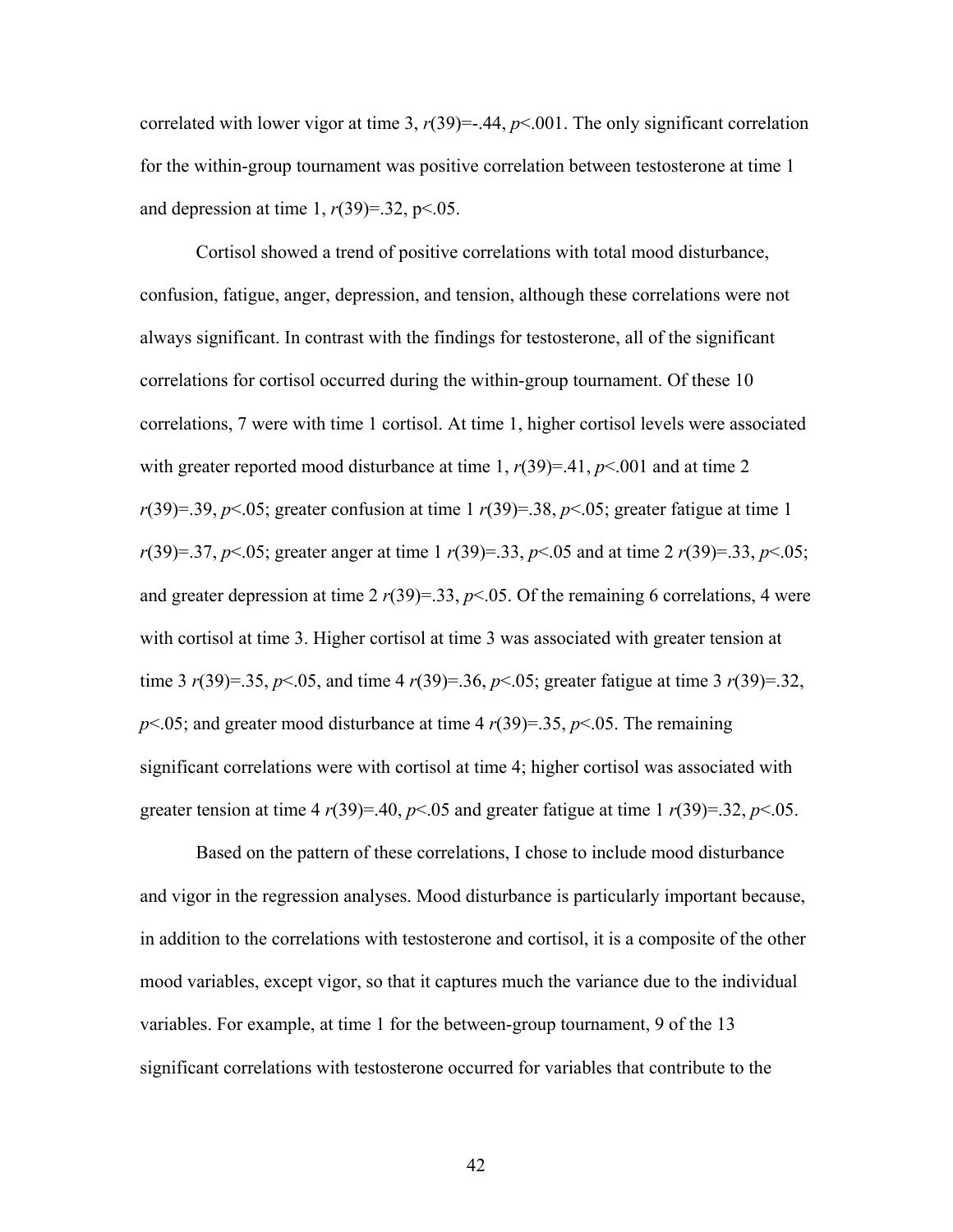correlated with lower vigor at time 3, $r(39)=-.44$, $p<.001$. The only significant correlation for the within-group tournament was positive correlation between testosterone at time 1 and depression at time 1, $r(39)=.32$, $p<.05$.

Cortisol showed a trend of positive correlations with total mood disturbance, confusion, fatigue, anger, depression, and tension, although these correlations were not always significant. In contrast with the findings for testosterone, all of the significant correlations for cortisol occurred during the within-group tournament. Of these 10 correlations, 7 were with time 1 cortisol. At time 1, higher cortisol levels were associated with greater reported mood disturbance at time 1, $r(39)=.41$, $p<.001$ and at time 2 $r(39)=.39$, $p<.05$; greater confusion at time 1 $r(39)=.38$, $p<.05$; greater fatigue at time 1 $r(39)=.37$, $p<.05$; greater anger at time 1 $r(39)=.33$, $p<.05$ and at time 2 $r(39)=.33$, $p<.05$; and greater depression at time 2 $r(39)=.33$, $p<.05$. Of the remaining 6 correlations, 4 were with cortisol at time 3. Higher cortisol at time 3 was associated with greater tension at time 3 $r(39)=.35$, $p<.05$, and time 4 $r(39)=.36$, $p<.05$; greater fatigue at time 3 $r(39)=.32$, $p<.05$; and greater mood disturbance at time 4 $r(39)=.35$, $p<.05$. The remaining significant correlations were with cortisol at time 4; higher cortisol was associated with greater tension at time 4 $r(39)=.40$, $p<.05$ and greater fatigue at time 1 $r(39)=.32$, $p<.05$.

Based on the pattern of these correlations, I chose to include mood disturbance and vigor in the regression analyses. Mood disturbance is particularly important because, in addition to the correlations with testosterone and cortisol, it is a composite of the other mood variables, except vigor, so that it captures much the variance due to the individual variables. For example, at time 1 for the between-group tournament, 9 of the 13 significant correlations with testosterone occurred for variables that contribute to the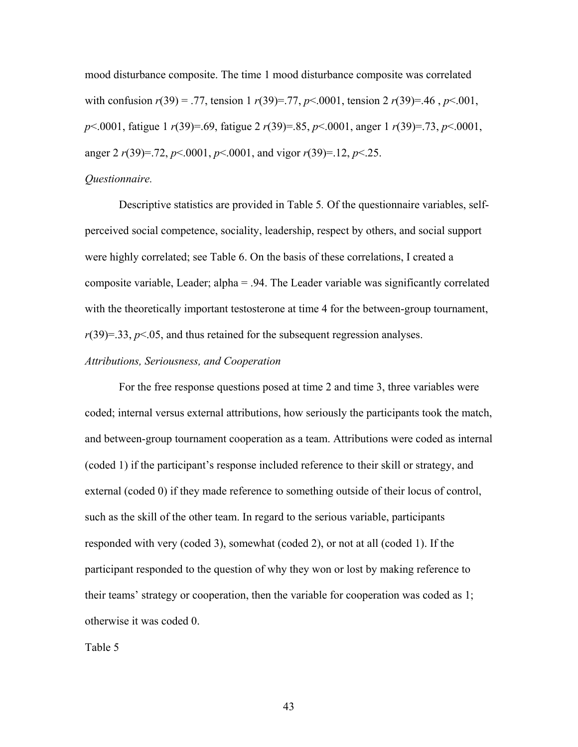mood disturbance composite. The time 1 mood disturbance composite was correlated with confusion $r(39) = .77$, tension 1 $r(39)=.77$, $p<.0001$, tension 2 $r(39)=.46$ , $p<.001$, $p<.0001$, fatigue 1 $r(39)=.69$, fatigue 2 $r(39)=.85$, $p<.0001$, anger 1 $r(39)=.73$, $p<.0001$, anger 2 $r(39)=.72$, $p<.0001$, $p<.0001$, and vigor $r(39)=.12$, $p<.25$.

*Questionnaire.*

Descriptive statistics are provided in Table 5. Of the questionnaire variables, self-perceived social competence, sociality, leadership, respect by others, and social support were highly correlated; see Table 6. On the basis of these correlations, I created a composite variable, Leader; alpha = .94. The Leader variable was significantly correlated with the theoretically important testosterone at time 4 for the between-group tournament, $r(39)=.33$, $p<.05$, and thus retained for the subsequent regression analyses.

*Attributions, Seriousness, and Cooperation*

For the free response questions posed at time 2 and time 3, three variables were coded; internal versus external attributions, how seriously the participants took the match, and between-group tournament cooperation as a team. Attributions were coded as internal (coded 1) if the participant's response included reference to their skill or strategy, and external (coded 0) if they made reference to something outside of their locus of control, such as the skill of the other team. In regard to the serious variable, participants responded with very (coded 3), somewhat (coded 2), or not at all (coded 1). If the participant responded to the question of why they won or lost by making reference to their teams' strategy or cooperation, then the variable for cooperation was coded as 1; otherwise it was coded 0.

Table 5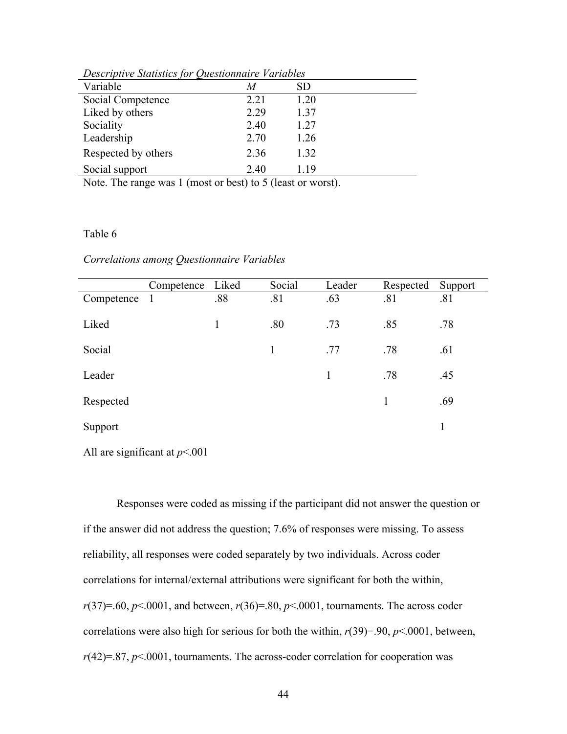*Descriptive Statistics for Questionnaire Variables*

| Variable | *M* | SD |
|---|---|---|
| Social Competence | 2.21 | 1.20 |
| Liked by others | 2.29 | 1.37 |
| Sociality | 2.40 | 1.27 |
| Leadership | 2.70 | 1.26 |
| Respected by others | 2.36 | 1.32 |
| Social support | 2.40 | 1.19 |

Note. The range was 1 (most or best) to 5 (least or worst).

Table 6

*Correlations among Questionnaire Variables*

| | Competence | Liked | Social | Leader | Respected | Support |
|---|---|---|---|---|---|---|
| Competence | 1 | .88 | .81 | .63 | .81 | .81 |
| Liked | | 1 | .80 | .73 | .85 | .78 |
| Social | | | 1 | .77 | .78 | .61 |
| Leader | | | | 1 | .78 | .45 |
| Respected | | | | | 1 | .69 |
| Support | | | | | | 1 |

All are significant at $p<.001$

Responses were coded as missing if the participant did not answer the question or if the answer did not address the question; 7.6% of responses were missing. To assess reliability, all responses were coded separately by two individuals. Across coder correlations for internal/external attributions were significant for both the within, $r(37)=.60$, $p<.0001$, and between, $r(36)=.80$, $p<.0001$, tournaments. The across coder correlations were also high for serious for both the within, $r(39)=.90$, $p<.0001$, between, $r(42)=.87$, $p<.0001$, tournaments. The across-coder correlation for cooperation was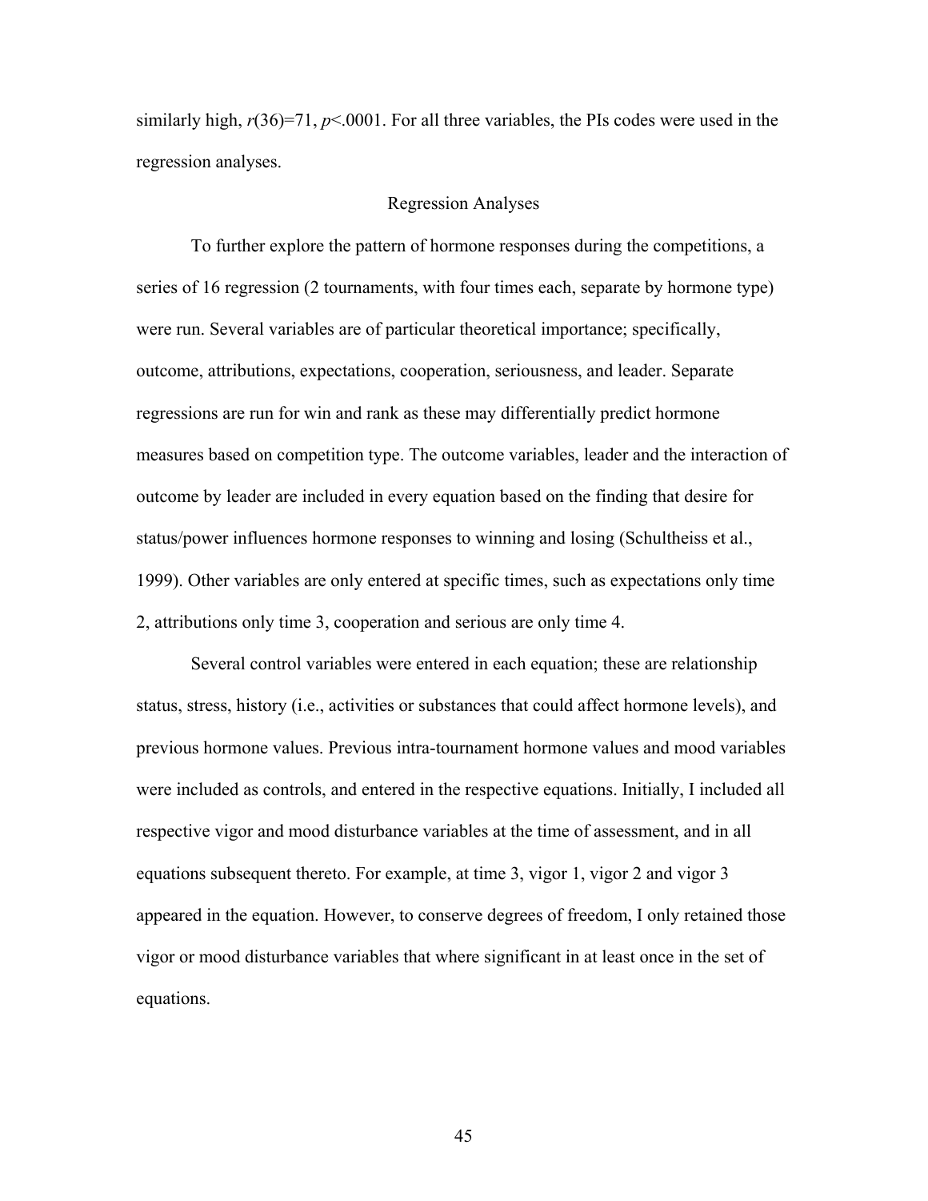similarly high, $r(36)=71$, $p<.0001$. For all three variables, the PIs codes were used in the regression analyses.

## Regression Analyses

To further explore the pattern of hormone responses during the competitions, a series of 16 regression (2 tournaments, with four times each, separate by hormone type) were run. Several variables are of particular theoretical importance; specifically, outcome, attributions, expectations, cooperation, seriousness, and leader. Separate regressions are run for win and rank as these may differentially predict hormone measures based on competition type. The outcome variables, leader and the interaction of outcome by leader are included in every equation based on the finding that desire for status/power influences hormone responses to winning and losing (Schultheiss et al., 1999). Other variables are only entered at specific times, such as expectations only time 2, attributions only time 3, cooperation and serious are only time 4.

Several control variables were entered in each equation; these are relationship status, stress, history (i.e., activities or substances that could affect hormone levels), and previous hormone values. Previous intra-tournament hormone values and mood variables were included as controls, and entered in the respective equations. Initially, I included all respective vigor and mood disturbance variables at the time of assessment, and in all equations subsequent thereto. For example, at time 3, vigor 1, vigor 2 and vigor 3 appeared in the equation. However, to conserve degrees of freedom, I only retained those vigor or mood disturbance variables that where significant in at least once in the set of equations.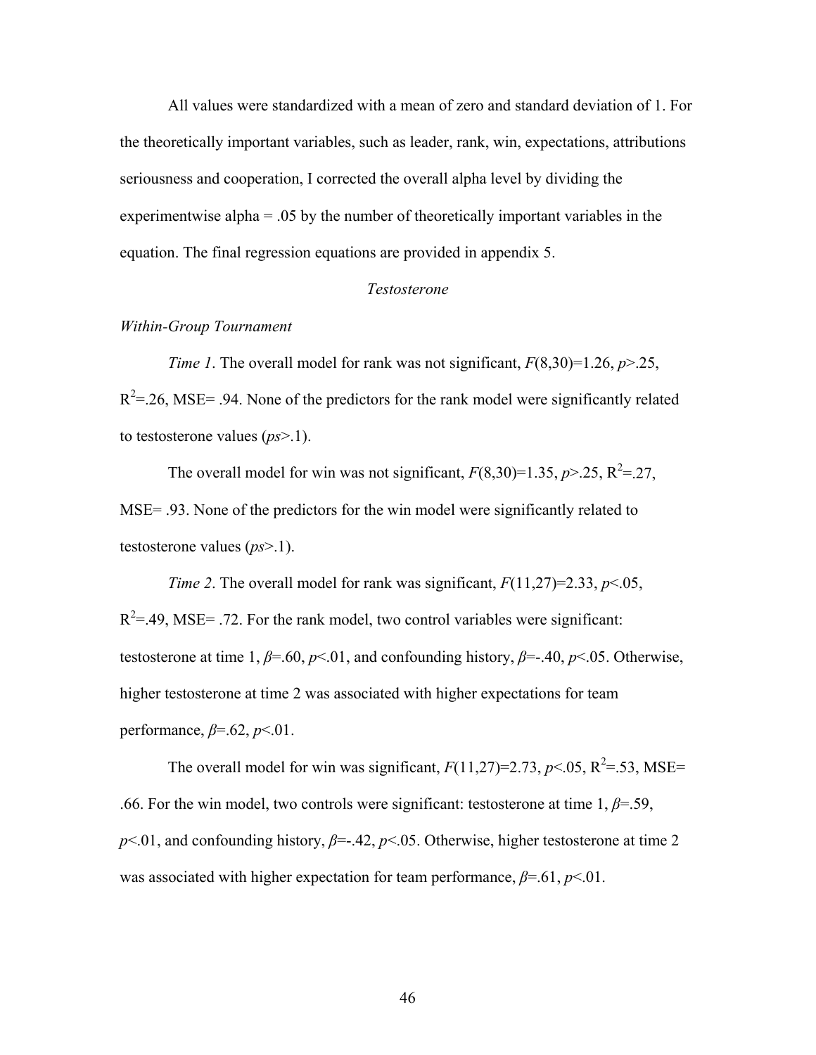All values were standardized with a mean of zero and standard deviation of 1. For the theoretically important variables, such as leader, rank, win, expectations, attributions seriousness and cooperation, I corrected the overall alpha level by dividing the experimentwise alpha = .05 by the number of theoretically important variables in the equation. The final regression equations are provided in appendix 5.

### *Testosterone*

#### *Within-Group Tournament*

*Time 1*. The overall model for rank was not significant, $F(8,30)=1.26$, $p>.25$, $R^2=.26$, MSE= .94. None of the predictors for the rank model were significantly related to testosterone values (*ps*>.1).

The overall model for win was not significant, $F(8,30)=1.35$, $p>.25$, $R^2=.27$, MSE= .93. None of the predictors for the win model were significantly related to testosterone values (*ps*>.1).

*Time 2*. The overall model for rank was significant, $F(11,27)=2.33$, $p<.05$, $R^2=.49$, MSE= .72. For the rank model, two control variables were significant: testosterone at time 1, $\beta=.60$, $p<.01$, and confounding history, $\beta=-.40$, $p<.05$. Otherwise, higher testosterone at time 2 was associated with higher expectations for team performance, $\beta=.62$, $p<.01$.

The overall model for win was significant, $F(11,27)=2.73$, $p<.05$, $R^2=.53$, MSE= .66. For the win model, two controls were significant: testosterone at time 1, $\beta=.59$, $p<.01$, and confounding history, $\beta=-.42$, $p<.05$. Otherwise, higher testosterone at time 2 was associated with higher expectation for team performance, $\beta=.61$, $p<.01$.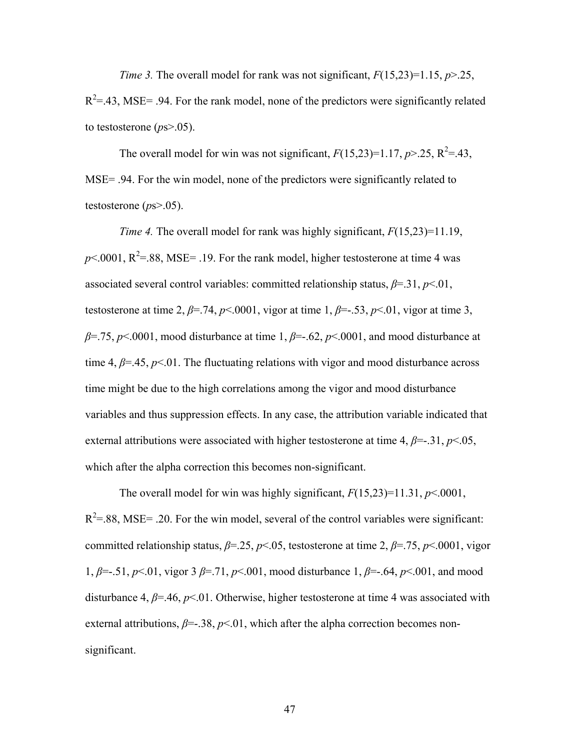*Time 3.* The overall model for rank was not significant, $F(15,23)=1.15$, $p>.25$, $R^2=.43$, MSE= .94. For the rank model, none of the predictors were significantly related to testosterone ($p$s>.05).

The overall model for win was not significant, $F(15,23)=1.17$, $p>.25$, $R^2=.43$, MSE= .94. For the win model, none of the predictors were significantly related to testosterone ($p$s>.05).

*Time 4.* The overall model for rank was highly significant, $F(15,23)=11.19$, $p<.0001$, $R^2=.88$, MSE= .19. For the rank model, higher testosterone at time 4 was associated several control variables: committed relationship status, $\beta=.31$, $p<.01$, testosterone at time 2, $\beta=.74$, $p<.0001$, vigor at time 1, $\beta=-.53$, $p<.01$, vigor at time 3, $\beta=.75$, $p<.0001$, mood disturbance at time 1, $\beta=-.62$, $p<.0001$, and mood disturbance at time 4, $\beta=.45$, $p<.01$. The fluctuating relations with vigor and mood disturbance across time might be due to the high correlations among the vigor and mood disturbance variables and thus suppression effects. In any case, the attribution variable indicated that external attributions were associated with higher testosterone at time 4, $\beta=-.31$, $p<.05$, which after the alpha correction this becomes non-significant.

The overall model for win was highly significant, $F(15,23)=11.31$, $p<.0001$, $R^2=.88$, MSE= .20. For the win model, several of the control variables were significant: committed relationship status, $\beta=.25$, $p<.05$, testosterone at time 2, $\beta=.75$, $p<.0001$, vigor 1, $\beta=-.51$, $p<.01$, vigor 3 $\beta=.71$, $p<.001$, mood disturbance 1, $\beta=-.64$, $p<.001$, and mood disturbance 4, $\beta=.46$, $p<.01$. Otherwise, higher testosterone at time 4 was associated with external attributions, $\beta=-.38$, $p<.01$, which after the alpha correction becomes non-significant.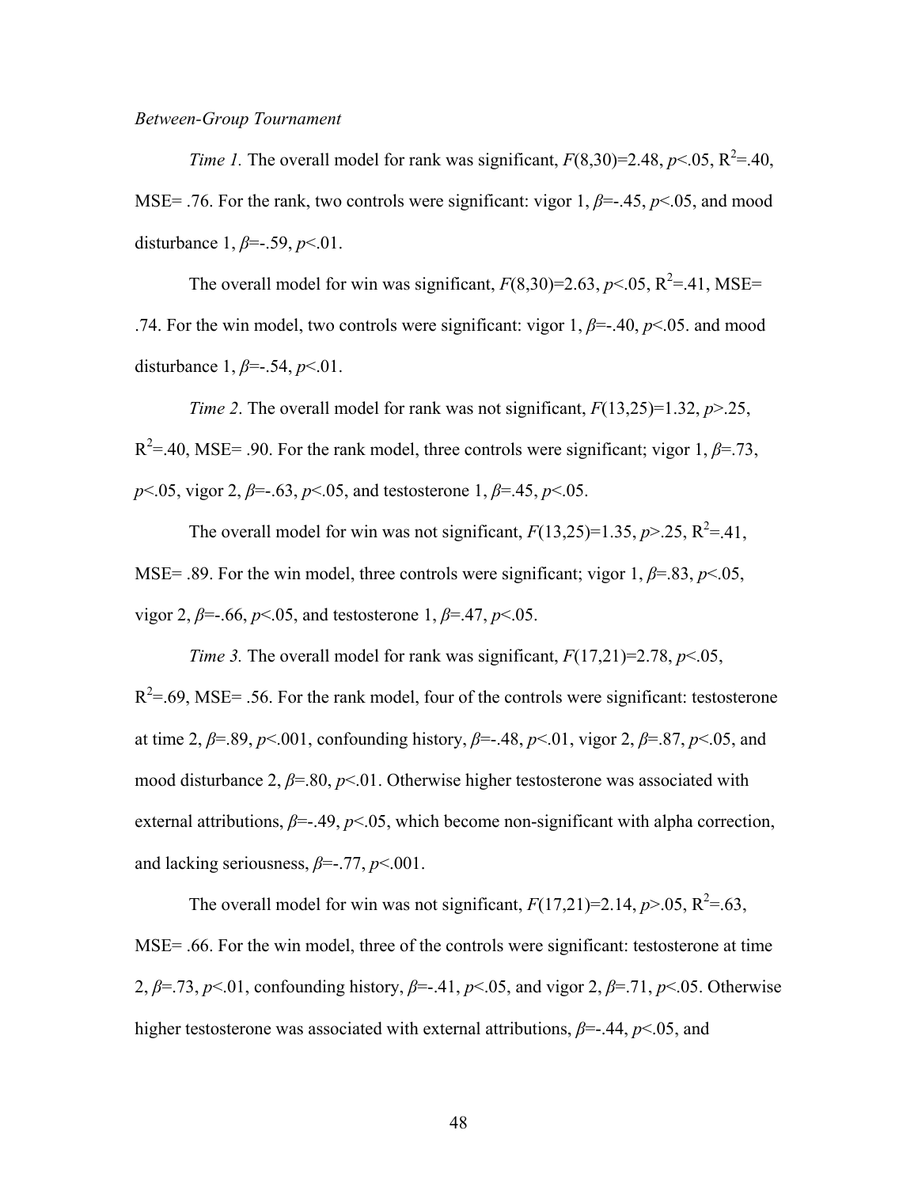*Between-Group Tournament*

*Time 1.* The overall model for rank was significant, $F(8,30)=2.48$, $p<.05$, $R^2=.40$, MSE= .76. For the rank, two controls were significant: vigor 1, $\beta=-.45$, $p<.05$, and mood disturbance 1, $\beta=-.59$, $p<.01$.

The overall model for win was significant, $F(8,30)=2.63$, $p<.05$, $R^2=.41$, MSE= .74. For the win model, two controls were significant: vigor 1, $\beta=-.40$, $p<.05$. and mood disturbance 1, $\beta=-.54$, $p<.01$.

*Time 2*. The overall model for rank was not significant, $F(13,25)=1.32$, $p>.25$, $R^2=.40$, MSE= .90. For the rank model, three controls were significant; vigor 1, $\beta=.73$, $p<.05$, vigor 2, $\beta=-.63$, $p<.05$, and testosterone 1, $\beta=.45$, $p<.05$.

The overall model for win was not significant, $F(13,25)=1.35$, $p>.25$, $R^2=.41$, MSE= .89. For the win model, three controls were significant; vigor 1, $\beta=.83$, $p<.05$, vigor 2, $\beta=-.66$, $p<.05$, and testosterone 1, $\beta=.47$, $p<.05$.

*Time 3.* The overall model for rank was significant, $F(17,21)=2.78$, $p<.05$, $R^2=.69$, MSE= .56. For the rank model, four of the controls were significant: testosterone at time 2, $\beta=.89$, $p<.001$, confounding history, $\beta=-.48$, $p<.01$, vigor 2, $\beta=.87$, $p<.05$, and mood disturbance 2, $\beta=.80$, $p<.01$. Otherwise higher testosterone was associated with external attributions, $\beta=-.49$, $p<.05$, which become non-significant with alpha correction, and lacking seriousness, $\beta=-.77$, $p<.001$.

The overall model for win was not significant, $F(17,21)=2.14$, $p>.05$, $R^2=.63$, MSE= .66. For the win model, three of the controls were significant: testosterone at time 2, $\beta=.73$, $p<.01$, confounding history, $\beta=-.41$, $p<.05$, and vigor 2, $\beta=.71$, $p<.05$. Otherwise higher testosterone was associated with external attributions, $\beta=-.44$, $p<.05$, and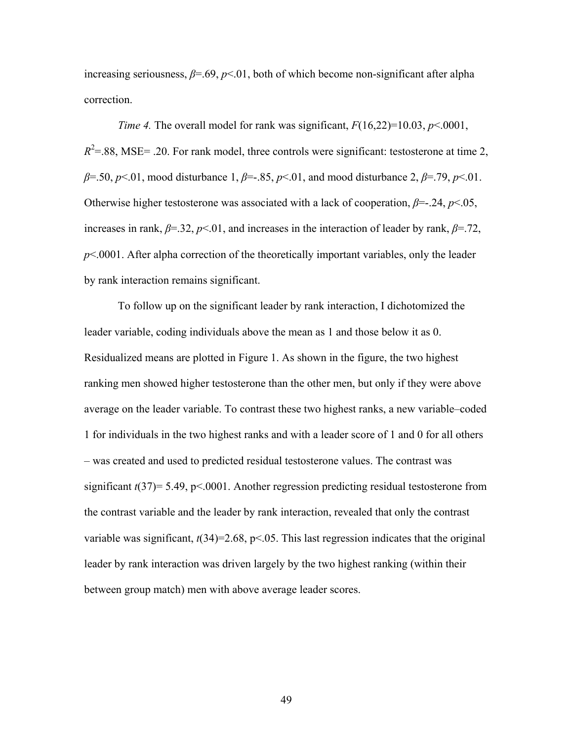increasing seriousness, $\beta$=.69, $p$<.01, both of which become non-significant after alpha correction.

*Time 4.* The overall model for rank was significant, $F(16,22)$=10.03, $p$<.0001, $R^2$=.88, MSE= .20. For rank model, three controls were significant: testosterone at time 2, $\beta$=.50, $p$<.01, mood disturbance 1, $\beta$=-.85, $p$<.01, and mood disturbance 2, $\beta$=.79, $p$<.01. Otherwise higher testosterone was associated with a lack of cooperation, $\beta$=-.24, $p$<.05, increases in rank, $\beta$=.32, $p$<.01, and increases in the interaction of leader by rank, $\beta$=.72, $p$<.0001. After alpha correction of the theoretically important variables, only the leader by rank interaction remains significant.

To follow up on the significant leader by rank interaction, I dichotomized the leader variable, coding individuals above the mean as 1 and those below it as 0. Residualized means are plotted in Figure 1. As shown in the figure, the two highest ranking men showed higher testosterone than the other men, but only if they were above average on the leader variable. To contrast these two highest ranks, a new variable–coded 1 for individuals in the two highest ranks and with a leader score of 1 and 0 for all others – was created and used to predicted residual testosterone values. The contrast was significant $t(37)$= 5.49, p<.0001. Another regression predicting residual testosterone from the contrast variable and the leader by rank interaction, revealed that only the contrast variable was significant, $t(34)$=2.68, p<.05. This last regression indicates that the original leader by rank interaction was driven largely by the two highest ranking (within their between group match) men with above average leader scores.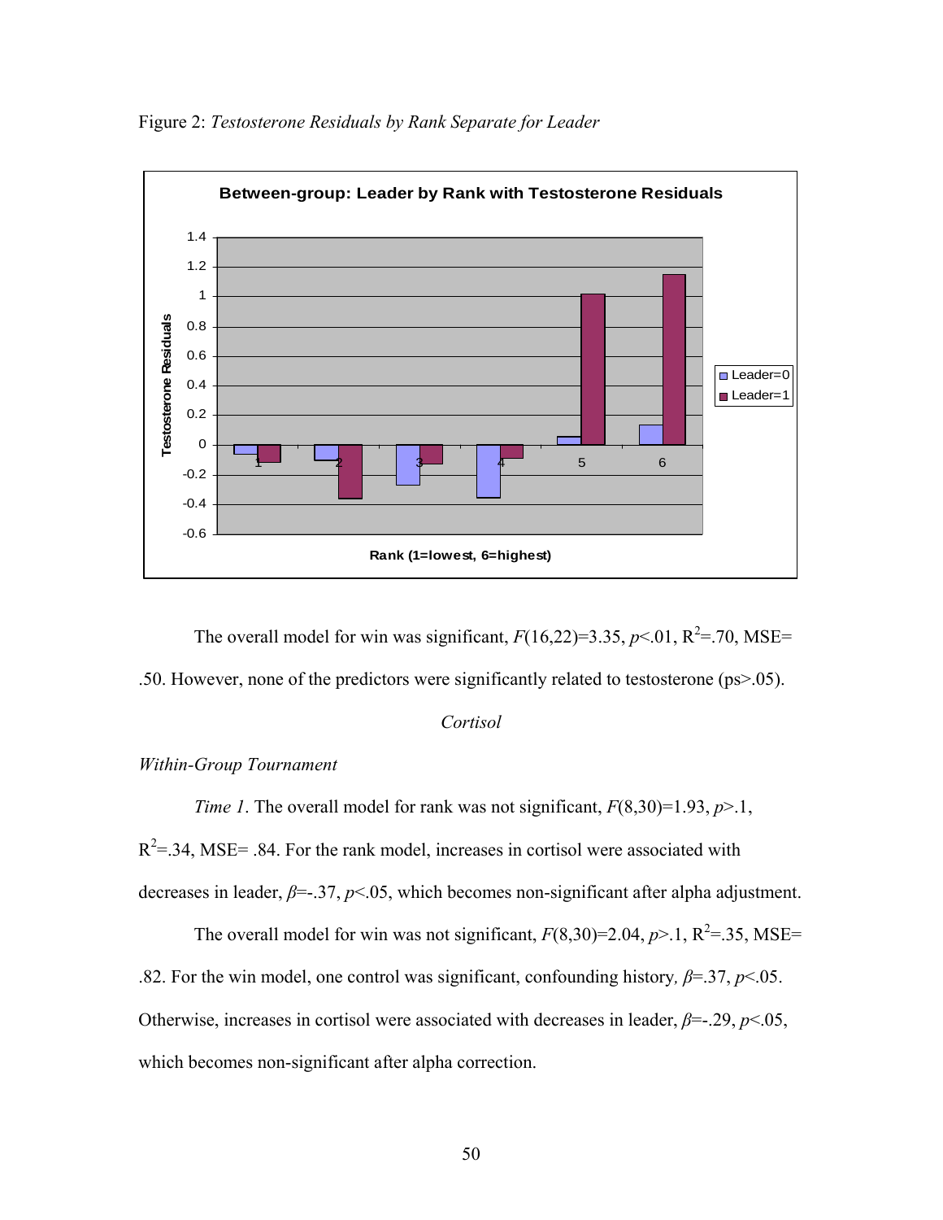Figure 2: *Testosterone Residuals by Rank Separate for Leader*

The overall model for win was significant, $F(16,22)=3.35$, $p<.01$, $R^2=.70$, MSE= .50. However, none of the predictors were significantly related to testosterone (ps>.05).

### *Cortisol*

*Within-Group Tournament*

*Time 1*. The overall model for rank was not significant, $F(8,30)=1.93$, $p>.1$, $R^2=.34$, MSE= .84. For the rank model, increases in cortisol were associated with decreases in leader, $\beta=-.37$, $p<.05$, which becomes non-significant after alpha adjustment.

The overall model for win was not significant, $F(8,30)=2.04$, $p>.1$, $R^2=.35$, MSE= .82. For the win model, one control was significant, confounding history*,* $\beta=.37$, $p<.05$. Otherwise, increases in cortisol were associated with decreases in leader, $\beta=-.29$, $p<.05$, which becomes non-significant after alpha correction.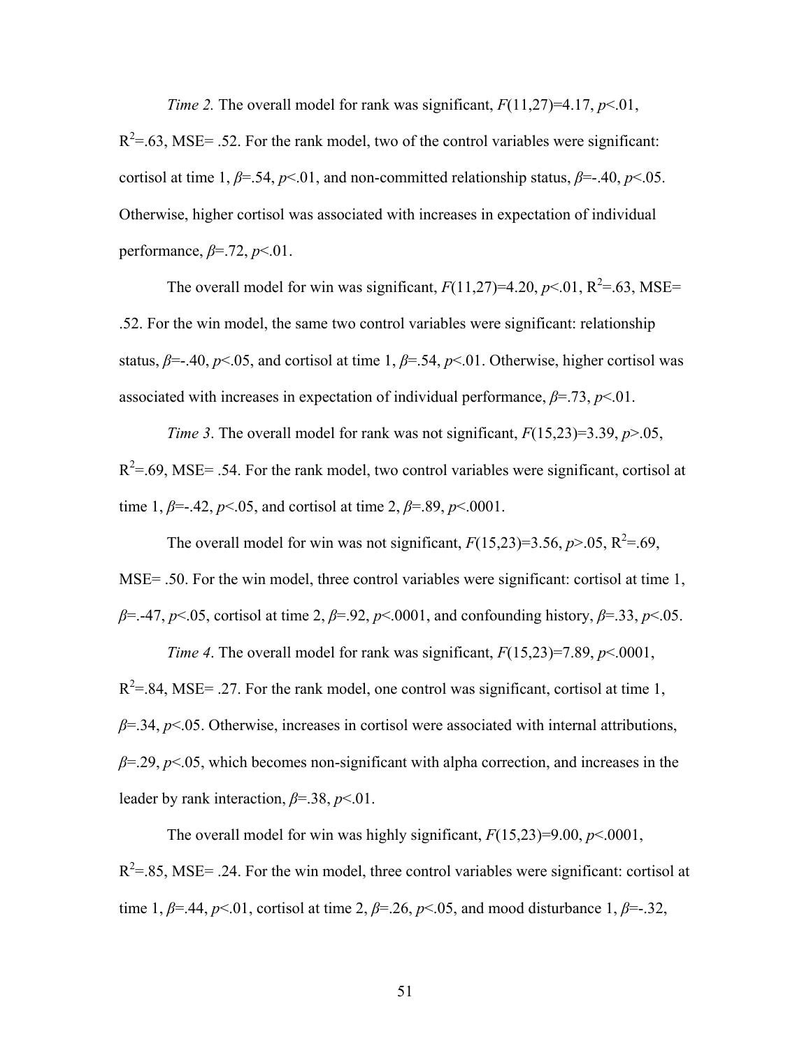*Time 2.* The overall model for rank was significant, $F(11,27)=4.17$, $p<.01$, $R^2=.63$, MSE= .52. For the rank model, two of the control variables were significant: cortisol at time 1, $\beta=.54$, $p<.01$, and non-committed relationship status, $\beta=-.40$, $p<.05$. Otherwise, higher cortisol was associated with increases in expectation of individual performance, $\beta=.72$, $p<.01$.

The overall model for win was significant, $F(11,27)=4.20$, $p<.01$, $R^2=.63$, MSE= .52. For the win model, the same two control variables were significant: relationship status, $\beta=-.40$, $p<.05$, and cortisol at time 1, $\beta=.54$, $p<.01$. Otherwise, higher cortisol was associated with increases in expectation of individual performance, $\beta=.73$, $p<.01$.

*Time 3*. The overall model for rank was not significant, $F(15,23)=3.39$, $p>.05$, $R^2=.69$, MSE= .54. For the rank model, two control variables were significant, cortisol at time 1, $\beta=-.42$, $p<.05$, and cortisol at time 2, $\beta=.89$, $p<.0001$.

The overall model for win was not significant, $F(15,23)=3.56$, $p>.05$, $R^2=.69$, MSE= .50. For the win model, three control variables were significant: cortisol at time 1, $\beta=.-47$, $p<.05$, cortisol at time 2, $\beta=.92$, $p<.0001$, and confounding history, $\beta=.33$, $p<.05$.

*Time 4*. The overall model for rank was significant, $F(15,23)=7.89$, $p<.0001$, $R^2=.84$, MSE= .27. For the rank model, one control was significant, cortisol at time 1, $\beta=.34$, $p<.05$. Otherwise, increases in cortisol were associated with internal attributions, $\beta=.29$, $p<.05$, which becomes non-significant with alpha correction, and increases in the leader by rank interaction, $\beta=.38$, $p<.01$.

The overall model for win was highly significant, $F(15,23)=9.00$, $p<.0001$, $R^2=.85$, MSE= .24. For the win model, three control variables were significant: cortisol at time 1, $\beta=.44$, $p<.01$, cortisol at time 2, $\beta=.26$, $p<.05$, and mood disturbance 1, $\beta=-.32$,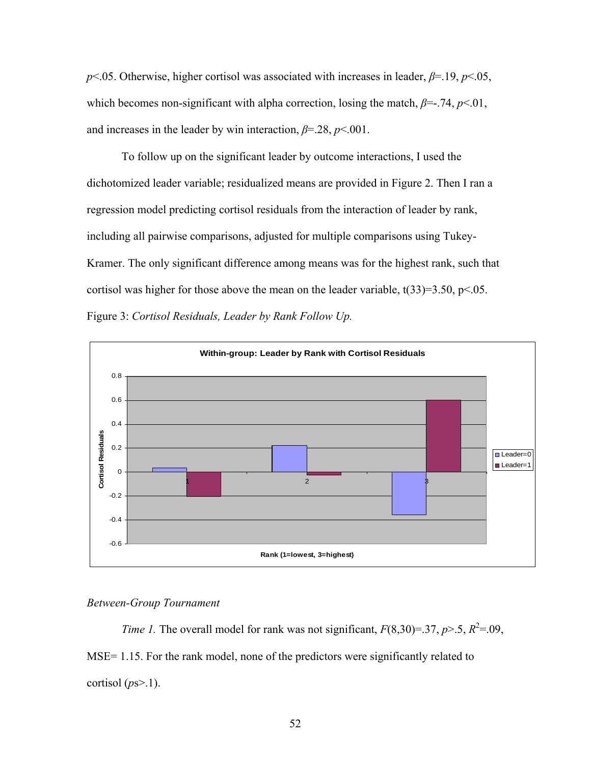$p<.05$. Otherwise, higher cortisol was associated with increases in leader, $\beta=.19$, $p<.05$, which becomes non-significant with alpha correction, losing the match, $\beta=-.74$, $p<.01$, and increases in the leader by win interaction, $\beta=.28$, $p<.001$.

To follow up on the significant leader by outcome interactions, I used the dichotomized leader variable; residualized means are provided in Figure 2. Then I ran a regression model predicting cortisol residuals from the interaction of leader by rank, including all pairwise comparisons, adjusted for multiple comparisons using Tukey-Kramer. The only significant difference among means was for the highest rank, such that cortisol was higher for those above the mean on the leader variable, $t(33)=3.50$, $p<.05$.

Figure 3: *Cortisol Residuals, Leader by Rank Follow Up.*

*Between-Group Tournament*

*Time 1.* The overall model for rank was not significant, $F(8,30)=.37$, $p>.5$, $R^2=.09$, MSE= 1.15. For the rank model, none of the predictors were significantly related to cortisol ($p$s>.1).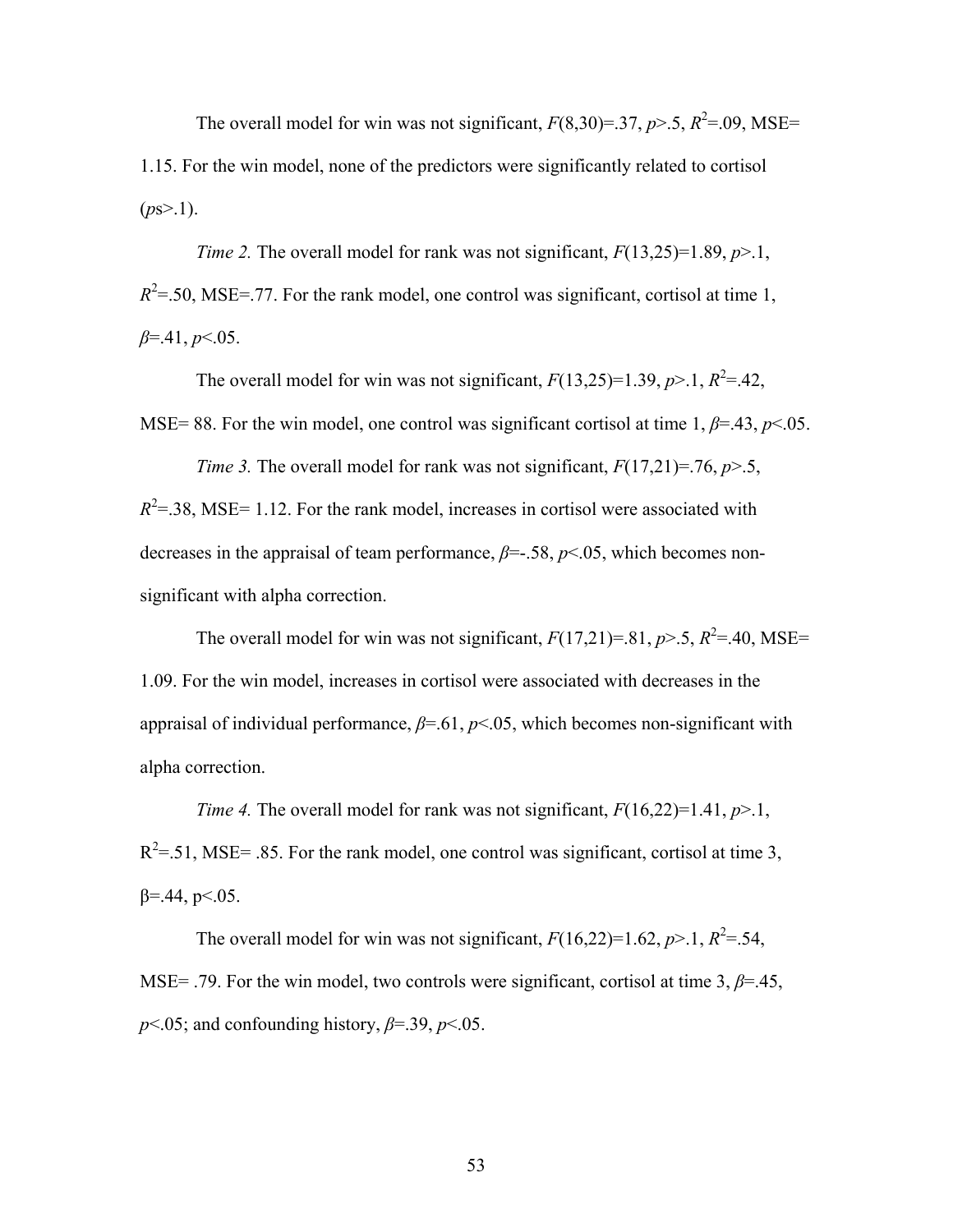The overall model for win was not significant, $F(8,30)=.37$, $p>.5$, $R^2=.09$, MSE= 1.15. For the win model, none of the predictors were significantly related to cortisol ($p$s>.1).

*Time 2.* The overall model for rank was not significant, $F(13,25)=1.89$, $p>.1$, $R^2=.50$, MSE=.77. For the rank model, one control was significant, cortisol at time 1, $\beta=.41$, $p<.05$.

The overall model for win was not significant, $F(13,25)=1.39$, $p>.1$, $R^2=.42$, MSE= 88. For the win model, one control was significant cortisol at time 1, $\beta=.43$, $p<.05$.

*Time 3.* The overall model for rank was not significant, $F(17,21)=.76$, $p>.5$, $R^2=.38$, MSE= 1.12. For the rank model, increases in cortisol were associated with decreases in the appraisal of team performance, $\beta=-.58$, $p<.05$, which becomes non-significant with alpha correction.

The overall model for win was not significant, $F(17,21)=.81$, $p>.5$, $R^2=.40$, MSE= 1.09. For the win model, increases in cortisol were associated with decreases in the appraisal of individual performance, $\beta=.61$, $p<.05$, which becomes non-significant with alpha correction.

*Time 4.* The overall model for rank was not significant, $F(16,22)=1.41$, $p>.1$, $R^2=.51$, MSE= .85. For the rank model, one control was significant, cortisol at time 3, $\beta=.44$, $p<.05$.

The overall model for win was not significant, $F(16,22)=1.62$, $p>.1$, $R^2=.54$, MSE= .79. For the win model, two controls were significant, cortisol at time 3, $\beta=.45$, $p<.05$; and confounding history, $\beta=.39$, $p<.05$.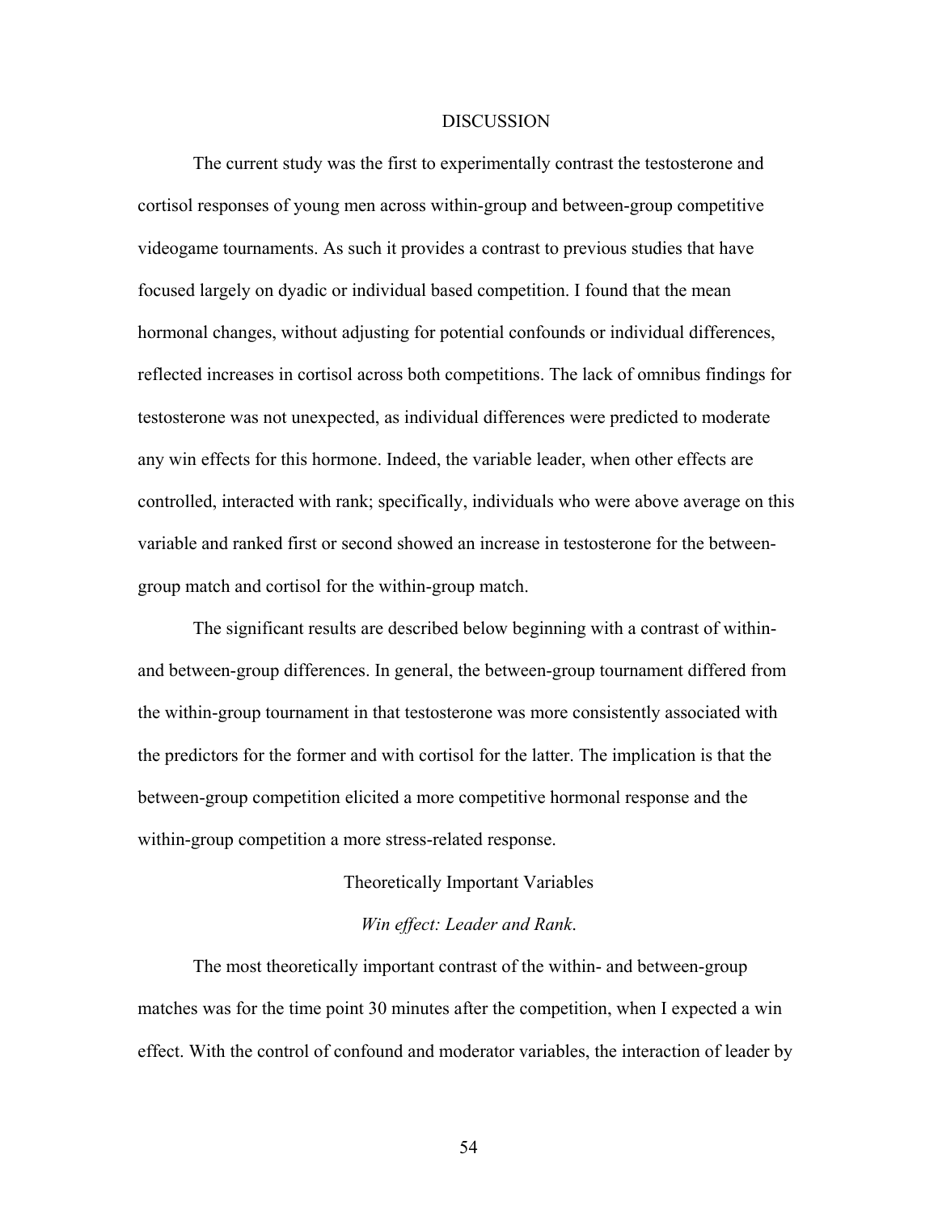# DISCUSSION

The current study was the first to experimentally contrast the testosterone and cortisol responses of young men across within-group and between-group competitive videogame tournaments. As such it provides a contrast to previous studies that have focused largely on dyadic or individual based competition. I found that the mean hormonal changes, without adjusting for potential confounds or individual differences, reflected increases in cortisol across both competitions. The lack of omnibus findings for testosterone was not unexpected, as individual differences were predicted to moderate any win effects for this hormone. Indeed, the variable leader, when other effects are controlled, interacted with rank; specifically, individuals who were above average on this variable and ranked first or second showed an increase in testosterone for the between-group match and cortisol for the within-group match.

The significant results are described below beginning with a contrast of within- and between-group differences. In general, the between-group tournament differed from the within-group tournament in that testosterone was more consistently associated with the predictors for the former and with cortisol for the latter. The implication is that the between-group competition elicited a more competitive hormonal response and the within-group competition a more stress-related response.

## Theoretically Important Variables

### *Win effect: Leader and Rank.*

The most theoretically important contrast of the within- and between-group matches was for the time point 30 minutes after the competition, when I expected a win effect. With the control of confound and moderator variables, the interaction of leader by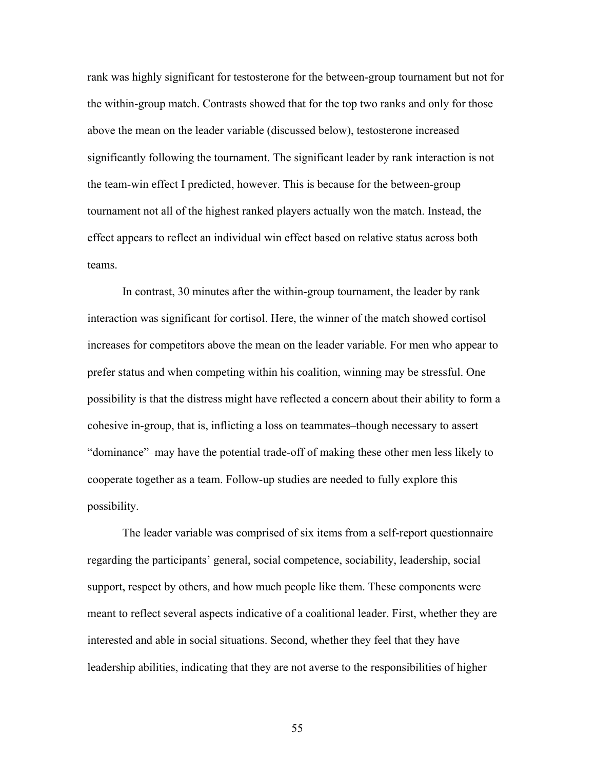rank was highly significant for testosterone for the between-group tournament but not for the within-group match. Contrasts showed that for the top two ranks and only for those above the mean on the leader variable (discussed below), testosterone increased significantly following the tournament. The significant leader by rank interaction is not the team-win effect I predicted, however. This is because for the between-group tournament not all of the highest ranked players actually won the match. Instead, the effect appears to reflect an individual win effect based on relative status across both teams.

In contrast, 30 minutes after the within-group tournament, the leader by rank interaction was significant for cortisol. Here, the winner of the match showed cortisol increases for competitors above the mean on the leader variable. For men who appear to prefer status and when competing within his coalition, winning may be stressful. One possibility is that the distress might have reflected a concern about their ability to form a cohesive in-group, that is, inflicting a loss on teammates–though necessary to assert "dominance"–may have the potential trade-off of making these other men less likely to cooperate together as a team. Follow-up studies are needed to fully explore this possibility.

The leader variable was comprised of six items from a self-report questionnaire regarding the participants' general, social competence, sociability, leadership, social support, respect by others, and how much people like them. These components were meant to reflect several aspects indicative of a coalitional leader. First, whether they are interested and able in social situations. Second, whether they feel that they have leadership abilities, indicating that they are not averse to the responsibilities of higher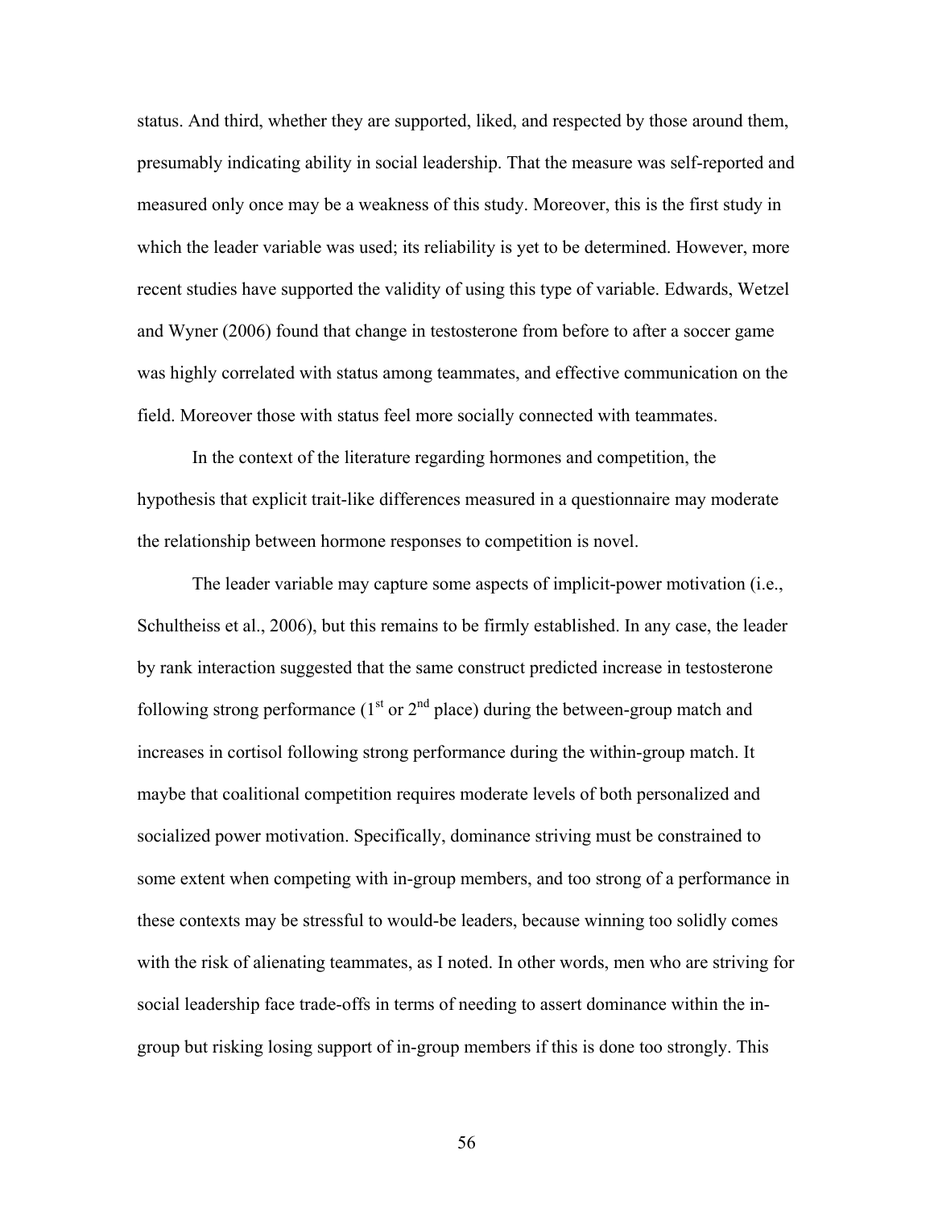status. And third, whether they are supported, liked, and respected by those around them, presumably indicating ability in social leadership. That the measure was self-reported and measured only once may be a weakness of this study. Moreover, this is the first study in which the leader variable was used; its reliability is yet to be determined. However, more recent studies have supported the validity of using this type of variable. Edwards, Wetzel and Wyner (2006) found that change in testosterone from before to after a soccer game was highly correlated with status among teammates, and effective communication on the field. Moreover those with status feel more socially connected with teammates.

In the context of the literature regarding hormones and competition, the hypothesis that explicit trait-like differences measured in a questionnaire may moderate the relationship between hormone responses to competition is novel.

The leader variable may capture some aspects of implicit-power motivation (i.e., Schultheiss et al., 2006), but this remains to be firmly established. In any case, the leader by rank interaction suggested that the same construct predicted increase in testosterone following strong performance (1st or 2nd place) during the between-group match and increases in cortisol following strong performance during the within-group match. It maybe that coalitional competition requires moderate levels of both personalized and socialized power motivation. Specifically, dominance striving must be constrained to some extent when competing with in-group members, and too strong of a performance in these contexts may be stressful to would-be leaders, because winning too solidly comes with the risk of alienating teammates, as I noted. In other words, men who are striving for social leadership face trade-offs in terms of needing to assert dominance within the in-group but risking losing support of in-group members if this is done too strongly. This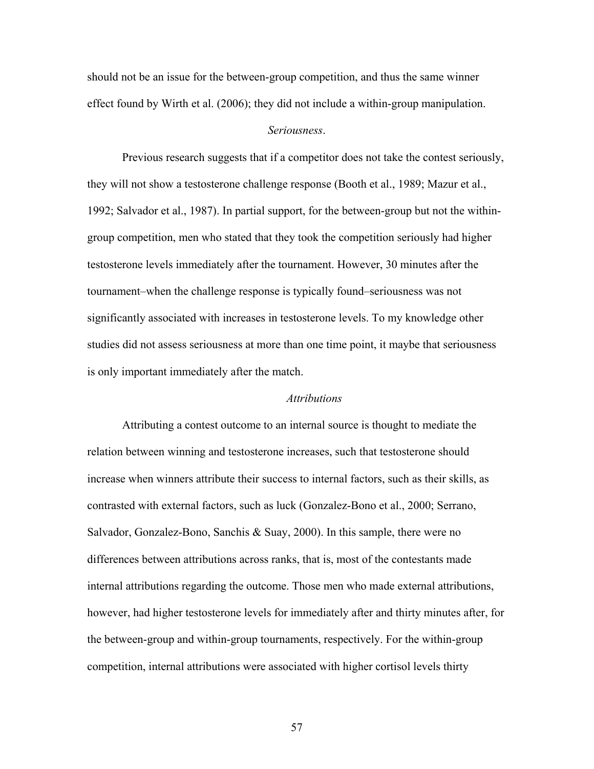should not be an issue for the between-group competition, and thus the same winner effect found by Wirth et al. (2006); they did not include a within-group manipulation.

### *Seriousness*.

Previous research suggests that if a competitor does not take the contest seriously, they will not show a testosterone challenge response (Booth et al., 1989; Mazur et al., 1992; Salvador et al., 1987). In partial support, for the between-group but not the within-group competition, men who stated that they took the competition seriously had higher testosterone levels immediately after the tournament. However, 30 minutes after the tournament–when the challenge response is typically found–seriousness was not significantly associated with increases in testosterone levels. To my knowledge other studies did not assess seriousness at more than one time point, it maybe that seriousness is only important immediately after the match.

### *Attributions*

Attributing a contest outcome to an internal source is thought to mediate the relation between winning and testosterone increases, such that testosterone should increase when winners attribute their success to internal factors, such as their skills, as contrasted with external factors, such as luck (Gonzalez-Bono et al., 2000; Serrano, Salvador, Gonzalez-Bono, Sanchis & Suay, 2000). In this sample, there were no differences between attributions across ranks, that is, most of the contestants made internal attributions regarding the outcome. Those men who made external attributions, however, had higher testosterone levels for immediately after and thirty minutes after, for the between-group and within-group tournaments, respectively. For the within-group competition, internal attributions were associated with higher cortisol levels thirty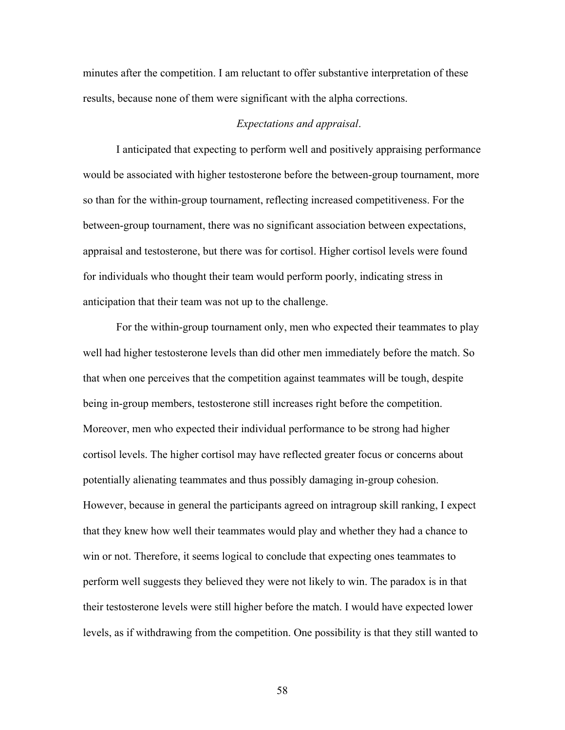minutes after the competition. I am reluctant to offer substantive interpretation of these results, because none of them were significant with the alpha corrections.

*Expectations and appraisal*.

I anticipated that expecting to perform well and positively appraising performance would be associated with higher testosterone before the between-group tournament, more so than for the within-group tournament, reflecting increased competitiveness. For the between-group tournament, there was no significant association between expectations, appraisal and testosterone, but there was for cortisol. Higher cortisol levels were found for individuals who thought their team would perform poorly, indicating stress in anticipation that their team was not up to the challenge.

For the within-group tournament only, men who expected their teammates to play well had higher testosterone levels than did other men immediately before the match. So that when one perceives that the competition against teammates will be tough, despite being in-group members, testosterone still increases right before the competition. Moreover, men who expected their individual performance to be strong had higher cortisol levels. The higher cortisol may have reflected greater focus or concerns about potentially alienating teammates and thus possibly damaging in-group cohesion. However, because in general the participants agreed on intragroup skill ranking, I expect that they knew how well their teammates would play and whether they had a chance to win or not. Therefore, it seems logical to conclude that expecting ones teammates to perform well suggests they believed they were not likely to win. The paradox is in that their testosterone levels were still higher before the match. I would have expected lower levels, as if withdrawing from the competition. One possibility is that they still wanted to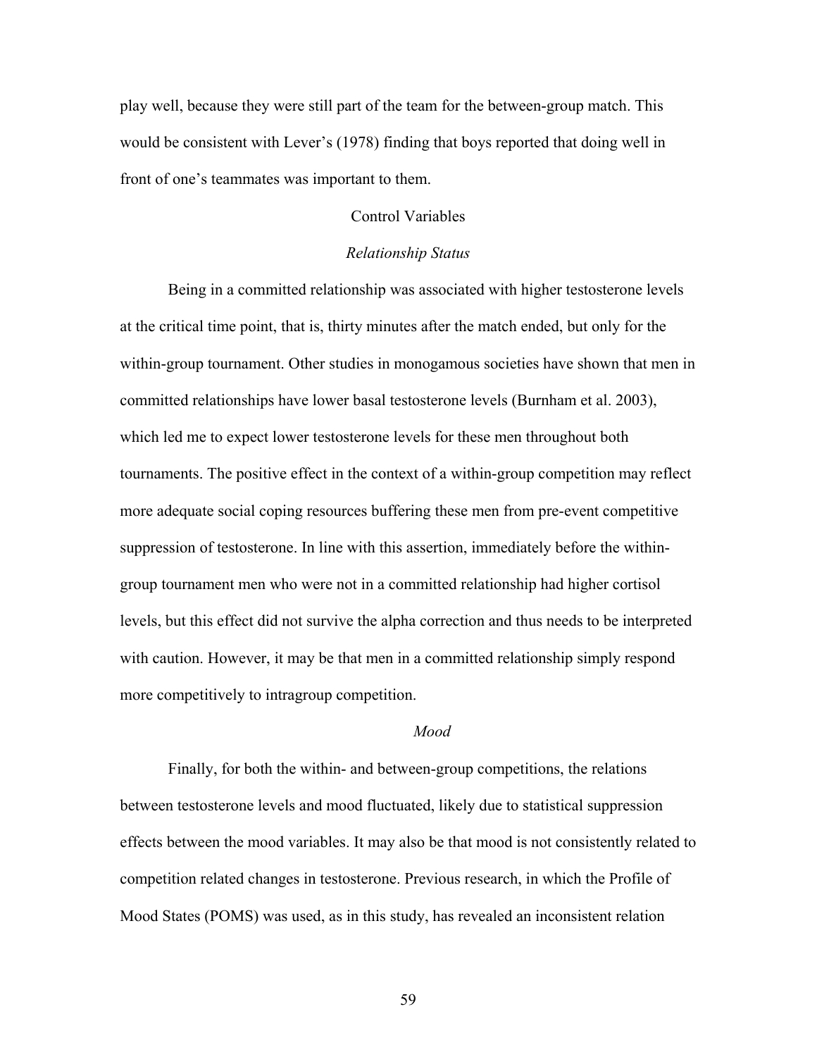play well, because they were still part of the team for the between-group match. This would be consistent with Lever's (1978) finding that boys reported that doing well in front of one's teammates was important to them.

## Control Variables

### *Relationship Status*

Being in a committed relationship was associated with higher testosterone levels at the critical time point, that is, thirty minutes after the match ended, but only for the within-group tournament. Other studies in monogamous societies have shown that men in committed relationships have lower basal testosterone levels (Burnham et al. 2003), which led me to expect lower testosterone levels for these men throughout both tournaments. The positive effect in the context of a within-group competition may reflect more adequate social coping resources buffering these men from pre-event competitive suppression of testosterone. In line with this assertion, immediately before the within-group tournament men who were not in a committed relationship had higher cortisol levels, but this effect did not survive the alpha correction and thus needs to be interpreted with caution. However, it may be that men in a committed relationship simply respond more competitively to intragroup competition.

### *Mood*

Finally, for both the within- and between-group competitions, the relations between testosterone levels and mood fluctuated, likely due to statistical suppression effects between the mood variables. It may also be that mood is not consistently related to competition related changes in testosterone. Previous research, in which the Profile of Mood States (POMS) was used, as in this study, has revealed an inconsistent relation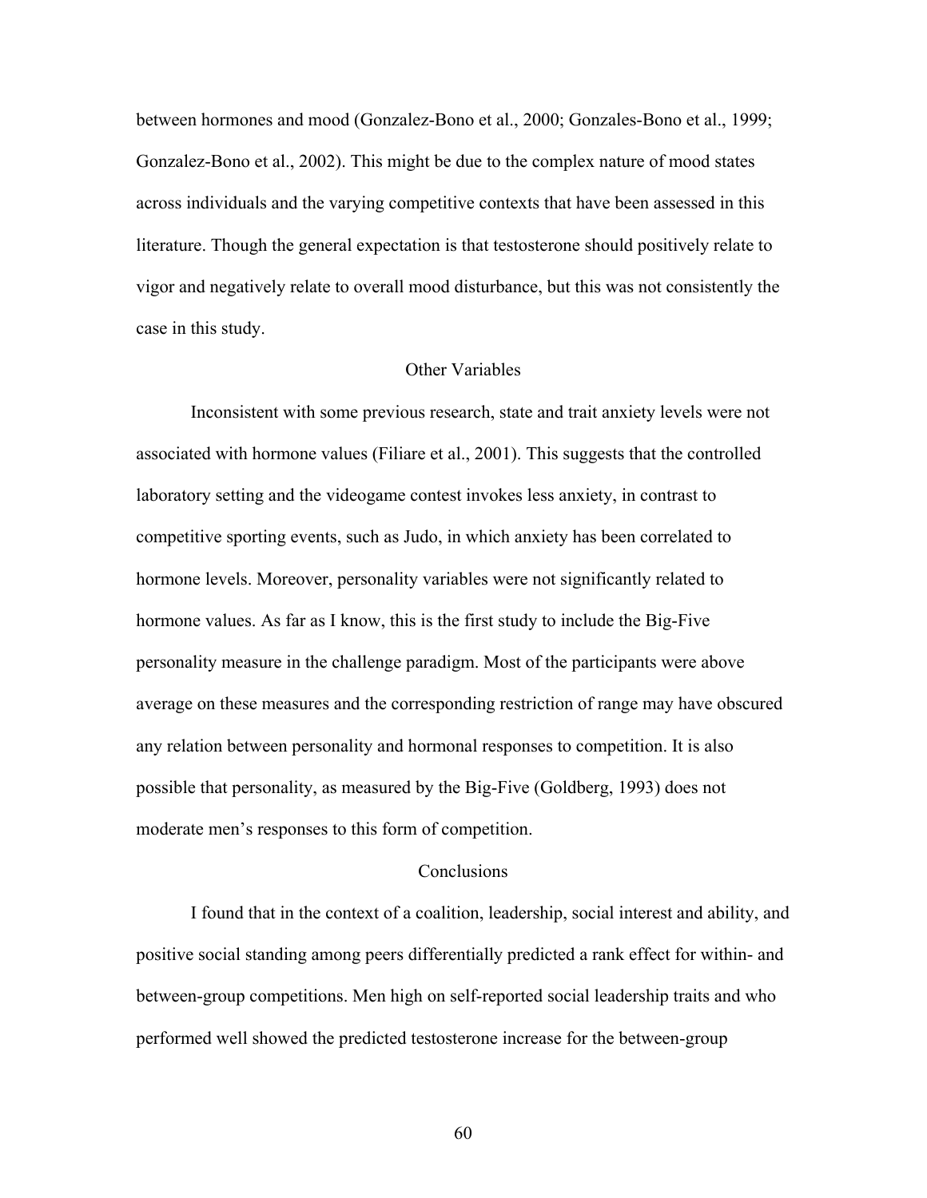between hormones and mood (Gonzalez-Bono et al., 2000; Gonzales-Bono et al., 1999; Gonzalez-Bono et al., 2002). This might be due to the complex nature of mood states across individuals and the varying competitive contexts that have been assessed in this literature. Though the general expectation is that testosterone should positively relate to vigor and negatively relate to overall mood disturbance, but this was not consistently the case in this study.

## Other Variables

Inconsistent with some previous research, state and trait anxiety levels were not associated with hormone values (Filiare et al., 2001). This suggests that the controlled laboratory setting and the videogame contest invokes less anxiety, in contrast to competitive sporting events, such as Judo, in which anxiety has been correlated to hormone levels. Moreover, personality variables were not significantly related to hormone values. As far as I know, this is the first study to include the Big-Five personality measure in the challenge paradigm. Most of the participants were above average on these measures and the corresponding restriction of range may have obscured any relation between personality and hormonal responses to competition. It is also possible that personality, as measured by the Big-Five (Goldberg, 1993) does not moderate men's responses to this form of competition.

## Conclusions

I found that in the context of a coalition, leadership, social interest and ability, and positive social standing among peers differentially predicted a rank effect for within- and between-group competitions. Men high on self-reported social leadership traits and who performed well showed the predicted testosterone increase for the between-group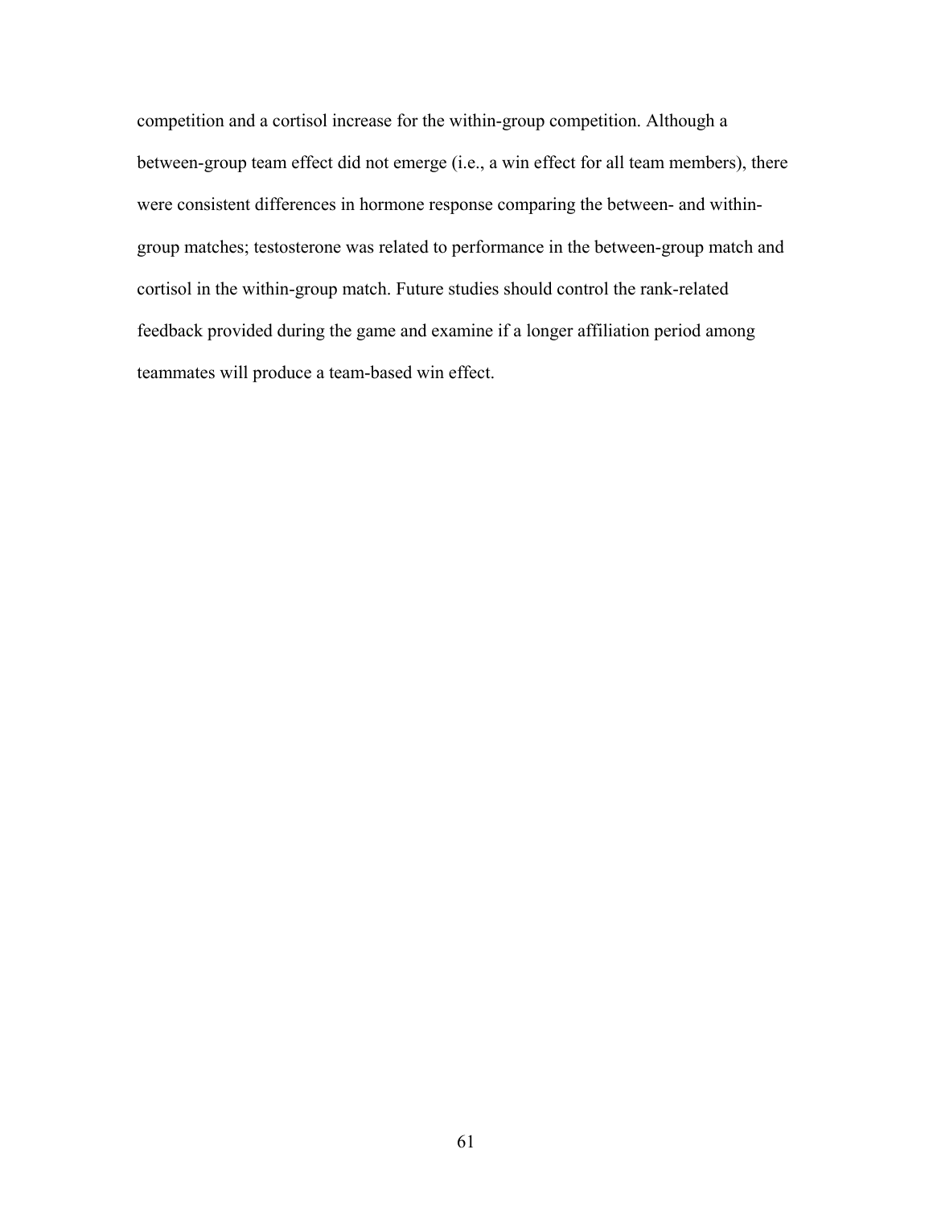competition and a cortisol increase for the within-group competition. Although a between-group team effect did not emerge (i.e., a win effect for all team members), there were consistent differences in hormone response comparing the between- and within-group matches; testosterone was related to performance in the between-group match and cortisol in the within-group match. Future studies should control the rank-related feedback provided during the game and examine if a longer affiliation period among teammates will produce a team-based win effect.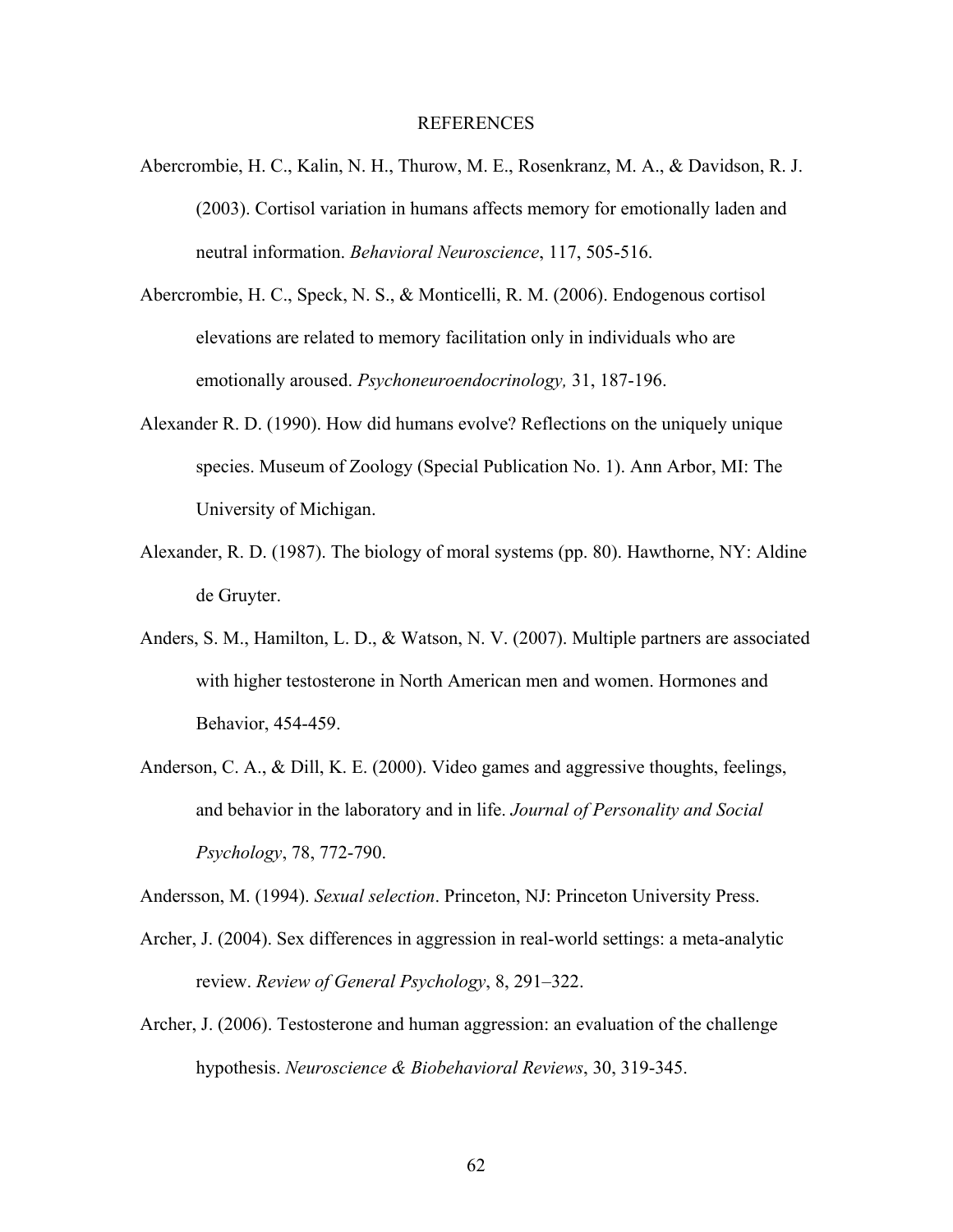# REFERENCES

Abercrombie, H. C., Kalin, N. H., Thurow, M. E., Rosenkranz, M. A., & Davidson, R. J. (2003). Cortisol variation in humans affects memory for emotionally laden and neutral information. *Behavioral Neuroscience*, 117, 505-516.

Abercrombie, H. C., Speck, N. S., & Monticelli, R. M. (2006). Endogenous cortisol elevations are related to memory facilitation only in individuals who are emotionally aroused. *Psychoneuroendocrinology,* 31, 187-196.

Alexander R. D. (1990). How did humans evolve? Reflections on the uniquely unique species. Museum of Zoology (Special Publication No. 1). Ann Arbor, MI: The University of Michigan.

Alexander, R. D. (1987). The biology of moral systems (pp. 80). Hawthorne, NY: Aldine de Gruyter.

Anders, S. M., Hamilton, L. D., & Watson, N. V. (2007). Multiple partners are associated with higher testosterone in North American men and women. Hormones and Behavior, 454-459.

Anderson, C. A., & Dill, K. E. (2000). Video games and aggressive thoughts, feelings, and behavior in the laboratory and in life. *Journal of Personality and Social Psychology*, 78, 772-790.

Andersson, M. (1994). *Sexual selection*. Princeton, NJ: Princeton University Press.

Archer, J. (2004). Sex differences in aggression in real-world settings: a meta-analytic review. *Review of General Psychology*, 8, 291–322.

Archer, J. (2006). Testosterone and human aggression: an evaluation of the challenge hypothesis. *Neuroscience & Biobehavioral Reviews*, 30, 319-345.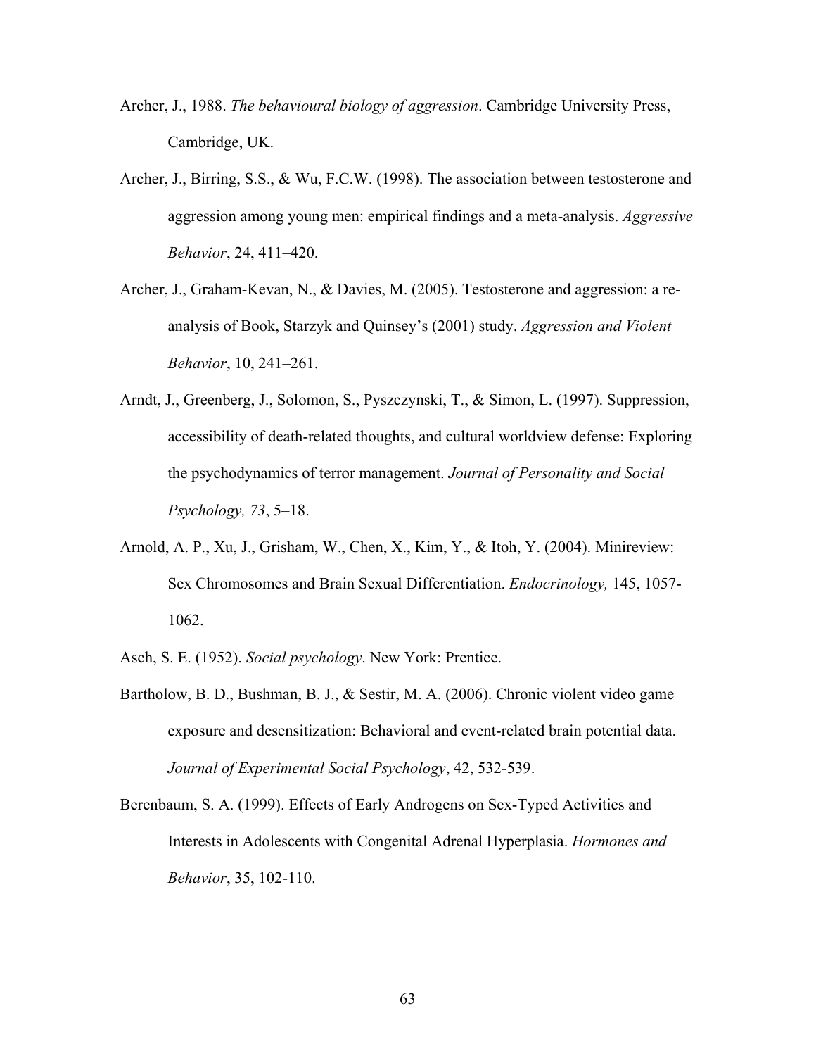Archer, J., 1988. *The behavioural biology of aggression*. Cambridge University Press, Cambridge, UK.

Archer, J., Birring, S.S., & Wu, F.C.W. (1998). The association between testosterone and aggression among young men: empirical findings and a meta-analysis. *Aggressive Behavior*, 24, 411–420.

Archer, J., Graham-Kevan, N., & Davies, M. (2005). Testosterone and aggression: a re-analysis of Book, Starzyk and Quinsey's (2001) study. *Aggression and Violent Behavior*, 10, 241–261.

Arndt, J., Greenberg, J., Solomon, S., Pyszczynski, T., & Simon, L. (1997). Suppression, accessibility of death-related thoughts, and cultural worldview defense: Exploring the psychodynamics of terror management. *Journal of Personality and Social Psychology, 73*, 5–18.

Arnold, A. P., Xu, J., Grisham, W., Chen, X., Kim, Y., & Itoh, Y. (2004). Minireview: Sex Chromosomes and Brain Sexual Differentiation. *Endocrinology,* 145, 1057-1062.

Asch, S. E. (1952). *Social psychology*. New York: Prentice.

Bartholow, B. D., Bushman, B. J., & Sestir, M. A. (2006). Chronic violent video game exposure and desensitization: Behavioral and event-related brain potential data. *Journal of Experimental Social Psychology*, 42, 532-539.

Berenbaum, S. A. (1999). Effects of Early Androgens on Sex-Typed Activities and Interests in Adolescents with Congenital Adrenal Hyperplasia. *Hormones and Behavior*, 35, 102-110.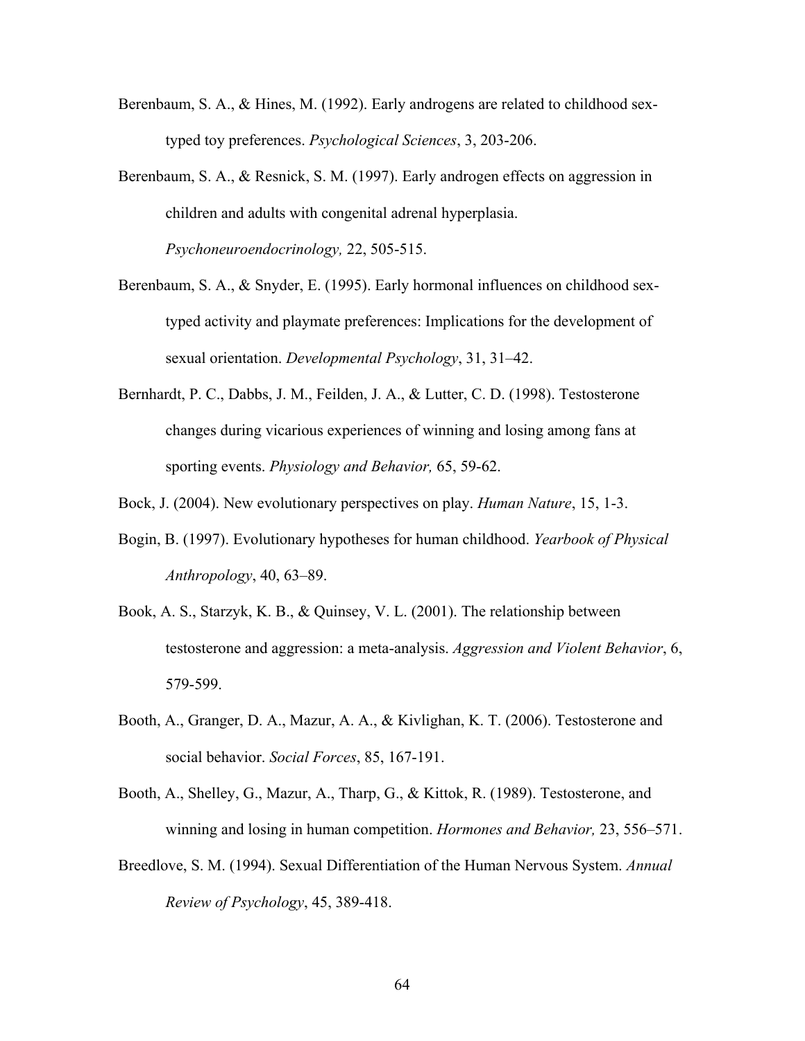Berenbaum, S. A., & Hines, M. (1992). Early androgens are related to childhood sex-typed toy preferences. *Psychological Sciences*, 3, 203-206.

Berenbaum, S. A., & Resnick, S. M. (1997). Early androgen effects on aggression in children and adults with congenital adrenal hyperplasia. *Psychoneuroendocrinology,* 22, 505-515.

Berenbaum, S. A., & Snyder, E. (1995). Early hormonal influences on childhood sex-typed activity and playmate preferences: Implications for the development of sexual orientation. *Developmental Psychology*, 31, 31–42.

Bernhardt, P. C., Dabbs, J. M., Feilden, J. A., & Lutter, C. D. (1998). Testosterone changes during vicarious experiences of winning and losing among fans at sporting events. *Physiology and Behavior,* 65, 59-62.

Bock, J. (2004). New evolutionary perspectives on play. *Human Nature*, 15, 1-3.

Bogin, B. (1997). Evolutionary hypotheses for human childhood. *Yearbook of Physical Anthropology*, 40, 63–89.

Book, A. S., Starzyk, K. B., & Quinsey, V. L. (2001). The relationship between testosterone and aggression: a meta-analysis. *Aggression and Violent Behavior*, 6, 579-599.

Booth, A., Granger, D. A., Mazur, A. A., & Kivlighan, K. T. (2006). Testosterone and social behavior. *Social Forces*, 85, 167-191.

Booth, A., Shelley, G., Mazur, A., Tharp, G., & Kittok, R. (1989). Testosterone, and winning and losing in human competition. *Hormones and Behavior,* 23, 556–571.

Breedlove, S. M. (1994). Sexual Differentiation of the Human Nervous System. *Annual Review of Psychology*, 45, 389-418.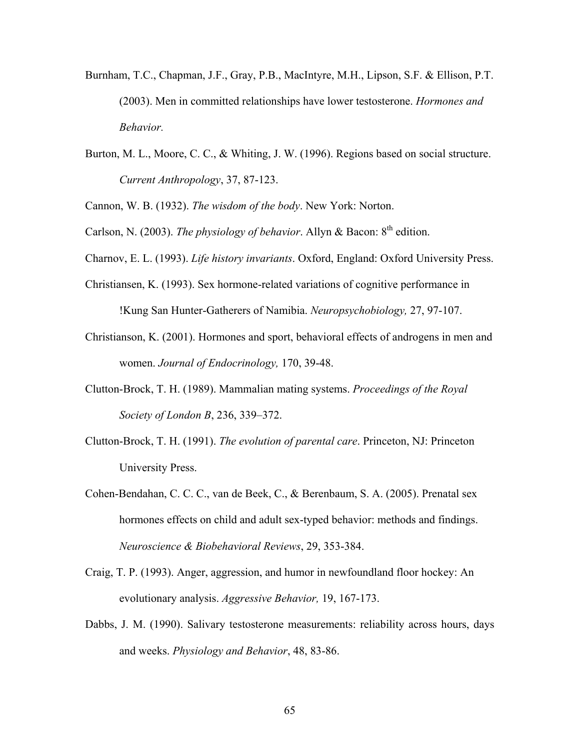Burnham, T.C., Chapman, J.F., Gray, P.B., MacIntyre, M.H., Lipson, S.F. & Ellison, P.T. (2003). Men in committed relationships have lower testosterone. *Hormones and Behavior.*

Burton, M. L., Moore, C. C., & Whiting, J. W. (1996). Regions based on social structure. *Current Anthropology*, 37, 87-123.

Cannon, W. B. (1932). *The wisdom of the body*. New York: Norton.

Carlson, N. (2003). *The physiology of behavior*. Allyn & Bacon: 8th edition.

Charnov, E. L. (1993). *Life history invariants*. Oxford, England: Oxford University Press.

Christiansen, K. (1993). Sex hormone-related variations of cognitive performance in !Kung San Hunter-Gatherers of Namibia. *Neuropsychobiology,* 27, 97-107.

Christianson, K. (2001). Hormones and sport, behavioral effects of androgens in men and women. *Journal of Endocrinology,* 170, 39-48.

Clutton-Brock, T. H. (1989). Mammalian mating systems. *Proceedings of the Royal Society of London B*, 236, 339–372.

Clutton-Brock, T. H. (1991). *The evolution of parental care*. Princeton, NJ: Princeton University Press.

Cohen-Bendahan, C. C. C., van de Beek, C., & Berenbaum, S. A. (2005). Prenatal sex hormones effects on child and adult sex-typed behavior: methods and findings. *Neuroscience & Biobehavioral Reviews*, 29, 353-384.

Craig, T. P. (1993). Anger, aggression, and humor in newfoundland floor hockey: An evolutionary analysis. *Aggressive Behavior,* 19, 167-173.

Dabbs, J. M. (1990). Salivary testosterone measurements: reliability across hours, days and weeks. *Physiology and Behavior*, 48, 83-86.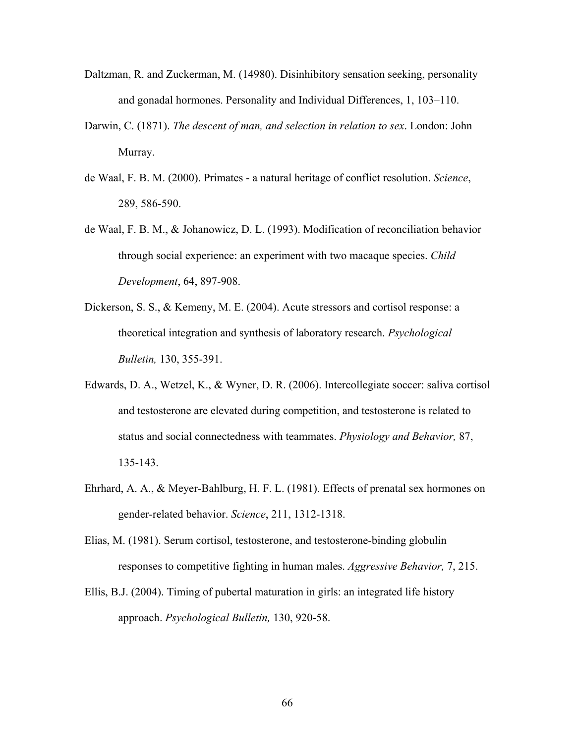Daltzman, R. and Zuckerman, M. (14980). Disinhibitory sensation seeking, personality and gonadal hormones. Personality and Individual Differences, 1, 103–110.

Darwin, C. (1871). *The descent of man, and selection in relation to sex*. London: John Murray.

de Waal, F. B. M. (2000). Primates - a natural heritage of conflict resolution. *Science*, 289, 586-590.

de Waal, F. B. M., & Johanowicz, D. L. (1993). Modification of reconciliation behavior through social experience: an experiment with two macaque species. *Child Development*, 64, 897-908.

Dickerson, S. S., & Kemeny, M. E. (2004). Acute stressors and cortisol response: a theoretical integration and synthesis of laboratory research. *Psychological Bulletin,* 130, 355-391.

Edwards, D. A., Wetzel, K., & Wyner, D. R. (2006). Intercollegiate soccer: saliva cortisol and testosterone are elevated during competition, and testosterone is related to status and social connectedness with teammates. *Physiology and Behavior,* 87, 135-143.

Ehrhard, A. A., & Meyer-Bahlburg, H. F. L. (1981). Effects of prenatal sex hormones on gender-related behavior. *Science*, 211, 1312-1318.

Elias, M. (1981). Serum cortisol, testosterone, and testosterone-binding globulin responses to competitive fighting in human males. *Aggressive Behavior,* 7, 215.

Ellis, B.J. (2004). Timing of pubertal maturation in girls: an integrated life history approach. *Psychological Bulletin,* 130, 920-58.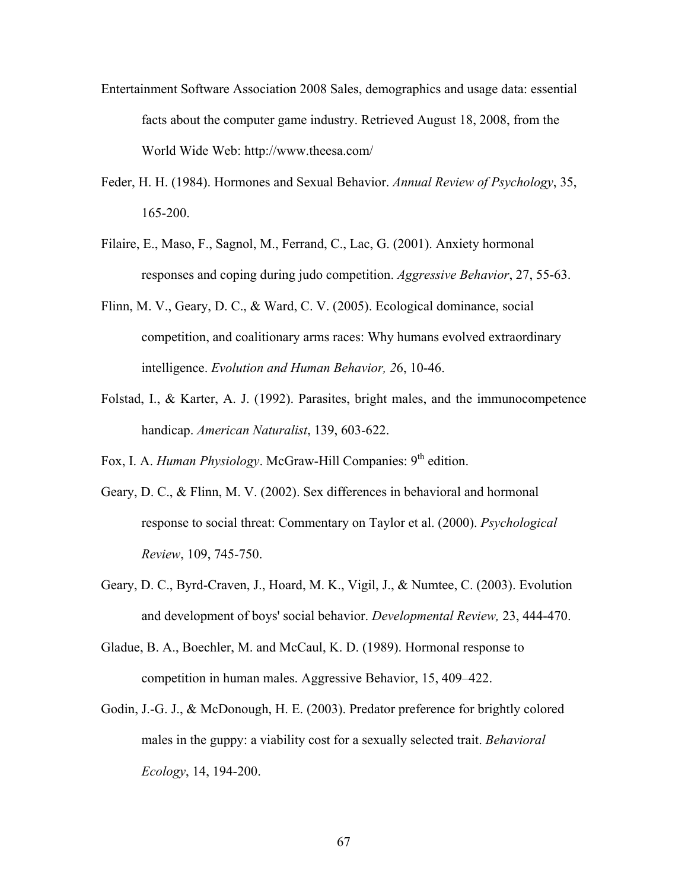Entertainment Software Association 2008 Sales, demographics and usage data: essential facts about the computer game industry. Retrieved August 18, 2008, from the World Wide Web: http://www.theesa.com/

Feder, H. H. (1984). Hormones and Sexual Behavior. *Annual Review of Psychology*, 35, 165-200.

Filaire, E., Maso, F., Sagnol, M., Ferrand, C., Lac, G. (2001). Anxiety hormonal responses and coping during judo competition. *Aggressive Behavior*, 27, 55-63.

Flinn, M. V., Geary, D. C., & Ward, C. V. (2005). Ecological dominance, social competition, and coalitionary arms races: Why humans evolved extraordinary intelligence. *Evolution and Human Behavior, 2*6, 10-46.

Folstad, I., & Karter, A. J. (1992). Parasites, bright males, and the immunocompetence handicap. *American Naturalist*, 139, 603-622.

Fox, I. A. *Human Physiology*. McGraw-Hill Companies: 9th edition.

Geary, D. C., & Flinn, M. V. (2002). Sex differences in behavioral and hormonal response to social threat: Commentary on Taylor et al. (2000). *Psychological Review*, 109, 745-750.

Geary, D. C., Byrd-Craven, J., Hoard, M. K., Vigil, J., & Numtee, C. (2003). Evolution and development of boys' social behavior. *Developmental Review,* 23, 444-470.

Gladue, B. A., Boechler, M. and McCaul, K. D. (1989). Hormonal response to competition in human males. Aggressive Behavior, 15, 409–422.

Godin, J.-G. J., & McDonough, H. E. (2003). Predator preference for brightly colored males in the guppy: a viability cost for a sexually selected trait. *Behavioral Ecology*, 14, 194-200.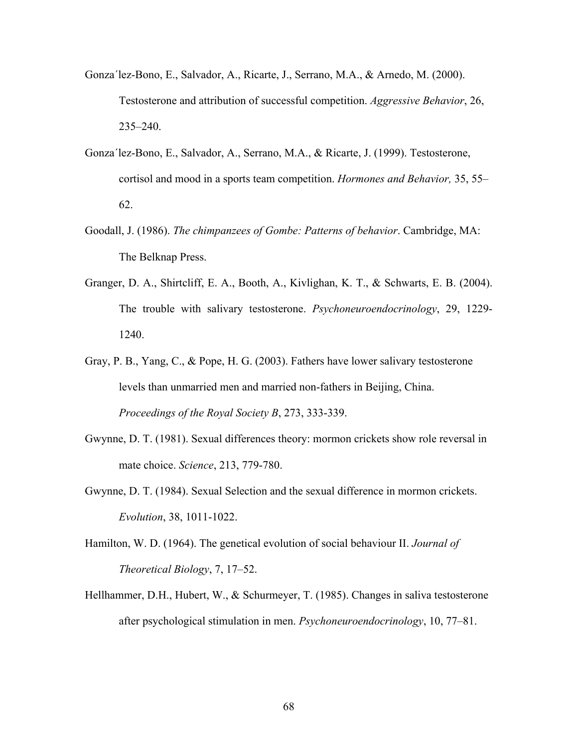Gonza´lez-Bono, E., Salvador, A., Ricarte, J., Serrano, M.A., & Arnedo, M. (2000). Testosterone and attribution of successful competition. *Aggressive Behavior*, 26, 235–240.

Gonza´lez-Bono, E., Salvador, A., Serrano, M.A., & Ricarte, J. (1999). Testosterone, cortisol and mood in a sports team competition. *Hormones and Behavior,* 35, 55–62.

Goodall, J. (1986). *The chimpanzees of Gombe: Patterns of behavior*. Cambridge, MA: The Belknap Press.

Granger, D. A., Shirtcliff, E. A., Booth, A., Kivlighan, K. T., & Schwarts, E. B. (2004). The trouble with salivary testosterone. *Psychoneuroendocrinology*, 29, 1229-1240.

Gray, P. B., Yang, C., & Pope, H. G. (2003). Fathers have lower salivary testosterone levels than unmarried men and married non-fathers in Beijing, China. *Proceedings of the Royal Society B*, 273, 333-339.

Gwynne, D. T. (1981). Sexual differences theory: mormon crickets show role reversal in mate choice. *Science*, 213, 779-780.

Gwynne, D. T. (1984). Sexual Selection and the sexual difference in mormon crickets. *Evolution*, 38, 1011-1022.

Hamilton, W. D. (1964). The genetical evolution of social behaviour II. *Journal of Theoretical Biology*, 7, 17–52.

Hellhammer, D.H., Hubert, W., & Schurmeyer, T. (1985). Changes in saliva testosterone after psychological stimulation in men. *Psychoneuroendocrinology*, 10, 77–81.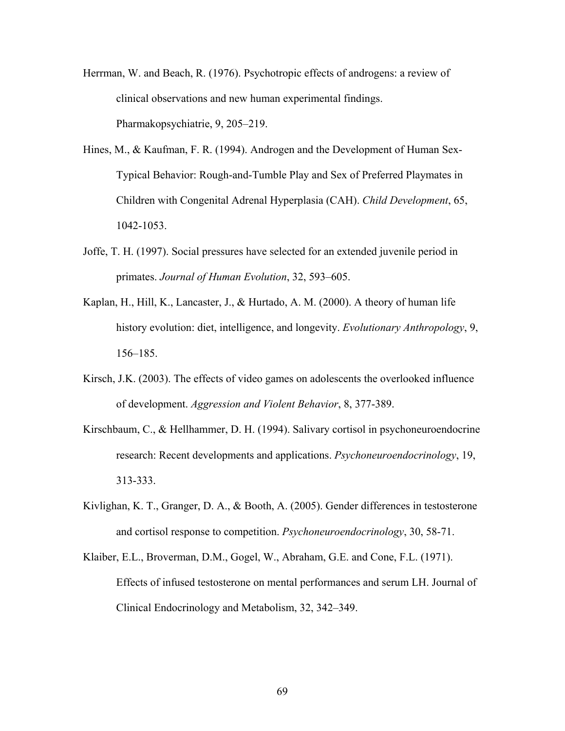Herrman, W. and Beach, R. (1976). Psychotropic effects of androgens: a review of clinical observations and new human experimental findings. Pharmakopsychiatrie, 9, 205–219.

Hines, M., & Kaufman, F. R. (1994). Androgen and the Development of Human Sex-Typical Behavior: Rough-and-Tumble Play and Sex of Preferred Playmates in Children with Congenital Adrenal Hyperplasia (CAH). *Child Development*, 65, 1042-1053.

Joffe, T. H. (1997). Social pressures have selected for an extended juvenile period in primates. *Journal of Human Evolution*, 32, 593–605.

Kaplan, H., Hill, K., Lancaster, J., & Hurtado, A. M. (2000). A theory of human life history evolution: diet, intelligence, and longevity. *Evolutionary Anthropology*, 9, 156–185.

Kirsch, J.K. (2003). The effects of video games on adolescents the overlooked influence of development. *Aggression and Violent Behavior*, 8, 377-389.

Kirschbaum, C., & Hellhammer, D. H. (1994). Salivary cortisol in psychoneuroendocrine research: Recent developments and applications. *Psychoneuroendocrinology*, 19, 313-333.

Kivlighan, K. T., Granger, D. A., & Booth, A. (2005). Gender differences in testosterone and cortisol response to competition. *Psychoneuroendocrinology*, 30, 58-71.

Klaiber, E.L., Broverman, D.M., Gogel, W., Abraham, G.E. and Cone, F.L. (1971). Effects of infused testosterone on mental performances and serum LH. Journal of Clinical Endocrinology and Metabolism, 32, 342–349.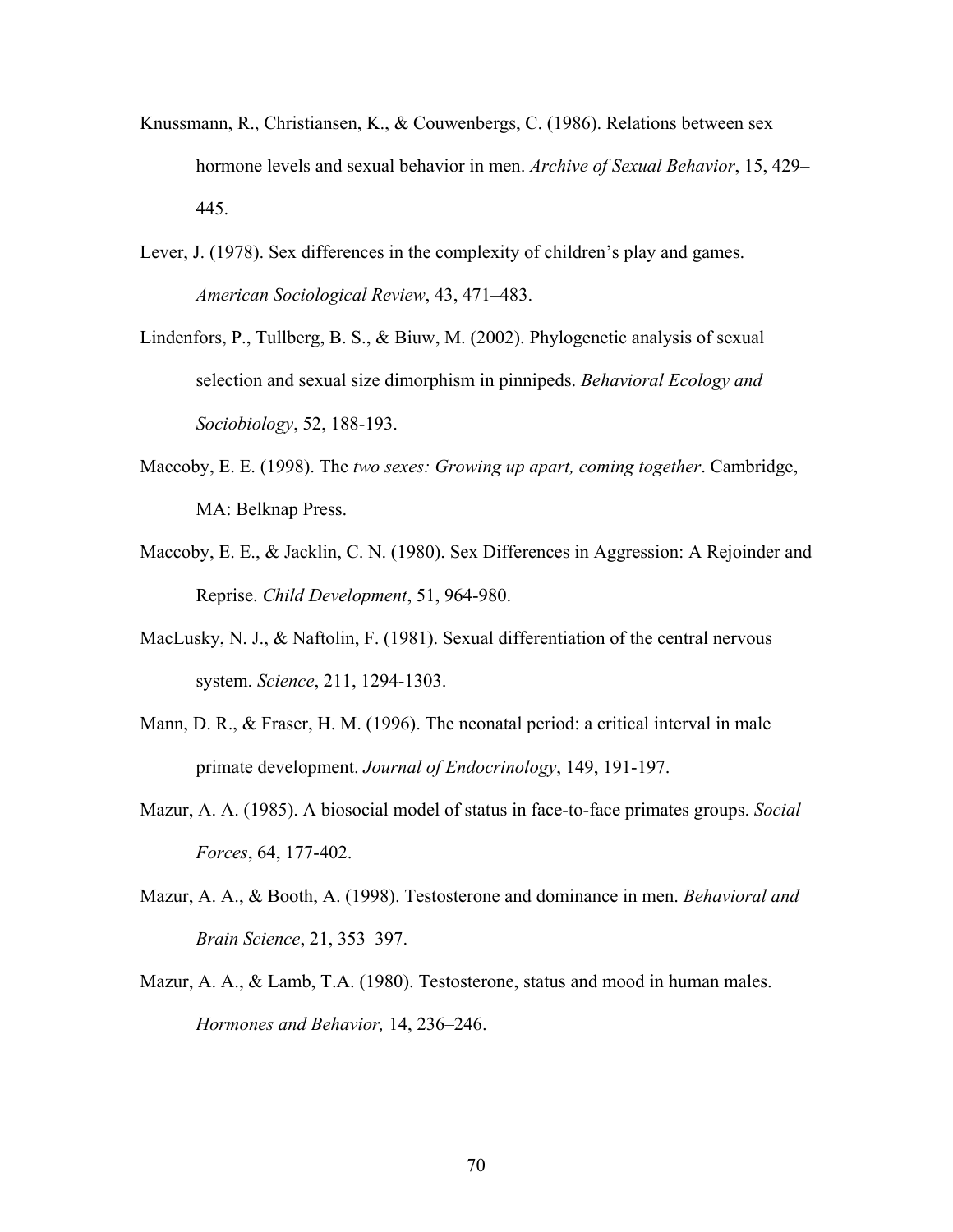Knussmann, R., Christiansen, K., & Couwenbergs, C. (1986). Relations between sex hormone levels and sexual behavior in men. *Archive of Sexual Behavior*, 15, 429–445.

Lever, J. (1978). Sex differences in the complexity of children's play and games. *American Sociological Review*, 43, 471–483.

Lindenfors, P., Tullberg, B. S., & Biuw, M. (2002). Phylogenetic analysis of sexual selection and sexual size dimorphism in pinnipeds. *Behavioral Ecology and Sociobiology*, 52, 188-193.

Maccoby, E. E. (1998). The *two sexes: Growing up apart, coming together*. Cambridge, MA: Belknap Press.

Maccoby, E. E., & Jacklin, C. N. (1980). Sex Differences in Aggression: A Rejoinder and Reprise. *Child Development*, 51, 964-980.

MacLusky, N. J., & Naftolin, F. (1981). Sexual differentiation of the central nervous system. *Science*, 211, 1294-1303.

Mann, D. R., & Fraser, H. M. (1996). The neonatal period: a critical interval in male primate development. *Journal of Endocrinology*, 149, 191-197.

Mazur, A. A. (1985). A biosocial model of status in face-to-face primates groups. *Social Forces*, 64, 177-402.

Mazur, A. A., & Booth, A. (1998). Testosterone and dominance in men. *Behavioral and Brain Science*, 21, 353–397.

Mazur, A. A., & Lamb, T.A. (1980). Testosterone, status and mood in human males. *Hormones and Behavior,* 14, 236–246.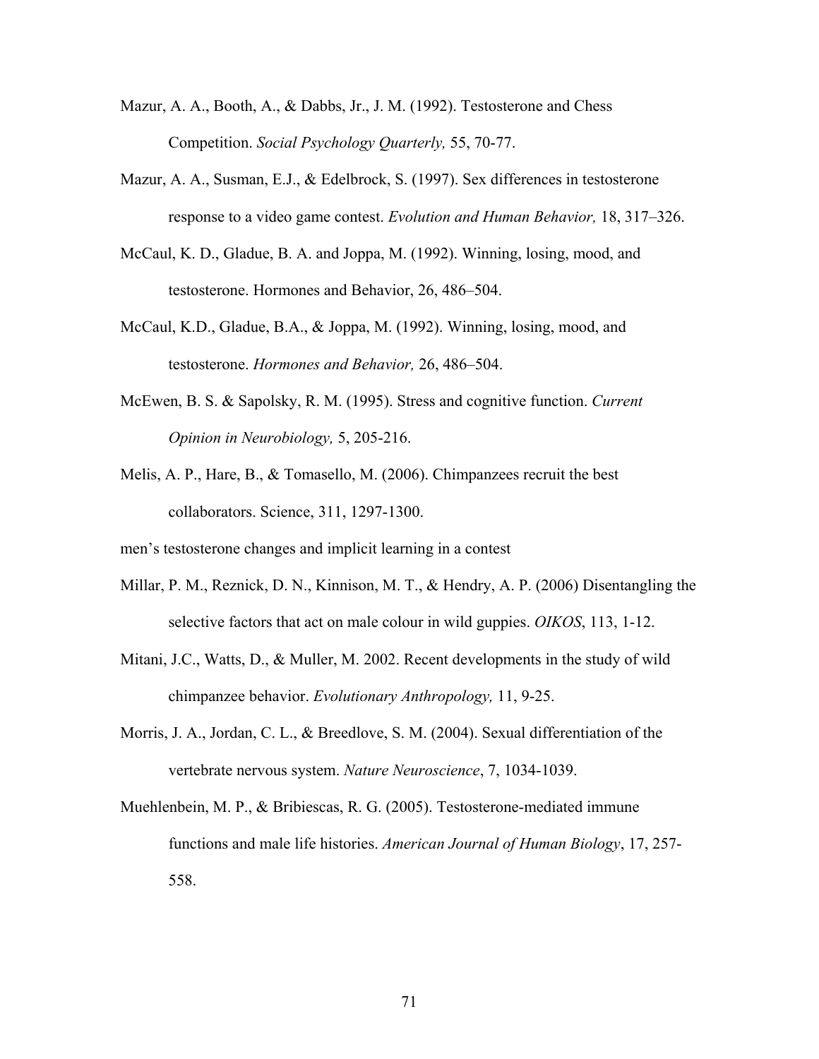Mazur, A. A., Booth, A., & Dabbs, Jr., J. M. (1992). Testosterone and Chess Competition. *Social Psychology Quarterly,* 55, 70-77.

Mazur, A. A., Susman, E.J., & Edelbrock, S. (1997). Sex differences in testosterone response to a video game contest. *Evolution and Human Behavior,* 18, 317–326.

McCaul, K. D., Gladue, B. A. and Joppa, M. (1992). Winning, losing, mood, and testosterone. Hormones and Behavior, 26, 486–504.

McCaul, K.D., Gladue, B.A., & Joppa, M. (1992). Winning, losing, mood, and testosterone. *Hormones and Behavior,* 26, 486–504.

McEwen, B. S. & Sapolsky, R. M. (1995). Stress and cognitive function. *Current Opinion in Neurobiology,* 5, 205-216.

Melis, A. P., Hare, B., & Tomasello, M. (2006). Chimpanzees recruit the best collaborators. Science, 311, 1297-1300.

men's testosterone changes and implicit learning in a contest

Millar, P. M., Reznick, D. N., Kinnison, M. T., & Hendry, A. P. (2006) Disentangling the selective factors that act on male colour in wild guppies. *OIKOS*, 113, 1-12.

Mitani, J.C., Watts, D., & Muller, M. 2002. Recent developments in the study of wild chimpanzee behavior. *Evolutionary Anthropology,* 11, 9-25.

Morris, J. A., Jordan, C. L., & Breedlove, S. M. (2004). Sexual differentiation of the vertebrate nervous system. *Nature Neuroscience*, 7, 1034-1039.

Muehlenbein, M. P., & Bribiescas, R. G. (2005). Testosterone-mediated immune functions and male life histories. *American Journal of Human Biology*, 17, 257-558.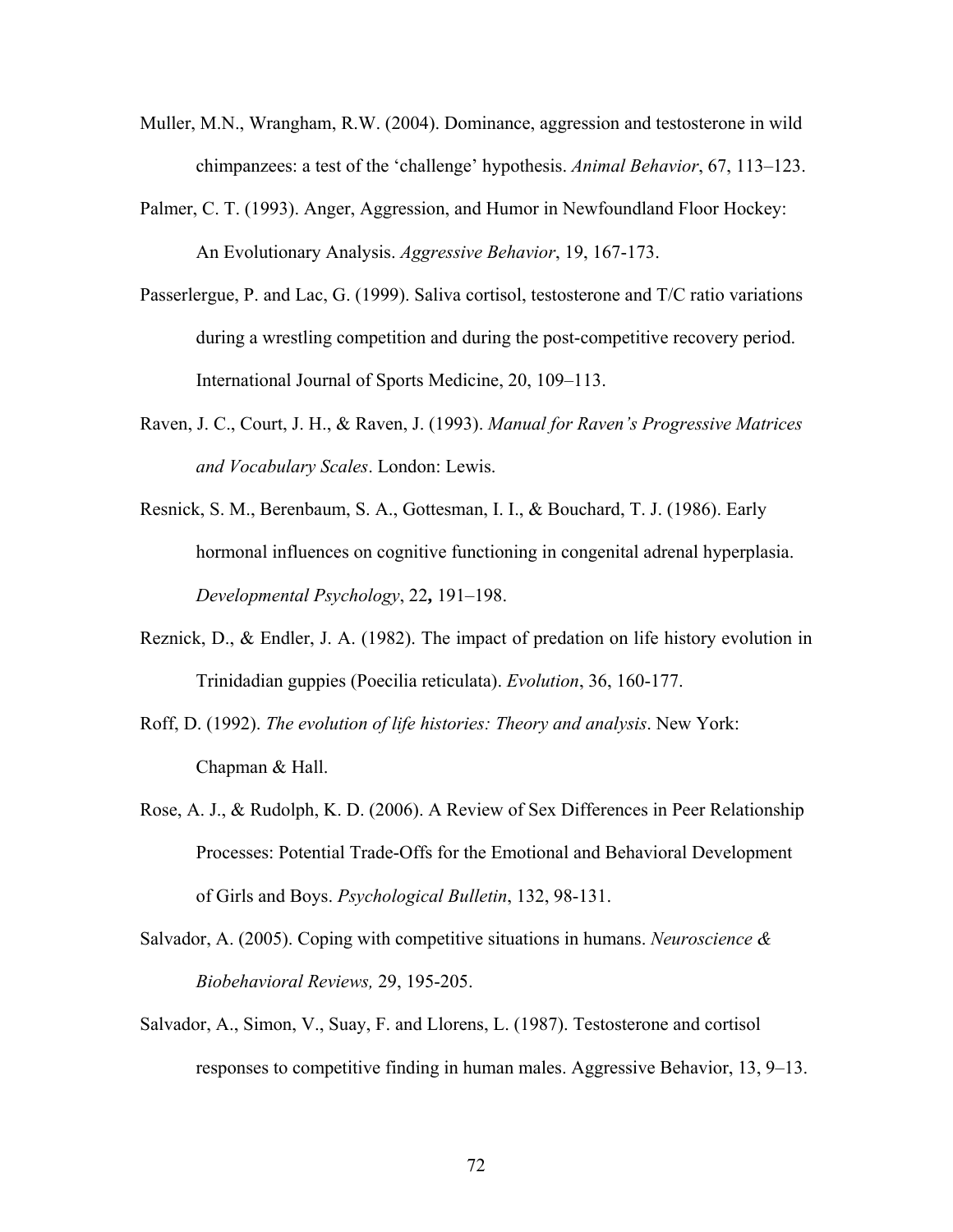Muller, M.N., Wrangham, R.W. (2004). Dominance, aggression and testosterone in wild chimpanzees: a test of the 'challenge' hypothesis. *Animal Behavior*, 67, 113–123.

Palmer, C. T. (1993). Anger, Aggression, and Humor in Newfoundland Floor Hockey: An Evolutionary Analysis. *Aggressive Behavior*, 19, 167-173.

Passerlergue, P. and Lac, G. (1999). Saliva cortisol, testosterone and T/C ratio variations during a wrestling competition and during the post-competitive recovery period. International Journal of Sports Medicine, 20, 109–113.

Raven, J. C., Court, J. H., & Raven, J. (1993). *Manual for Raven's Progressive Matrices and Vocabulary Scales*. London: Lewis.

Resnick, S. M., Berenbaum, S. A., Gottesman, I. I., & Bouchard, T. J. (1986). Early hormonal influences on cognitive functioning in congenital adrenal hyperplasia. *Developmental Psychology*, 22**,** 191–198.

Reznick, D., & Endler, J. A. (1982). The impact of predation on life history evolution in Trinidadian guppies (Poecilia reticulata). *Evolution*, 36, 160-177.

Roff, D. (1992). *The evolution of life histories: Theory and analysis*. New York: Chapman & Hall.

Rose, A. J., & Rudolph, K. D. (2006). A Review of Sex Differences in Peer Relationship Processes: Potential Trade-Offs for the Emotional and Behavioral Development of Girls and Boys. *Psychological Bulletin*, 132, 98-131.

Salvador, A. (2005). Coping with competitive situations in humans. *Neuroscience & Biobehavioral Reviews,* 29, 195-205.

Salvador, A., Simon, V., Suay, F. and Llorens, L. (1987). Testosterone and cortisol responses to competitive finding in human males. Aggressive Behavior, 13, 9–13.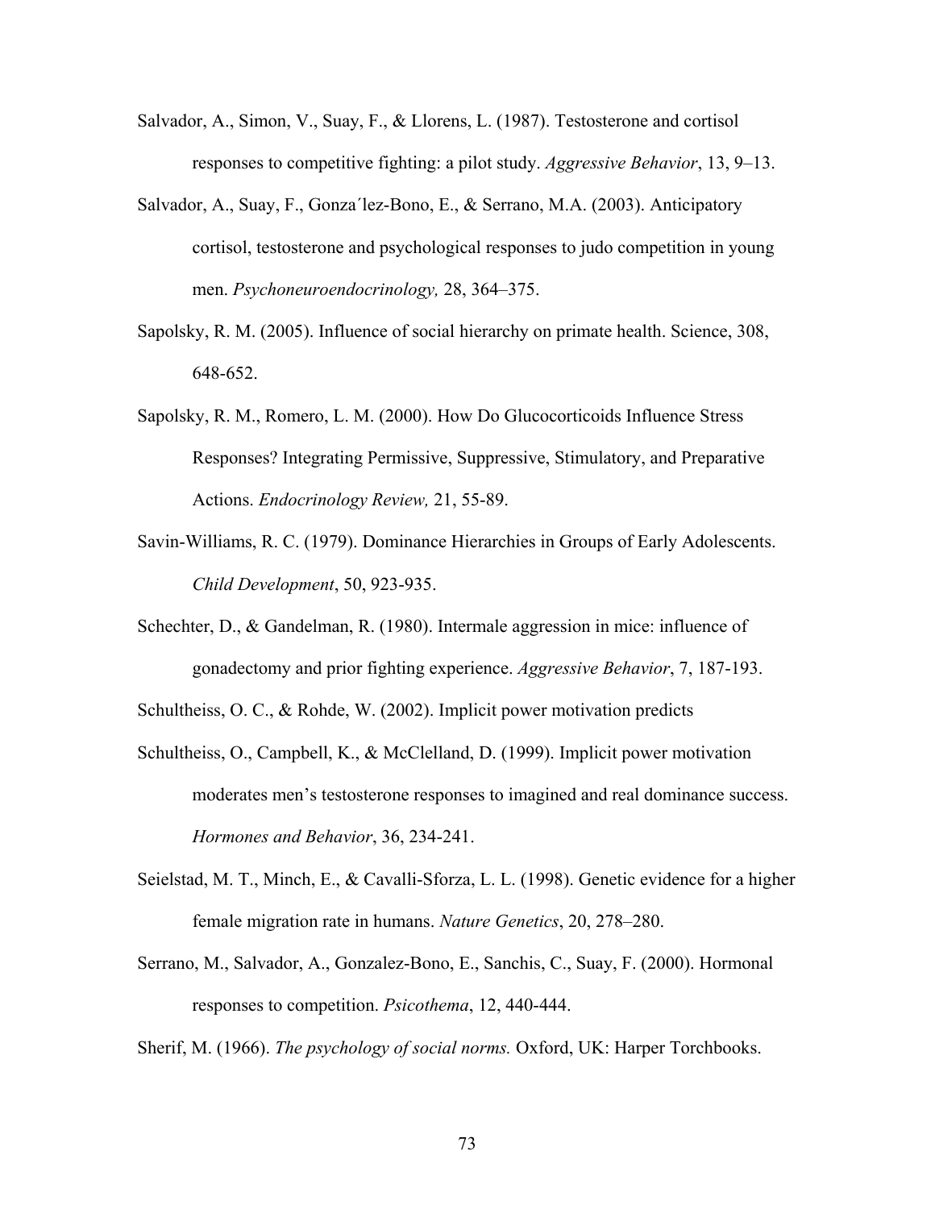Salvador, A., Simon, V., Suay, F., & Llorens, L. (1987). Testosterone and cortisol responses to competitive fighting: a pilot study. *Aggressive Behavior*, 13, 9–13.

Salvador, A., Suay, F., Gonza´lez-Bono, E., & Serrano, M.A. (2003). Anticipatory cortisol, testosterone and psychological responses to judo competition in young men. *Psychoneuroendocrinology,* 28, 364–375.

Sapolsky, R. M. (2005). Influence of social hierarchy on primate health. Science, 308, 648-652.

Sapolsky, R. M., Romero, L. M. (2000). How Do Glucocorticoids Influence Stress Responses? Integrating Permissive, Suppressive, Stimulatory, and Preparative Actions. *Endocrinology Review,* 21, 55-89.

Savin-Williams, R. C. (1979). Dominance Hierarchies in Groups of Early Adolescents. *Child Development*, 50, 923-935.

Schechter, D., & Gandelman, R. (1980). Intermale aggression in mice: influence of gonadectomy and prior fighting experience. *Aggressive Behavior*, 7, 187-193.

Schultheiss, O. C., & Rohde, W. (2002). Implicit power motivation predicts

Schultheiss, O., Campbell, K., & McClelland, D. (1999). Implicit power motivation moderates men's testosterone responses to imagined and real dominance success. *Hormones and Behavior*, 36, 234-241.

Seielstad, M. T., Minch, E., & Cavalli-Sforza, L. L. (1998). Genetic evidence for a higher female migration rate in humans. *Nature Genetics*, 20, 278–280.

Serrano, M., Salvador, A., Gonzalez-Bono, E., Sanchis, C., Suay, F. (2000). Hormonal responses to competition. *Psicothema*, 12, 440-444.

Sherif, M. (1966). *The psychology of social norms.* Oxford, UK: Harper Torchbooks.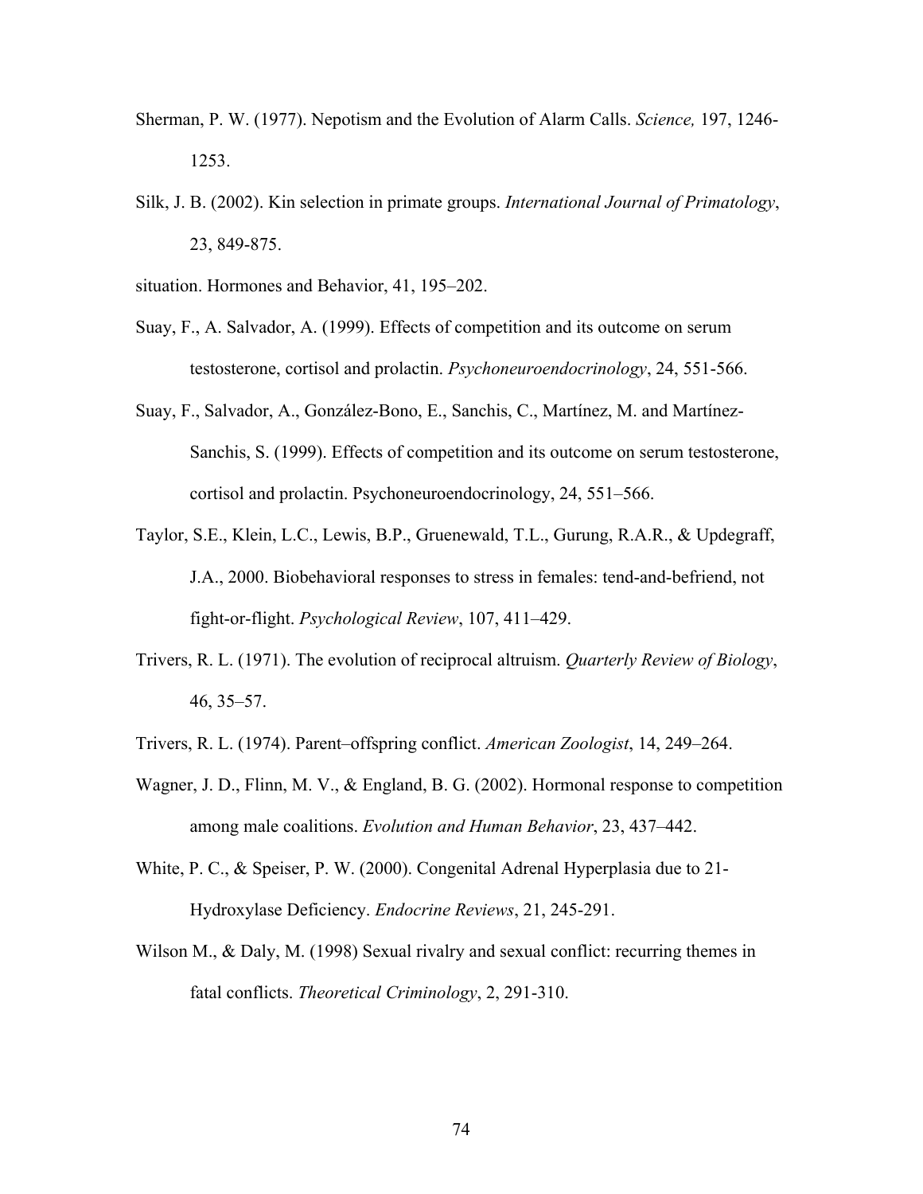Sherman, P. W. (1977). Nepotism and the Evolution of Alarm Calls. *Science,* 197, 1246-1253.

Silk, J. B. (2002). Kin selection in primate groups. *International Journal of Primatology*, 23, 849-875.

situation. Hormones and Behavior, 41, 195–202.

Suay, F., A. Salvador, A. (1999). Effects of competition and its outcome on serum testosterone, cortisol and prolactin. *Psychoneuroendocrinology*, 24, 551-566.

Suay, F., Salvador, A., González-Bono, E., Sanchis, C., Martínez, M. and Martínez-Sanchis, S. (1999). Effects of competition and its outcome on serum testosterone, cortisol and prolactin. Psychoneuroendocrinology, 24, 551–566.

Taylor, S.E., Klein, L.C., Lewis, B.P., Gruenewald, T.L., Gurung, R.A.R., & Updegraff, J.A., 2000. Biobehavioral responses to stress in females: tend-and-befriend, not fight-or-flight. *Psychological Review*, 107, 411–429.

Trivers, R. L. (1971). The evolution of reciprocal altruism. *Quarterly Review of Biology*, 46, 35–57.

Trivers, R. L. (1974). Parent–offspring conflict. *American Zoologist*, 14, 249–264.

Wagner, J. D., Flinn, M. V., & England, B. G. (2002). Hormonal response to competition among male coalitions. *Evolution and Human Behavior*, 23, 437–442.

White, P. C., & Speiser, P. W. (2000). Congenital Adrenal Hyperplasia due to 21-Hydroxylase Deficiency. *Endocrine Reviews*, 21, 245-291.

Wilson M., & Daly, M. (1998) Sexual rivalry and sexual conflict: recurring themes in fatal conflicts. *Theoretical Criminology*, 2, 291-310.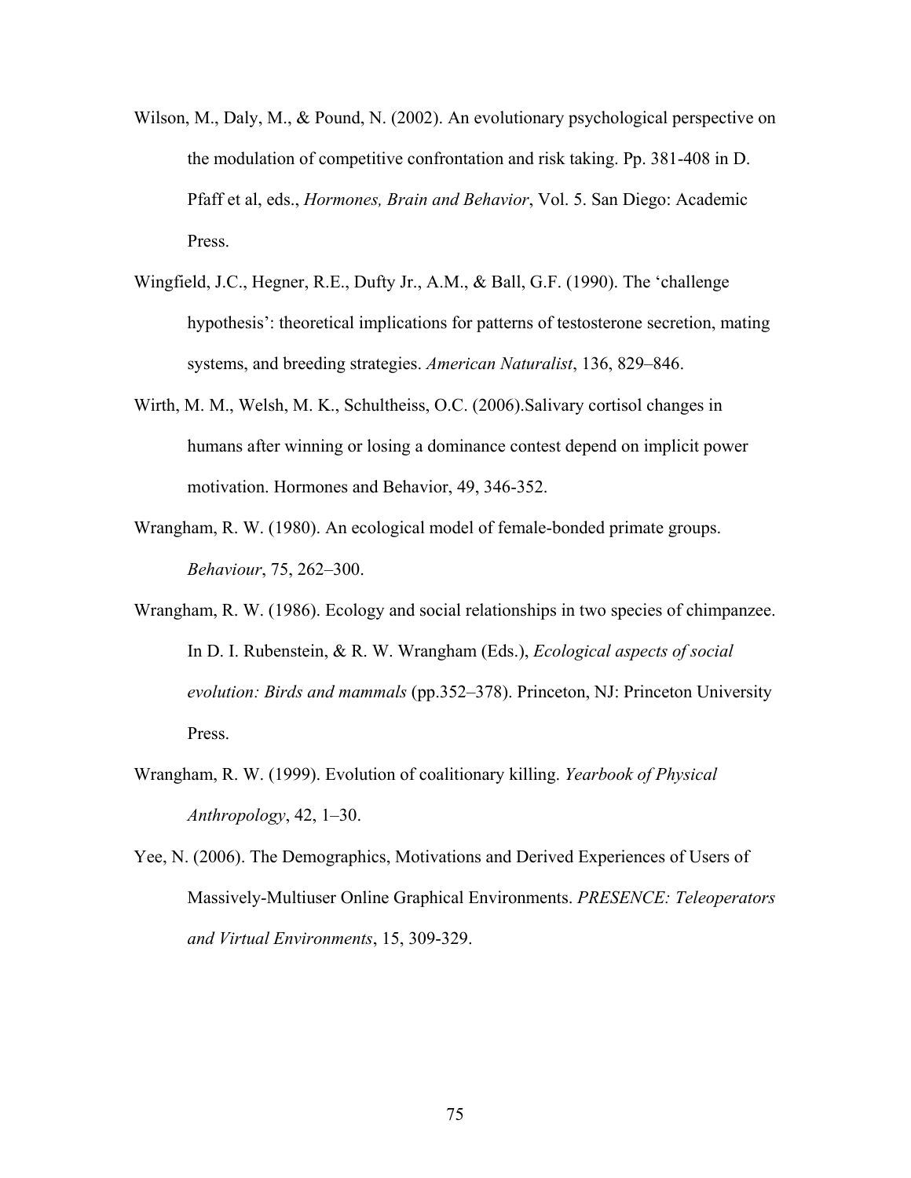Wilson, M., Daly, M., & Pound, N. (2002). An evolutionary psychological perspective on the modulation of competitive confrontation and risk taking. Pp. 381-408 in D. Pfaff et al, eds., *Hormones, Brain and Behavior*, Vol. 5. San Diego: Academic Press.

Wingfield, J.C., Hegner, R.E., Dufty Jr., A.M., & Ball, G.F. (1990). The ‘challenge hypothesis’: theoretical implications for patterns of testosterone secretion, mating systems, and breeding strategies. *American Naturalist*, 136, 829–846.

Wirth, M. M., Welsh, M. K., Schultheiss, O.C. (2006).Salivary cortisol changes in humans after winning or losing a dominance contest depend on implicit power motivation. Hormones and Behavior, 49, 346-352.

Wrangham, R. W. (1980). An ecological model of female-bonded primate groups. *Behaviour*, 75, 262–300.

Wrangham, R. W. (1986). Ecology and social relationships in two species of chimpanzee. In D. I. Rubenstein, & R. W. Wrangham (Eds.), *Ecological aspects of social evolution: Birds and mammals* (pp.352–378). Princeton, NJ: Princeton University Press.

Wrangham, R. W. (1999). Evolution of coalitionary killing. *Yearbook of Physical Anthropology*, 42, 1–30.

Yee, N. (2006). The Demographics, Motivations and Derived Experiences of Users of Massively-Multiuser Online Graphical Environments. *PRESENCE: Teleoperators and Virtual Environments*, 15, 309-329.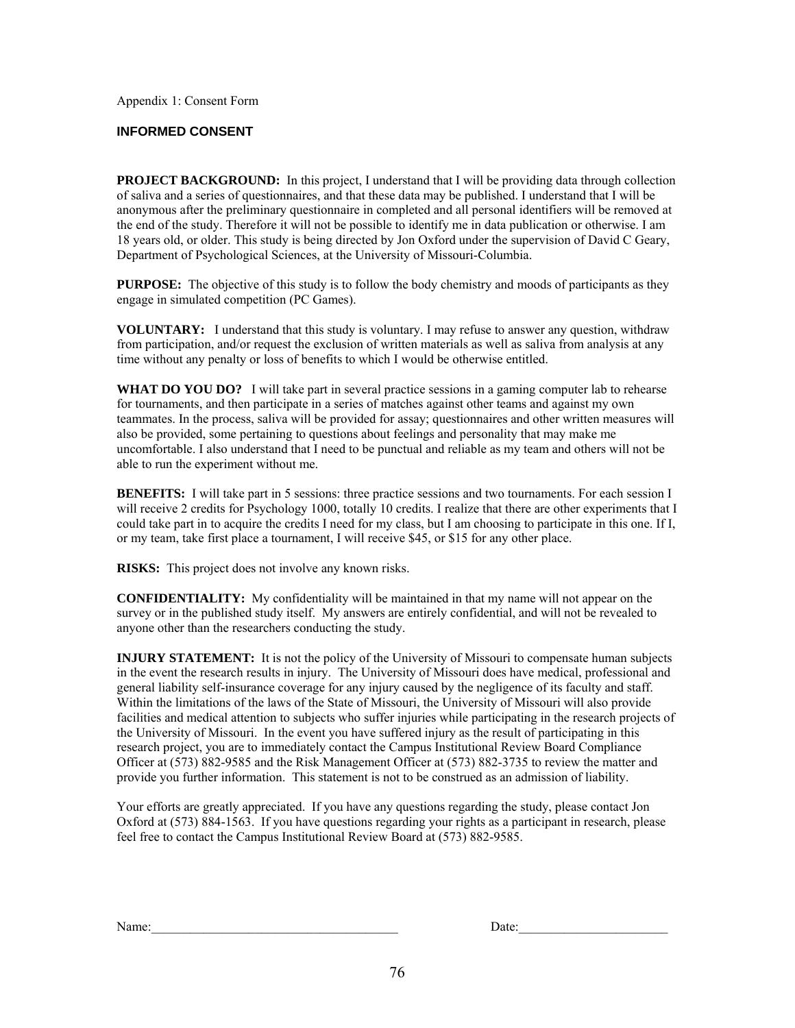Appendix 1: Consent Form

## INFORMED CONSENT

**PROJECT BACKGROUND:** In this project, I understand that I will be providing data through collection of saliva and a series of questionnaires, and that these data may be published. I understand that I will be anonymous after the preliminary questionnaire in completed and all personal identifiers will be removed at the end of the study. Therefore it will not be possible to identify me in data publication or otherwise. I am 18 years old, or older. This study is being directed by Jon Oxford under the supervision of David C Geary, Department of Psychological Sciences, at the University of Missouri-Columbia.

**PURPOSE:** The objective of this study is to follow the body chemistry and moods of participants as they engage in simulated competition (PC Games).

**VOLUNTARY:** I understand that this study is voluntary. I may refuse to answer any question, withdraw from participation, and/or request the exclusion of written materials as well as saliva from analysis at any time without any penalty or loss of benefits to which I would be otherwise entitled.

**WHAT DO YOU DO?** I will take part in several practice sessions in a gaming computer lab to rehearse for tournaments, and then participate in a series of matches against other teams and against my own teammates. In the process, saliva will be provided for assay; questionnaires and other written measures will also be provided, some pertaining to questions about feelings and personality that may make me uncomfortable. I also understand that I need to be punctual and reliable as my team and others will not be able to run the experiment without me.

**BENEFITS:** I will take part in 5 sessions: three practice sessions and two tournaments. For each session I will receive 2 credits for Psychology 1000, totally 10 credits. I realize that there are other experiments that I could take part in to acquire the credits I need for my class, but I am choosing to participate in this one. If I, or my team, take first place a tournament, I will receive $45, or $15 for any other place.

**RISKS:** This project does not involve any known risks.

**CONFIDENTIALITY:** My confidentiality will be maintained in that my name will not appear on the survey or in the published study itself. My answers are entirely confidential, and will not be revealed to anyone other than the researchers conducting the study.

**INJURY STATEMENT:** It is not the policy of the University of Missouri to compensate human subjects in the event the research results in injury. The University of Missouri does have medical, professional and general liability self-insurance coverage for any injury caused by the negligence of its faculty and staff. Within the limitations of the laws of the State of Missouri, the University of Missouri will also provide facilities and medical attention to subjects who suffer injuries while participating in the research projects of the University of Missouri. In the event you have suffered injury as the result of participating in this research project, you are to immediately contact the Campus Institutional Review Board Compliance Officer at (573) 882-9585 and the Risk Management Officer at (573) 882-3735 to review the matter and provide you further information. This statement is not to be construed as an admission of liability.

Your efforts are greatly appreciated. If you have any questions regarding the study, please contact Jon Oxford at (573) 884-1563. If you have questions regarding your rights as a participant in research, please feel free to contact the Campus Institutional Review Board at (573) 882-9585.

Name:______________________________________ Date:_______________________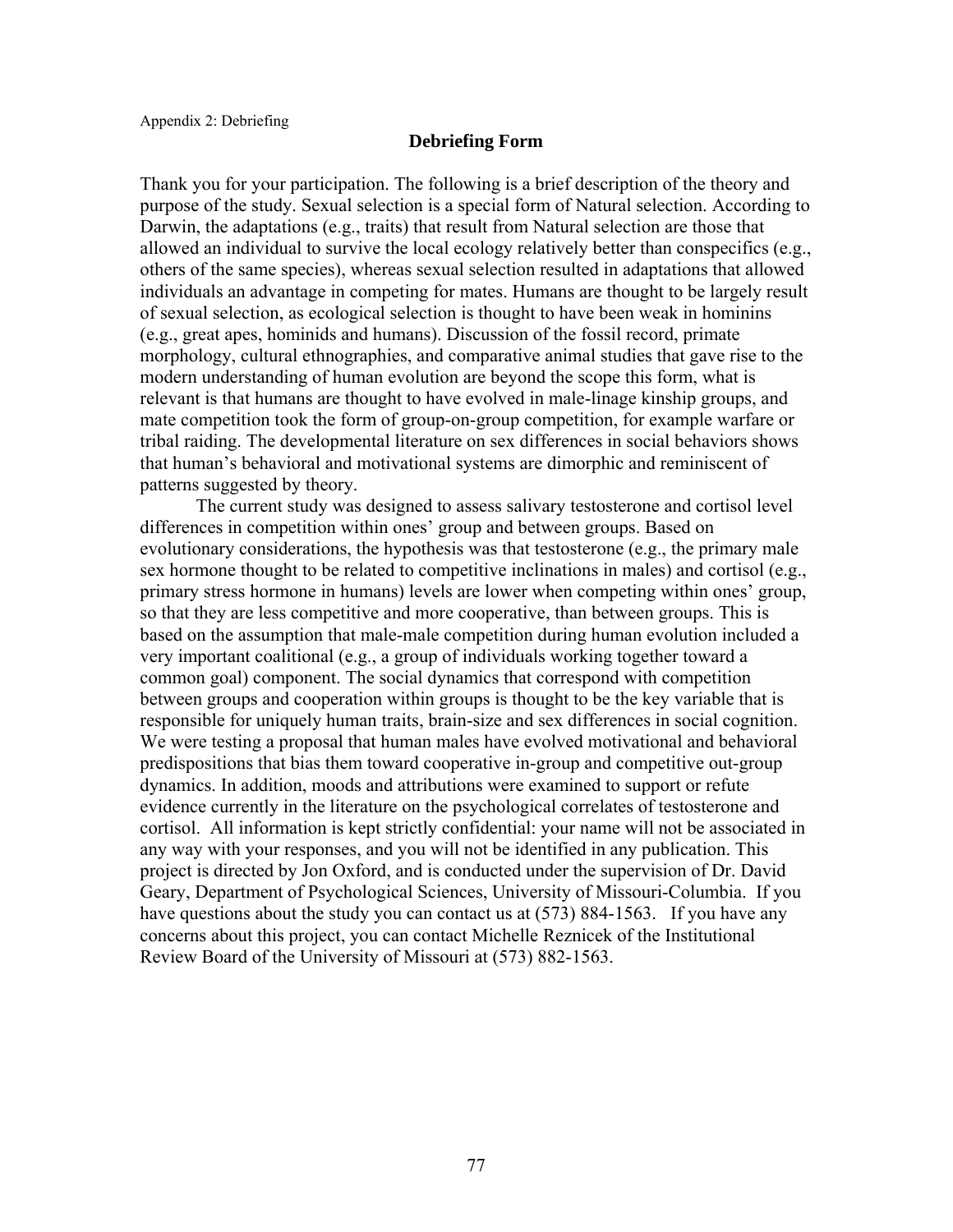Appendix 2: Debriefing

## Debriefing Form

Thank you for your participation. The following is a brief description of the theory and purpose of the study. Sexual selection is a special form of Natural selection. According to Darwin, the adaptations (e.g., traits) that result from Natural selection are those that allowed an individual to survive the local ecology relatively better than conspecifics (e.g., others of the same species), whereas sexual selection resulted in adaptations that allowed individuals an advantage in competing for mates. Humans are thought to be largely result of sexual selection, as ecological selection is thought to have been weak in hominins (e.g., great apes, hominids and humans). Discussion of the fossil record, primate morphology, cultural ethnographies, and comparative animal studies that gave rise to the modern understanding of human evolution are beyond the scope this form, what is relevant is that humans are thought to have evolved in male-linage kinship groups, and mate competition took the form of group-on-group competition, for example warfare or tribal raiding. The developmental literature on sex differences in social behaviors shows that human's behavioral and motivational systems are dimorphic and reminiscent of patterns suggested by theory.

The current study was designed to assess salivary testosterone and cortisol level differences in competition within ones' group and between groups. Based on evolutionary considerations, the hypothesis was that testosterone (e.g., the primary male sex hormone thought to be related to competitive inclinations in males) and cortisol (e.g., primary stress hormone in humans) levels are lower when competing within ones' group, so that they are less competitive and more cooperative, than between groups. This is based on the assumption that male-male competition during human evolution included a very important coalitional (e.g., a group of individuals working together toward a common goal) component. The social dynamics that correspond with competition between groups and cooperation within groups is thought to be the key variable that is responsible for uniquely human traits, brain-size and sex differences in social cognition. We were testing a proposal that human males have evolved motivational and behavioral predispositions that bias them toward cooperative in-group and competitive out-group dynamics. In addition, moods and attributions were examined to support or refute evidence currently in the literature on the psychological correlates of testosterone and cortisol. All information is kept strictly confidential: your name will not be associated in any way with your responses, and you will not be identified in any publication. This project is directed by Jon Oxford, and is conducted under the supervision of Dr. David Geary, Department of Psychological Sciences, University of Missouri-Columbia. If you have questions about the study you can contact us at (573) 884-1563. If you have any concerns about this project, you can contact Michelle Reznicek of the Institutional Review Board of the University of Missouri at (573) 882-1563.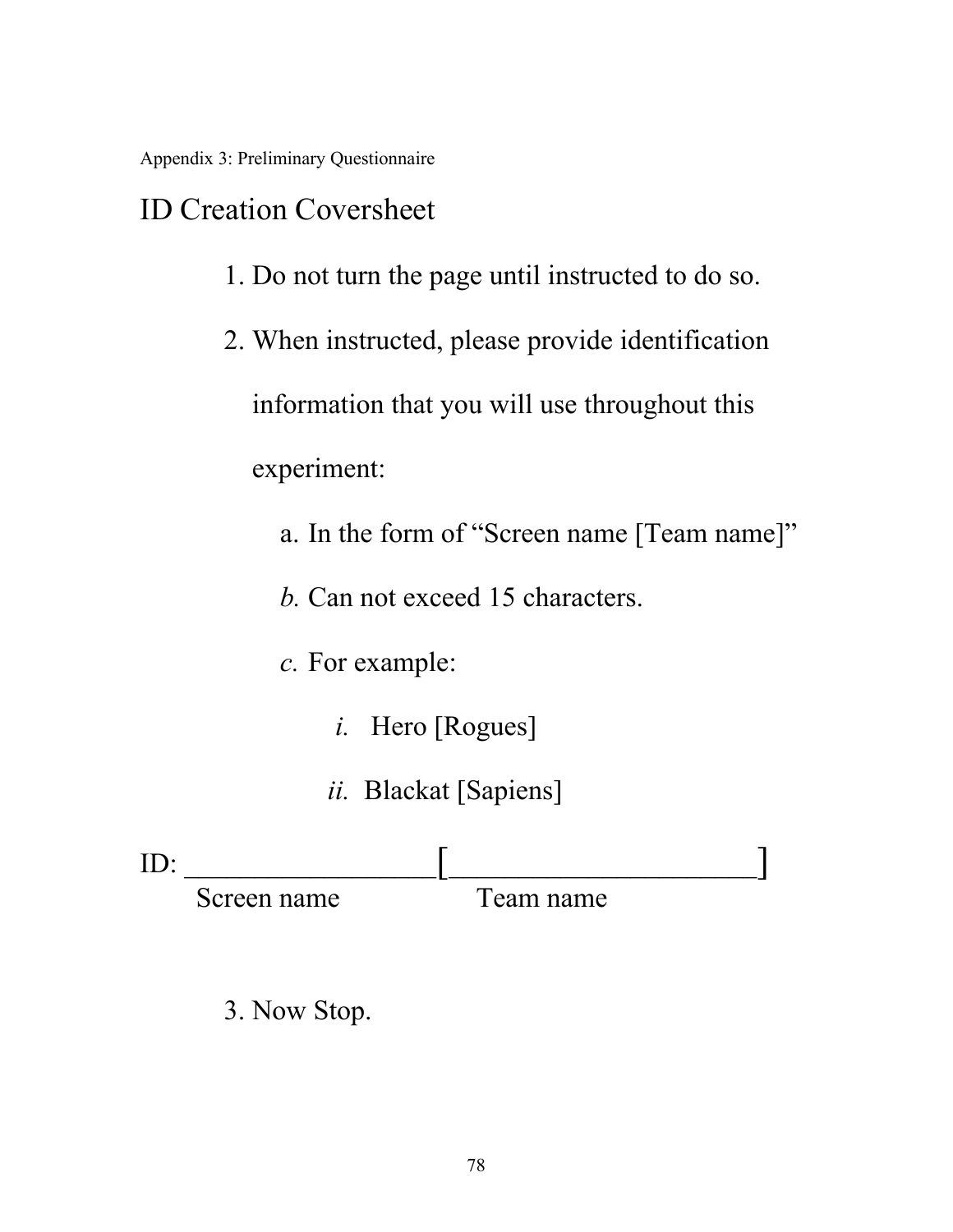Appendix 3: Preliminary Questionnaire

# ID Creation Coversheet

1. Do not turn the page until instructed to do so.
2. When instructed, please provide identification information that you will use throughout this experiment:
   a. In the form of "Screen name [Team name]"
   *b.* Can not exceed 15 characters.
   *c.* For example:
      *i.* Hero [Rogues]
      *ii.* Blackat [Sapiens]

ID: ________________[____________________]
Screen name                    Team name

3. Now Stop.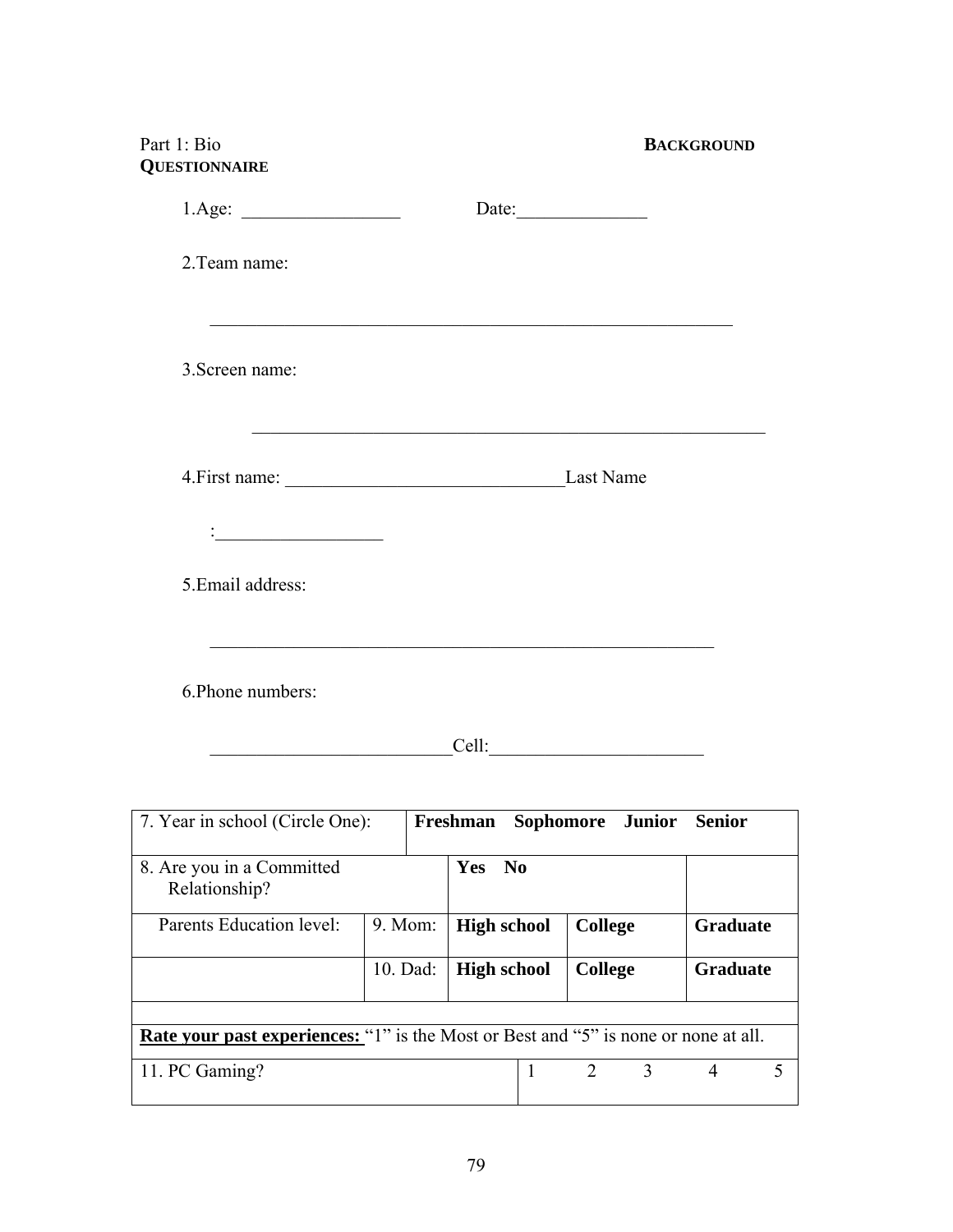Part 1: Bio **BACKGROUND QUESTIONNAIRE**

1.Age: _________________ Date:______________

2.Team name:

___________________________________________________________

3.Screen name:

___________________________________________________________

4.First name: ______________________________Last Name

:__________________

5.Email address:

___________________________________________________________

6.Phone numbers:

__________________________Cell:_______________________

| 7. Year in school (Circle One): | | **Freshman Sophomore Junior Senior** | | |
|---|---|---|---|---|
| 8. Are you in a Committed Relationship? | | **Yes No** | | |
| Parents Education level: | 9. Mom: | **High school** | **College** | **Graduate** |
| | 10. Dad: | **High school** | **College** | **Graduate** |
| | | | | |

| **Rate your past experiences:** "1" is the Most or Best and "5" is none or none at all. | | | | | |
|---|---|---|---|---|---|
| 11. PC Gaming? | 1 | 2 | 3 | 4 | 5 |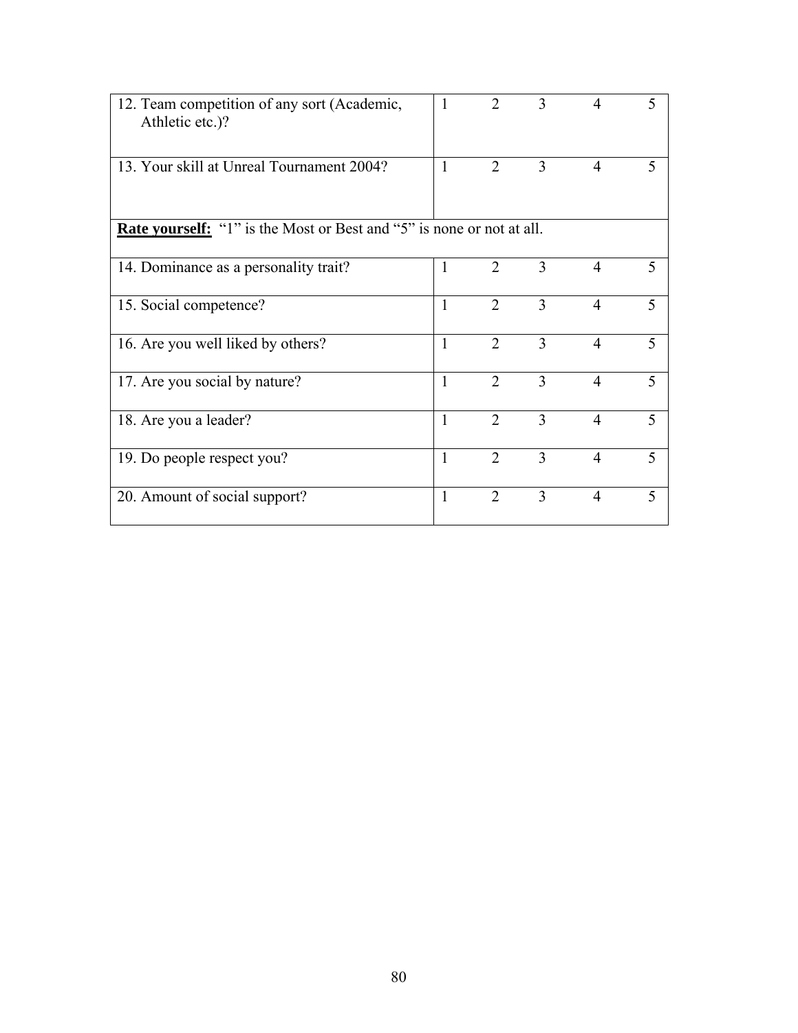| | | | | | |
|---|---|---|---|---|---|
| 12. Team competition of any sort (Academic, Athletic etc.)? | 1 | 2 | 3 | 4 | 5 |
| 13. Your skill at Unreal Tournament 2004? | 1 | 2 | 3 | 4 | 5 |
| **Rate yourself:** "1" is the Most or Best and "5" is none or not at all. | | | | | |
| 14. Dominance as a personality trait? | 1 | 2 | 3 | 4 | 5 |
| 15. Social competence? | 1 | 2 | 3 | 4 | 5 |
| 16. Are you well liked by others? | 1 | 2 | 3 | 4 | 5 |
| 17. Are you social by nature? | 1 | 2 | 3 | 4 | 5 |
| 18. Are you a leader? | 1 | 2 | 3 | 4 | 5 |
| 19. Do people respect you? | 1 | 2 | 3 | 4 | 5 |
| 20. Amount of social support? | 1 | 2 | 3 | 4 | 5 |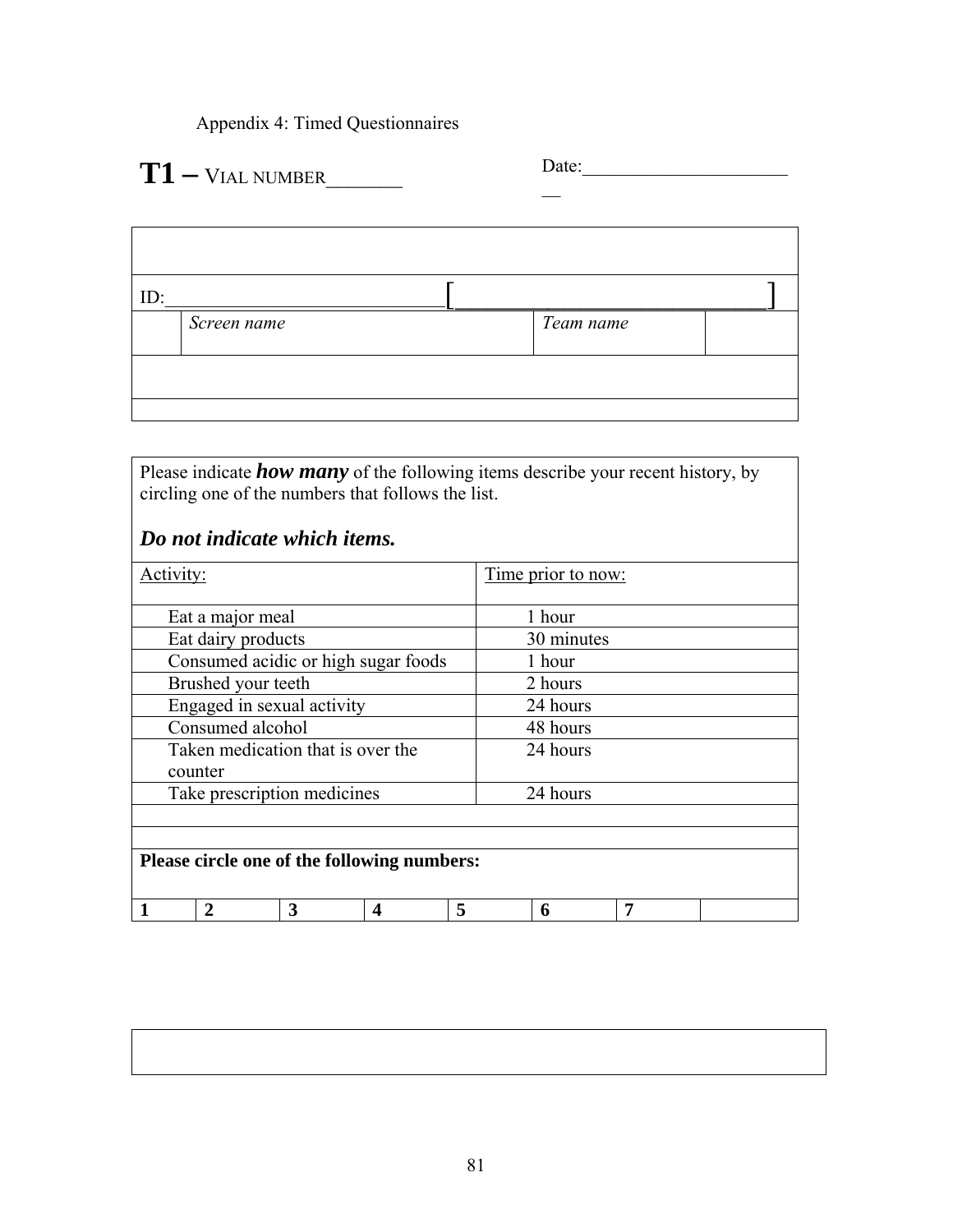Appendix 4: Timed Questionnaires

**T1** – VIAL NUMBER________

Date:________________________

|  |  |  |  |
|---|---|---|---|
| ID:_____________________________[______________________________] | | | |
|  | *Screen name* | *Team name* |  |
|  | | | |
|  | | | |

Please indicate ***how many*** of the following items describe your recent history, by circling one of the numbers that follows the list.

***Do not indicate which items.***

| Activity: | Time prior to now: |
|---|---|
| Eat a major meal | 1 hour |
| Eat dairy products | 30 minutes |
| Consumed acidic or high sugar foods | 1 hour |
| Brushed your teeth | 2 hours |
| Engaged in sexual activity | 24 hours |
| Consumed alcohol | 48 hours |
| Taken medication that is over the counter | 24 hours |
| Take prescription medicines | 24 hours |

**Please circle one of the following numbers:**

| **1** | **2** | **3** | **4** | **5** | **6** | **7** |  |
|---|---|---|---|---|---|---|---|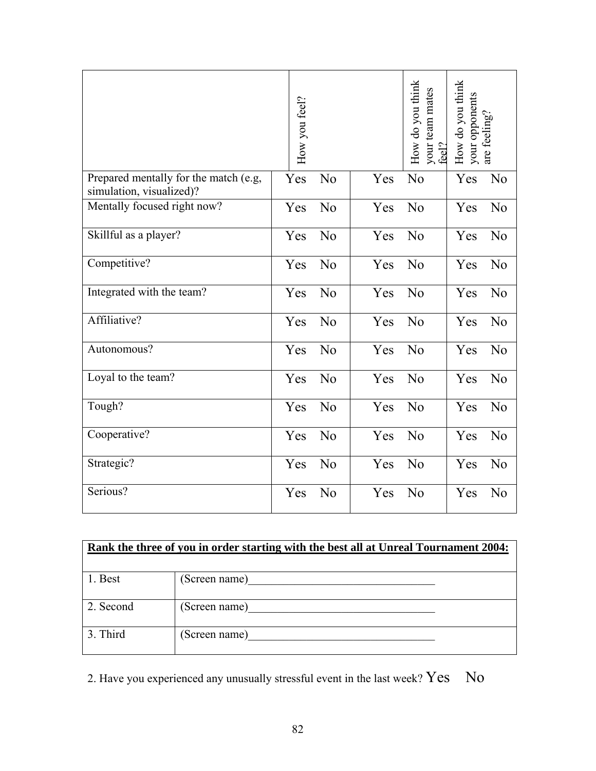| | How you feel? | How do you think your team mates feel? | How do you think your opponents are feeling? |
|---|---|---|---|
| Prepared mentally for the match (e.g, simulation, visualized)? | Yes No | Yes No | Yes No |
| Mentally focused right now? | Yes No | Yes No | Yes No |
| Skillful as a player? | Yes No | Yes No | Yes No |
| Competitive? | Yes No | Yes No | Yes No |
| Integrated with the team? | Yes No | Yes No | Yes No |
| Affiliative? | Yes No | Yes No | Yes No |
| Autonomous? | Yes No | Yes No | Yes No |
| Loyal to the team? | Yes No | Yes No | Yes No |
| Tough? | Yes No | Yes No | Yes No |
| Cooperative? | Yes No | Yes No | Yes No |
| Strategic? | Yes No | Yes No | Yes No |
| Serious? | Yes No | Yes No | Yes No |

| **Rank the three of you in order starting with the best all at Unreal Tournament 2004:** | |
|---|---|
| 1. Best | (Screen name)________________________________ |
| 2. Second | (Screen name)________________________________ |
| 3. Third | (Screen name)________________________________ |

2. Have you experienced any unusually stressful event in the last week? Yes No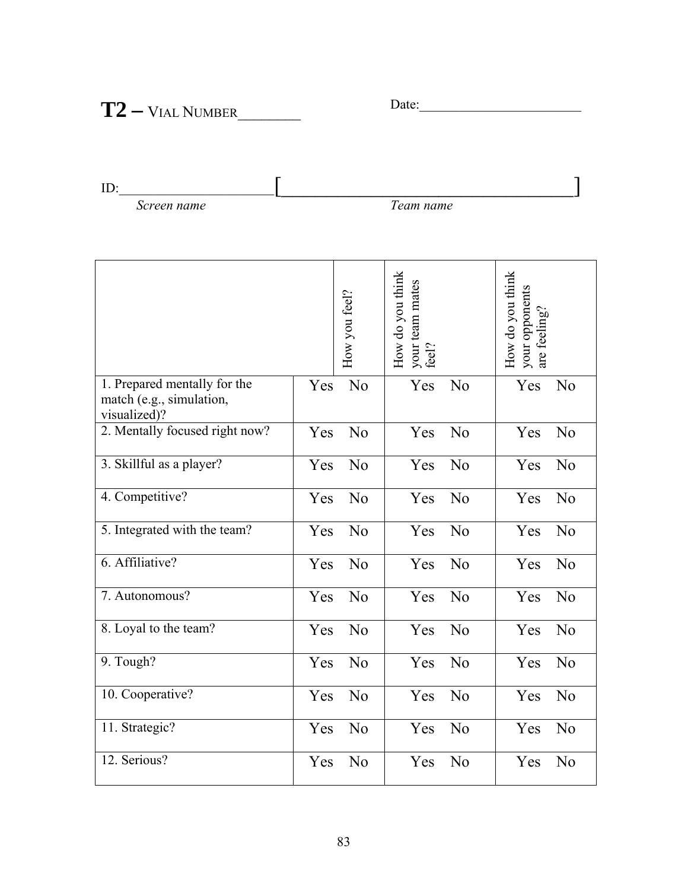**T2 –** VIAL NUMBER________ Date:________________________

ID:______________________[____________________________________]

*Screen name* *Team name*

| | How you feel? | How do you think your team mates feel? | How do you think your opponents are feeling? |
|---|---|---|---|
| 1. Prepared mentally for the match (e.g., simulation, visualized)? | Yes No | Yes No | Yes No |
| 2. Mentally focused right now? | Yes No | Yes No | Yes No |
| 3. Skillful as a player? | Yes No | Yes No | Yes No |
| 4. Competitive? | Yes No | Yes No | Yes No |
| 5. Integrated with the team? | Yes No | Yes No | Yes No |
| 6. Affiliative? | Yes No | Yes No | Yes No |
| 7. Autonomous? | Yes No | Yes No | Yes No |
| 8. Loyal to the team? | Yes No | Yes No | Yes No |
| 9. Tough? | Yes No | Yes No | Yes No |
| 10. Cooperative? | Yes No | Yes No | Yes No |
| 11. Strategic? | Yes No | Yes No | Yes No |
| 12. Serious? | Yes No | Yes No | Yes No |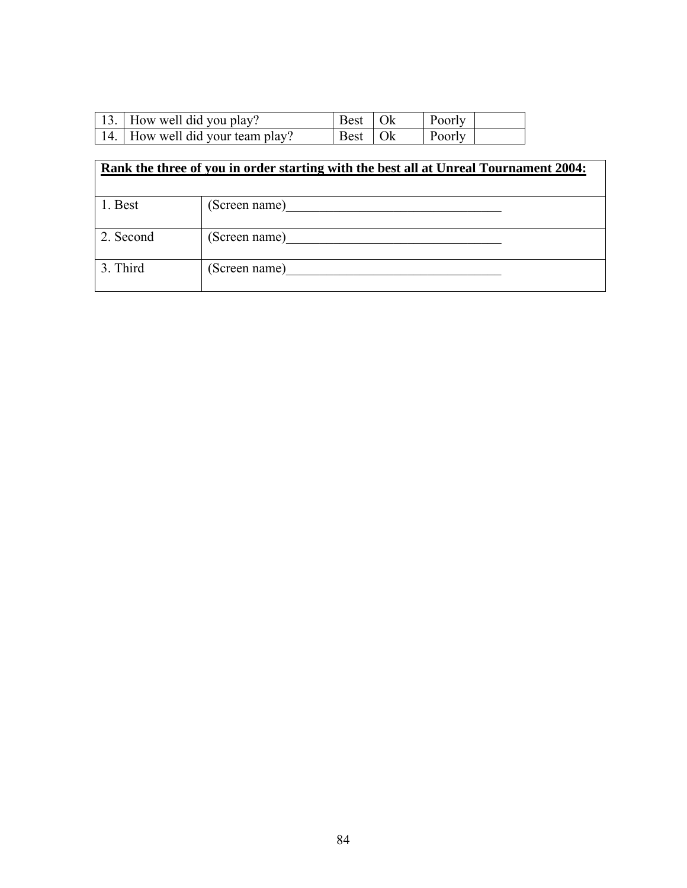| 13. | How well did you play? | Best | Ok | Poorly | |
|---|---|---|---|---|---|
| 14. | How well did your team play? | Best | Ok | Poorly | |

| **Rank the three of you in order starting with the best all at Unreal Tournament 2004:** | |
|---|---|
| 1. Best | (Screen name)________________________________ |
| 2. Second | (Screen name)________________________________ |
| 3. Third | (Screen name)________________________________ |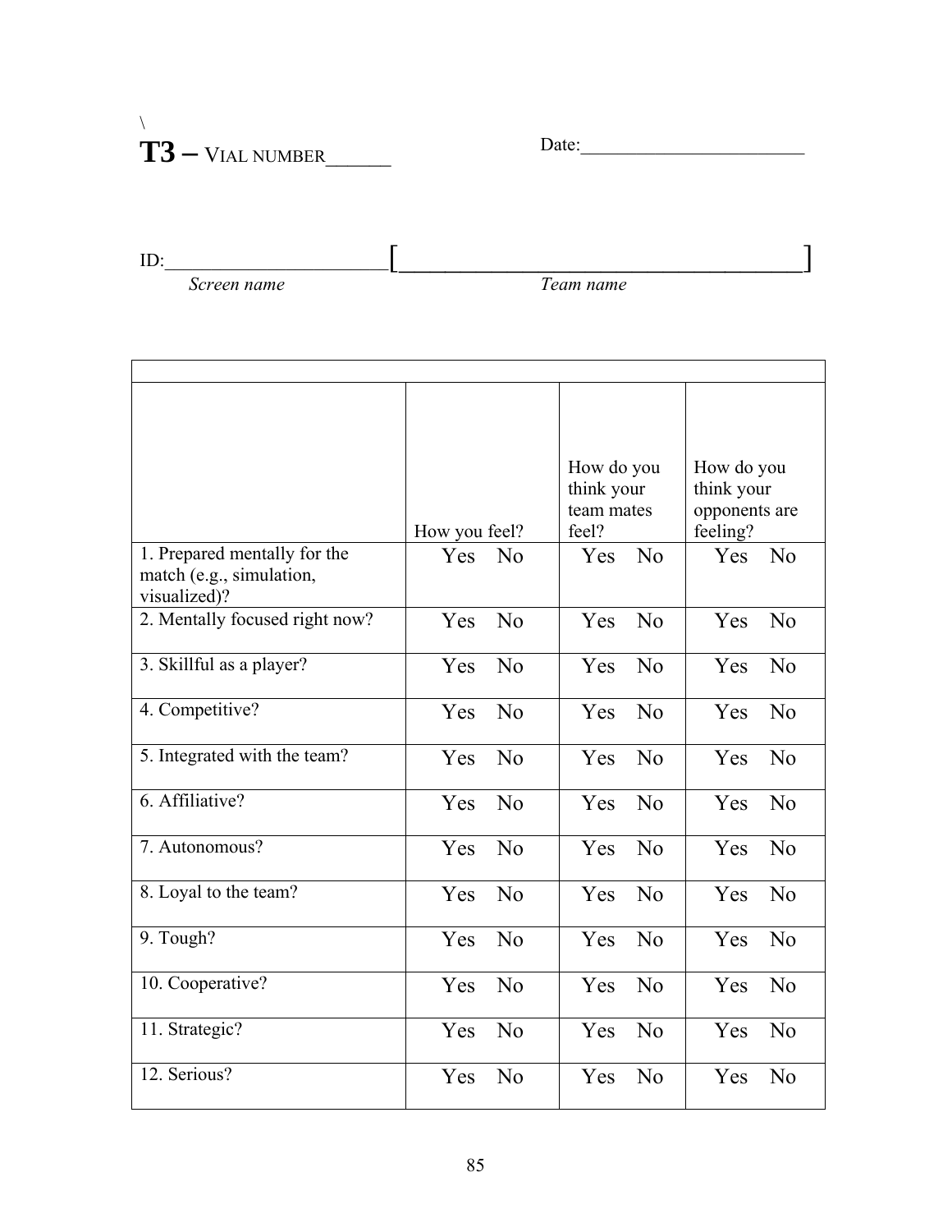\

# T3 – VIAL NUMBER_______

Date:________________________

ID:_______________________[_____________________________________]

*Screen name* *Team name*

| | How you feel? | How do you think your team mates feel? | How do you think your opponents are feeling? |
|---|---|---|---|
| 1. Prepared mentally for the match (e.g., simulation, visualized)? | Yes No | Yes No | Yes No |
| 2. Mentally focused right now? | Yes No | Yes No | Yes No |
| 3. Skillful as a player? | Yes No | Yes No | Yes No |
| 4. Competitive? | Yes No | Yes No | Yes No |
| 5. Integrated with the team? | Yes No | Yes No | Yes No |
| 6. Affiliative? | Yes No | Yes No | Yes No |
| 7. Autonomous? | Yes No | Yes No | Yes No |
| 8. Loyal to the team? | Yes No | Yes No | Yes No |
| 9. Tough? | Yes No | Yes No | Yes No |
| 10. Cooperative? | Yes No | Yes No | Yes No |
| 11. Strategic? | Yes No | Yes No | Yes No |
| 12. Serious? | Yes No | Yes No | Yes No |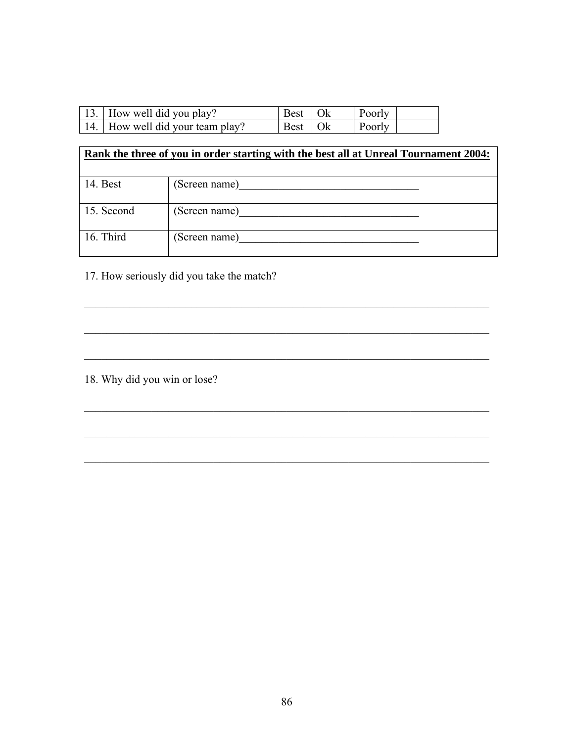| 13. | How well did you play? | Best | Ok | Poorly | |
|---|---|---|---|---|---|
| 14. | How well did your team play? | Best | Ok | Poorly | |

| **Rank the three of you in order starting with the best all at Unreal Tournament 2004:** | |
|---|---|
| 14. Best | (Screen name)________________________________ |
| 15. Second | (Screen name)________________________________ |
| 16. Third | (Screen name)________________________________ |

17. How seriously did you take the match?

___________________________________________________________________________

___________________________________________________________________________

___________________________________________________________________________

18. Why did you win or lose?

___________________________________________________________________________

___________________________________________________________________________

___________________________________________________________________________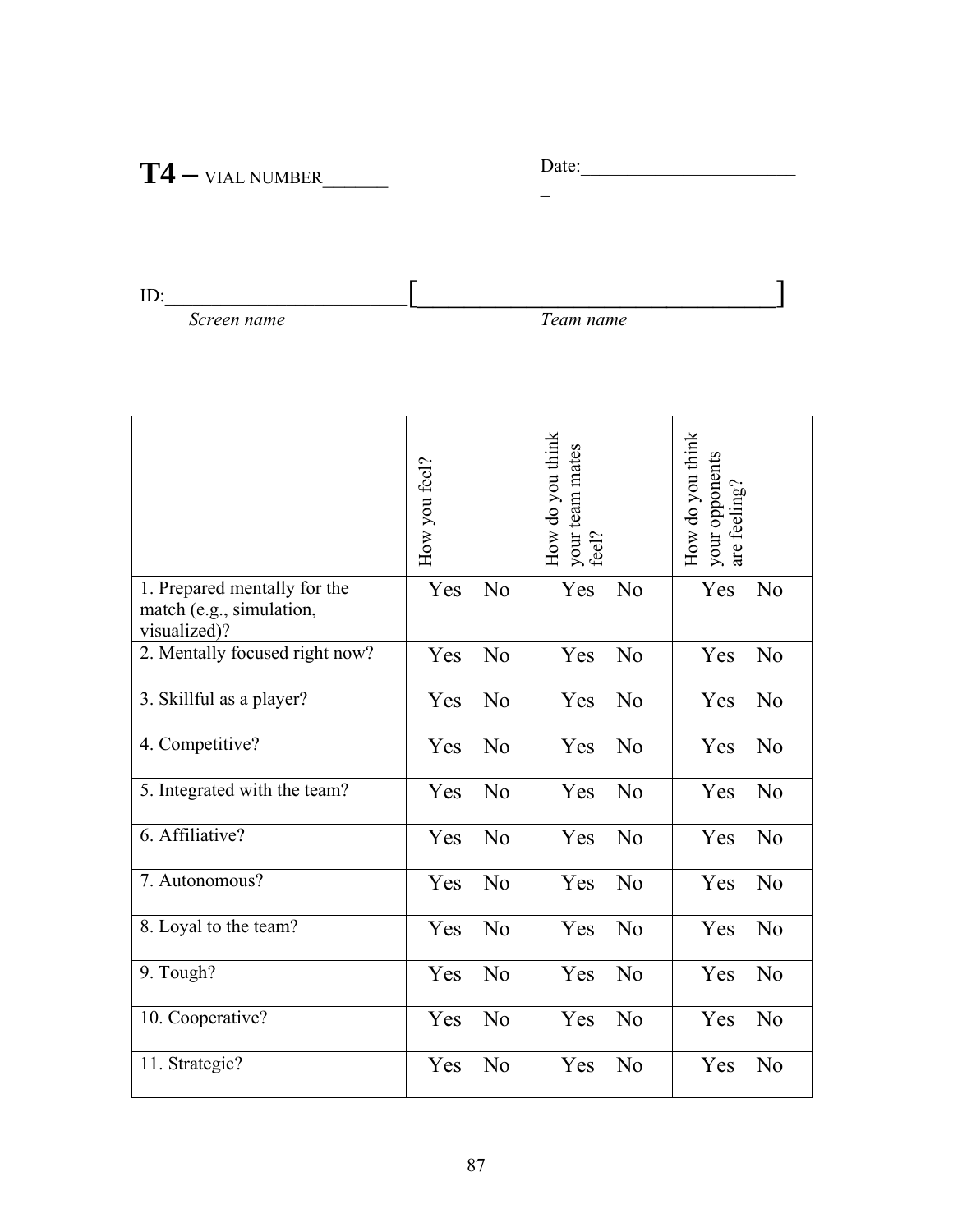# T4 – VIAL NUMBER_______

Date:________________________
_

ID:_________________________[________________________________]

*Screen name* *Team name*

| | How you feel? | | How do you think your team mates feel? | | How do you think your opponents are feeling? | |
|---|---|---|---|---|---|---|
| 1. Prepared mentally for the match (e.g., simulation, visualized)? | Yes | No | Yes | No | Yes | No |
| 2. Mentally focused right now? | Yes | No | Yes | No | Yes | No |
| 3. Skillful as a player? | Yes | No | Yes | No | Yes | No |
| 4. Competitive? | Yes | No | Yes | No | Yes | No |
| 5. Integrated with the team? | Yes | No | Yes | No | Yes | No |
| 6. Affiliative? | Yes | No | Yes | No | Yes | No |
| 7. Autonomous? | Yes | No | Yes | No | Yes | No |
| 8. Loyal to the team? | Yes | No | Yes | No | Yes | No |
| 9. Tough? | Yes | No | Yes | No | Yes | No |
| 10. Cooperative? | Yes | No | Yes | No | Yes | No |
| 11. Strategic? | Yes | No | Yes | No | Yes | No |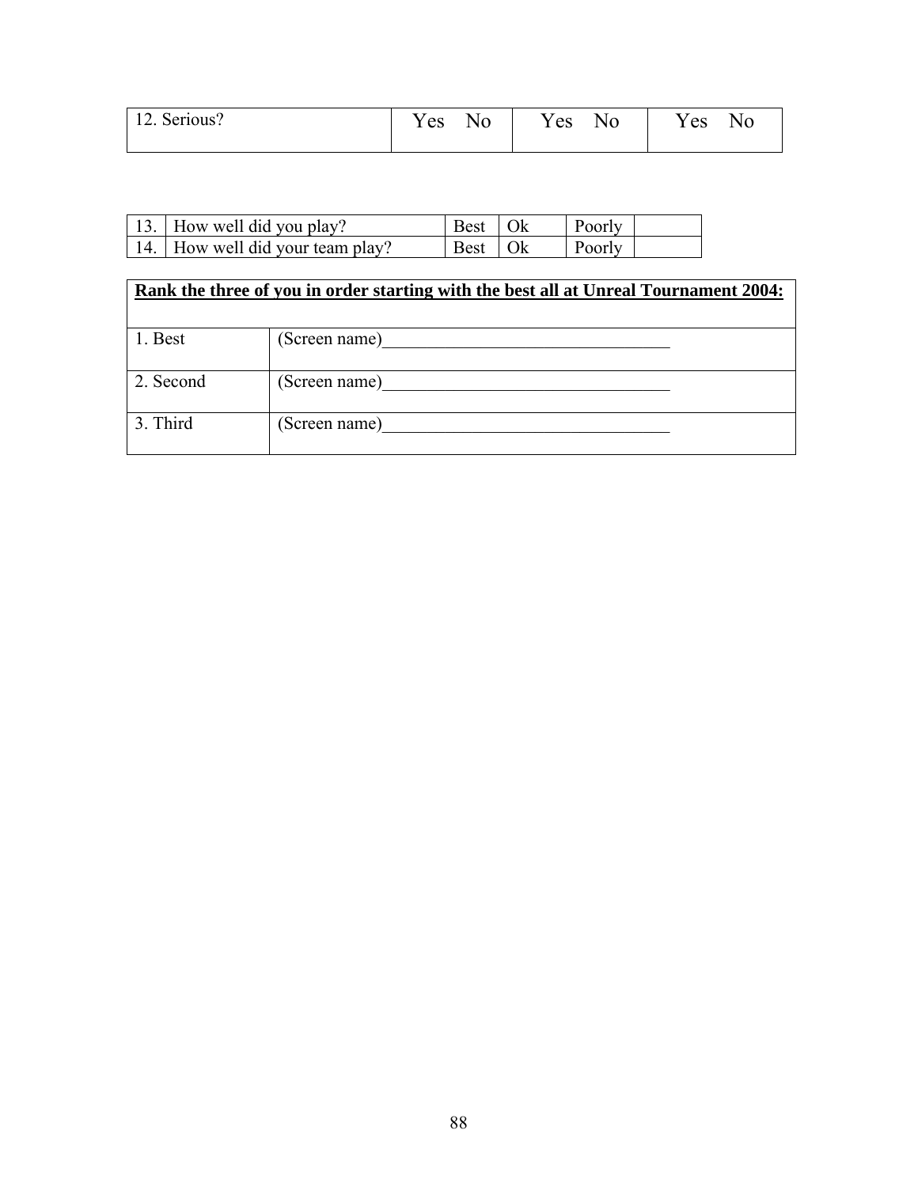| 12. Serious? | Yes No | Yes No | Yes No |
| --- | --- | --- | --- |

| | | | | | |
| --- | --- | --- | --- | --- | --- |
| 13. | How well did you play? | Best | Ok | Poorly | |
| 14. | How well did your team play? | Best | Ok | Poorly | |

| **Rank the three of you in order starting with the best all at Unreal Tournament 2004:** | |
| --- | --- |
| 1. Best | (Screen name)________________________________ |
| 2. Second | (Screen name)________________________________ |
| 3. Third | (Screen name)________________________________ |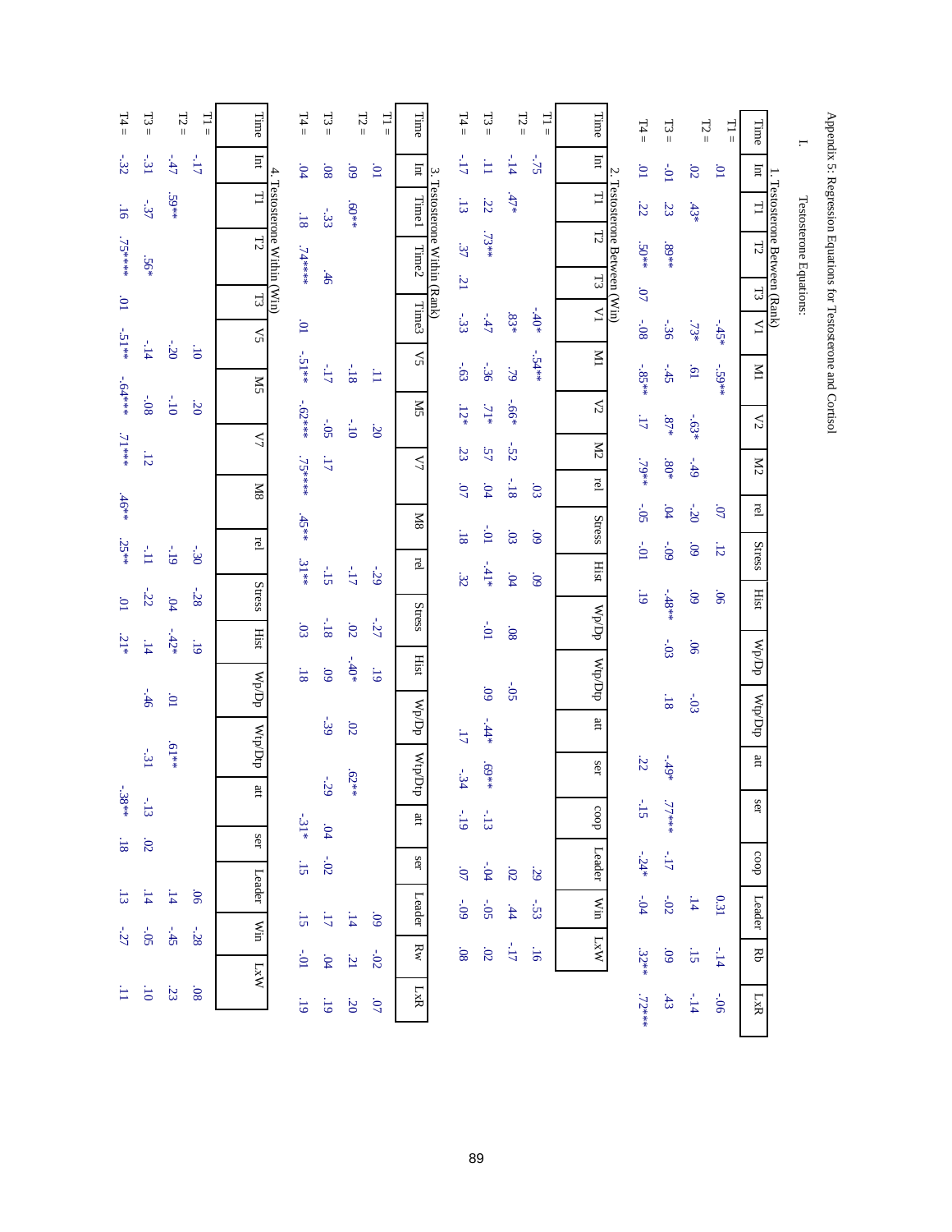Appendix 5: Regression Equations for Testosterone and Cortisol

I. Testosterone Equations:

1. Testosterone Between (Rank)

| Time | Int | T1 | T2 | T3 | V1 | M1 | V2 | M2 | rel | Stress | Hist | Wp/Dp | Wtp/Dp | att | ser | coop | Leader | Rb | LxR |
|---|---|---|---|---|---|---|---|---|---|---|---|---|---|---|---|---|---|---|---|
| T1 = | .01 | | | | -.45* | -.59** | | | .07 | .12 | .06 | | | | | | 0.31 | -.14 | -.06 |
| T2 = | .02 | .43* | | | .73* | .61 | -.63* | -.49 | -.20 | .09 | .09 | .06 | -.03 | | | | .14 | .15 | -.14 |
| T3 = | -.01 | .23 | .89** | | -.36 | -.45 | .87* | .80* | .04 | -.09 | -.48** | -.03 | .18 | -.49* | .77**** | -.17 | -.02 | .09 | .43 |
| T4 = | .01 | .22 | .50** | .07 | -.08 | -.85** | .17 | .79** | -.05 | -.01 | .19 | | | .22 | -.15 | -.24* | -.04 | .32** | .72*** |

2. Testosterone Between (Win)

| Time | Int | T1 | T2 | T3 | V1 | M1 | V2 | M2 | rel | Stress | Hist | Wp/Dp | Wtp/Dp | att | ser | coop | Leader | Win | LxW |
|---|---|---|---|---|---|---|---|---|---|---|---|---|---|---|---|---|---|---|---|
| T1 = | -.75 | | | | -.40* | -.54** | | | .03 | .09 | .09 | | | | | | .29 | -.53 | .16 |
| T2 = | -.14 | .47* | | | .83* | .79 | -.66* | -.52 | -.18 | .03 | .04 | .08 | -.05 | | | | .02 | .44 | -.17 |
| T3 = | .11 | .22 | .73** | | -.47 | -.36 | .71* | .57 | .04 | -.01 | -.41* | -.01 | .09 | -.44* | .69** | -.13 | -.04 | -.05 | .02 |
| T4 = | -.17 | .13 | .37 | .21 | -.33 | -.63 | .12* | .23 | .07 | .18 | .32 | | | .17 | -.34 | -.19 | .07 | -.09 | .08 |

3. Testosterone Within (Rank)

| Time | Int | Time1 | Time2 | Time3 | V5 | M5 | V7 | M8 | rel | Stress | Hist | Wp/Dp | Wtp/Dp | att | ser | Leader | Rw | LxR |
|---|---|---|---|---|---|---|---|---|---|---|---|---|---|---|---|---|---|---|
| T1 = | .01 | | | | .11 | .20 | | | -.29 | -.27 | .19 | | | | | .09 | -.02 | .07 |
| T2 = | .09 | .60** | | | -.18 | -.10 | | | -.17 | .02 | -.40* | .02 | .62** | | | .14 | .21 | .20 |
| T3 = | .08 | -.33 | .46 | | -.17 | -.05 | .17 | | -.15 | -.18 | .09 | -.39 | -.29 | .04 | -.02 | .17 | .04 | .19 |
| T4 = | .04 | .18 | .74**** | .01 | -.51** | -.62*** | .75**** | .45** | .31** | .03 | .18 | | | -.31* | .15 | .15 | -.01 | .19 |

4. Testosterone Within (Win)

| Time | Int | T1 | T2 | T3 | V5 | M5 | V7 | M8 | rel | Stress | Hist | Wp/Dp | Wtp/Dp | att | ser | Leader | Win | LxW |
|---|---|---|---|---|---|---|---|---|---|---|---|---|---|---|---|---|---|---|
| T1 = | -.17 | | | | .10 | .20 | | | -.30 | -.28 | .19 | | | | | .06 | -.28 | .08 |
| T2 = | -.47 | .59** | | | -.20 | -.10 | | | -.19 | .04 | -.42* | .01 | .61** | | | .14 | -.45 | .23 |
| T3 = | -.31 | -.37 | .56* | | -.14 | -.08 | .12 | | -.11 | -.22 | .14 | -.46 | -.31 | -.13 | .02 | .14 | -.05 | .10 |
| T4 = | -.32 | .16 | .75**** | .01 | -.51** | -.64*** | .71*** | .46** | .25** | .01 | .21* | | | -.38** | .18 | .13 | -.27 | .11 |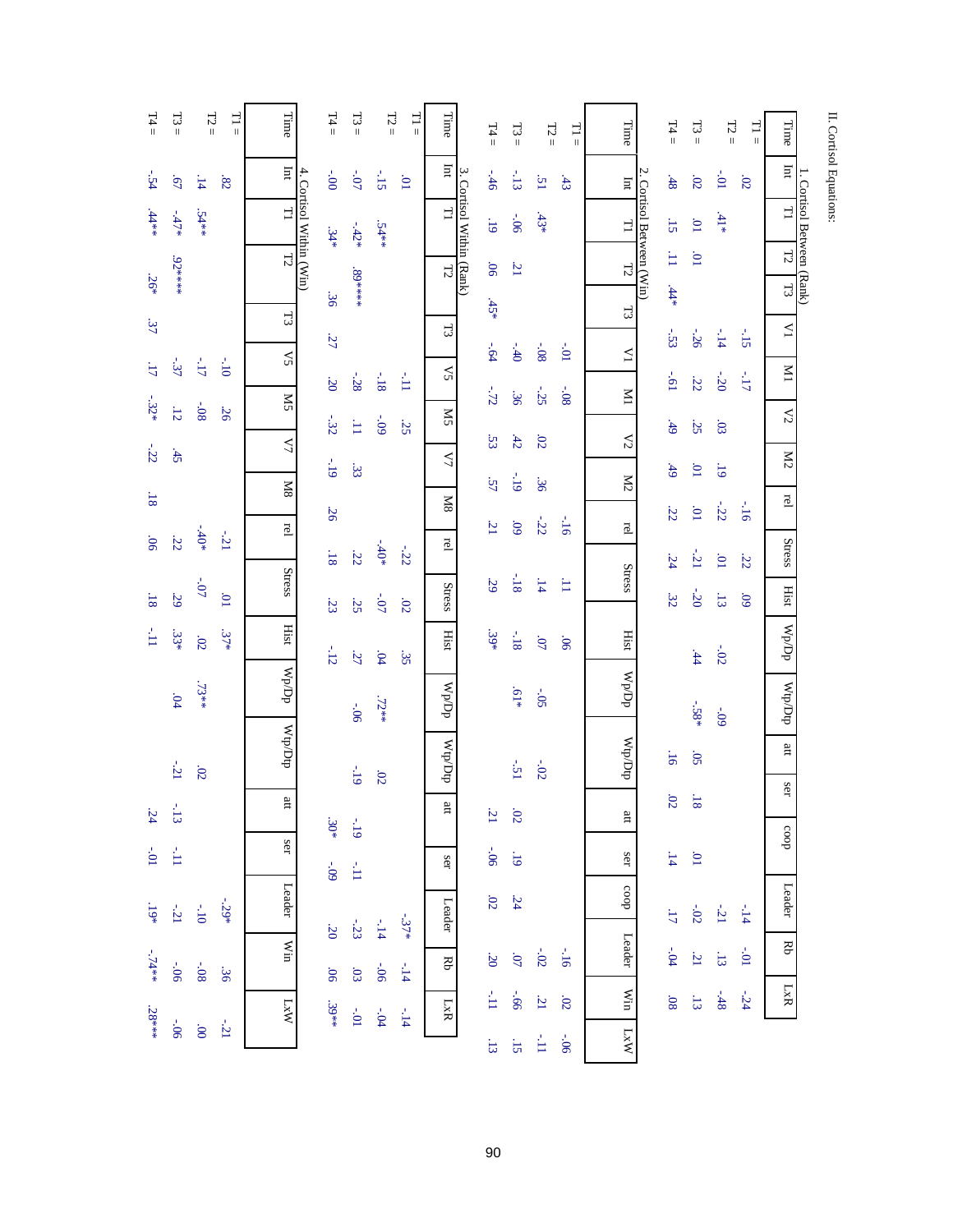II. Cortisol Equations:

1. Cortisol Between (Rank)

| Time | Int | T1 | T2 | T3 | V1 | M1 | V2 | M2 | rel | Stress | Hist | Wp/Dp | Wtp/Dp | att | ser | coop | Leader | Rb | LxR |
|---|---|---|---|---|---|---|---|---|---|---|---|---|---|---|---|---|---|---|---|
| T1 = | .02 | | | | -.15 | -.17 | | | -.16 | .22 | .09 | | | | | | -.14 | -.01 | -.24 |
| T2 = | -.01 | .41* | | | -.14 | -.20 | .03 | .19 | -.22 | .01 | .13 | -.02 | -.09 | | | | -.21 | .13 | -.48 |
| T3 = | .02 | .01 | .01 | | -.26 | .22 | .25 | .01 | .01 | -.21 | -.20 | .44 | -.58* | .05 | .18 | .01 | -.02 | .21 | .13 |
| T4 = | .48 | .15 | .11 | .44* | -.53 | -.61 | .49 | .49 | .22 | .24 | .32 | | | .16 | .02 | .14 | .17 | -.04 | .08 |

2. Cortisol Between (Win)

| Time | Int | T1 | T2 | T3 | V1 | M1 | V2 | M2 | rel | Stress | Hist | Wp/Dp | Wtp/Dp | att | ser | coop | Leader | Win | LxW |
|---|---|---|---|---|---|---|---|---|---|---|---|---|---|---|---|---|---|---|---|
| T1 = | .43 | | | | -.01 | -.08 | | | -.16 | .11 | .06 | | | | | | -.16 | .02 | -.06 |
| T2 = | .51 | .43* | | | -.08 | -.25 | .02 | .36 | -.22 | .14 | .07 | -.05 | -.02 | | | | -.02 | .21 | -.11 |
| T3 = | -.13 | -.06 | .21 | | -.40 | .36 | .42 | -.19 | .09 | -.18 | -.18 | .61* | -.51 | .02 | .19 | .24 | .07 | -.66 | .15 |
| T4 = | -.46 | .19 | .06 | .45* | -.64 | -.72 | .53 | .57 | .21 | .29 | .39* | | | .21 | -.06 | .02 | .20 | -.11 | .13 |

3. Cortisol Within (Rank)

| Time | Int | T1 | T2 | T3 | V5 | M5 | V7 | M8 | rel | Stress | Hist | Wp/Dp | Wtp/Dp | att | ser | Leader | Rb | LxR |
|---|---|---|---|---|---|---|---|---|---|---|---|---|---|---|---|---|---|---|
| T1 = | .01 | | | | -.11 | .25 | | | -.22 | .02 | .35 | | | | | -.37* | -.14 | -.14 |
| T2 = | -.15 | .54** | | | -.18 | -.09 | | | -.40* | -.07 | .04 | .72** | .02 | | | -.14 | -.06 | -.04 |
| T3 = | -.07 | -.42* | .89**** | | -.28 | .11 | .33 | | .22 | .25 | .27 | -.06 | -.19 | -.19 | -.11 | -.23 | .03 | -.01 |
| T4 = | -.00 | .34* | .36 | .27 | .20 | -.32 | -.19 | .26 | .18 | .23 | -.12 | | | .30* | -.09 | .20 | .06 | .39** |

4. Cortisol Within (Win)

| Time | Int | T1 | T2 | T3 | V5 | M5 | V7 | M8 | rel | Stress | Hist | Wp/Dp | Wtp/Dp | att | ser | Leader | Win | LxW |
|---|---|---|---|---|---|---|---|---|---|---|---|---|---|---|---|---|---|---|
| T1 = | .82 | | | | -.10 | .26 | | | -.21 | .01 | .37* | | | | | -.29* | .36 | -.21 |
| T2 = | .14 | .54** | | | -.17 | -.08 | | | -.40* | -.07 | .02 | .73** | .02 | | | -.10 | -.08 | .00 |
| T3 = | .67 | -.47* | .92**** | | -.37 | .12 | .45 | | .22 | .29 | .33* | .04 | -.21 | -.13 | -.11 | -.21 | -.06 | -.06 |
| T4 = | -.54 | .44** | .26* | .37 | .17 | -.32* | -.22 | .18 | .06 | .18 | -.11 | | | .24 | -.01 | .19* | -.74** | .28*** |